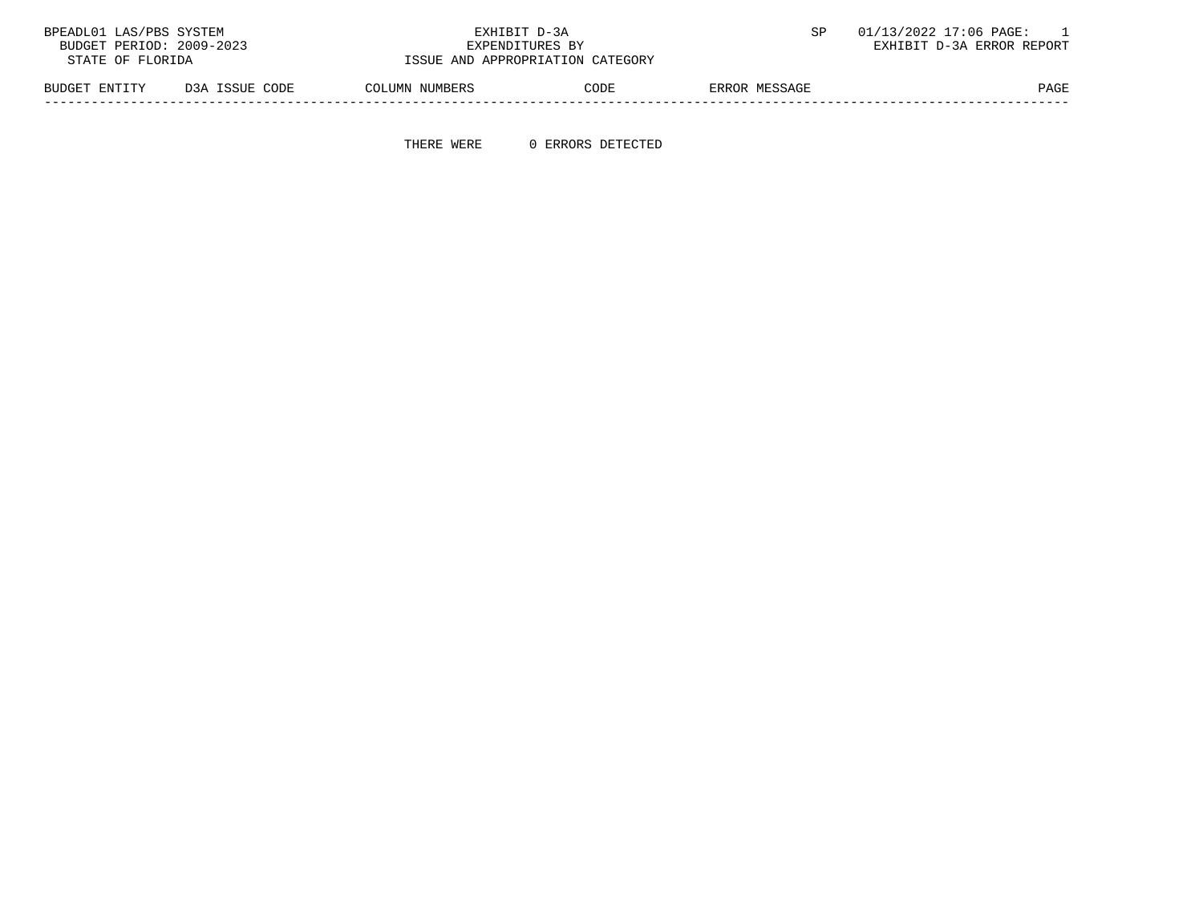BPEADL01 LAS/PBS SYSTEM
BUDGET PERIOD: 2009-2023
STATE OF FLORIDA

EXHIBIT D-3A
EXPENDITURES BY
ISSUE AND APPROPRIATION CATEGORY

SP 01/13/2022 17:06 PAGE: 1
EXHIBIT D-3A ERROR REPORT

| BUDGET ENTITY | D3A ISSUE CODE | COLUMN NUMBERS | CODE | ERROR MESSAGE | PAGE |
|---|---|---|---|---|---|

THERE WERE 0 ERRORS DETECTED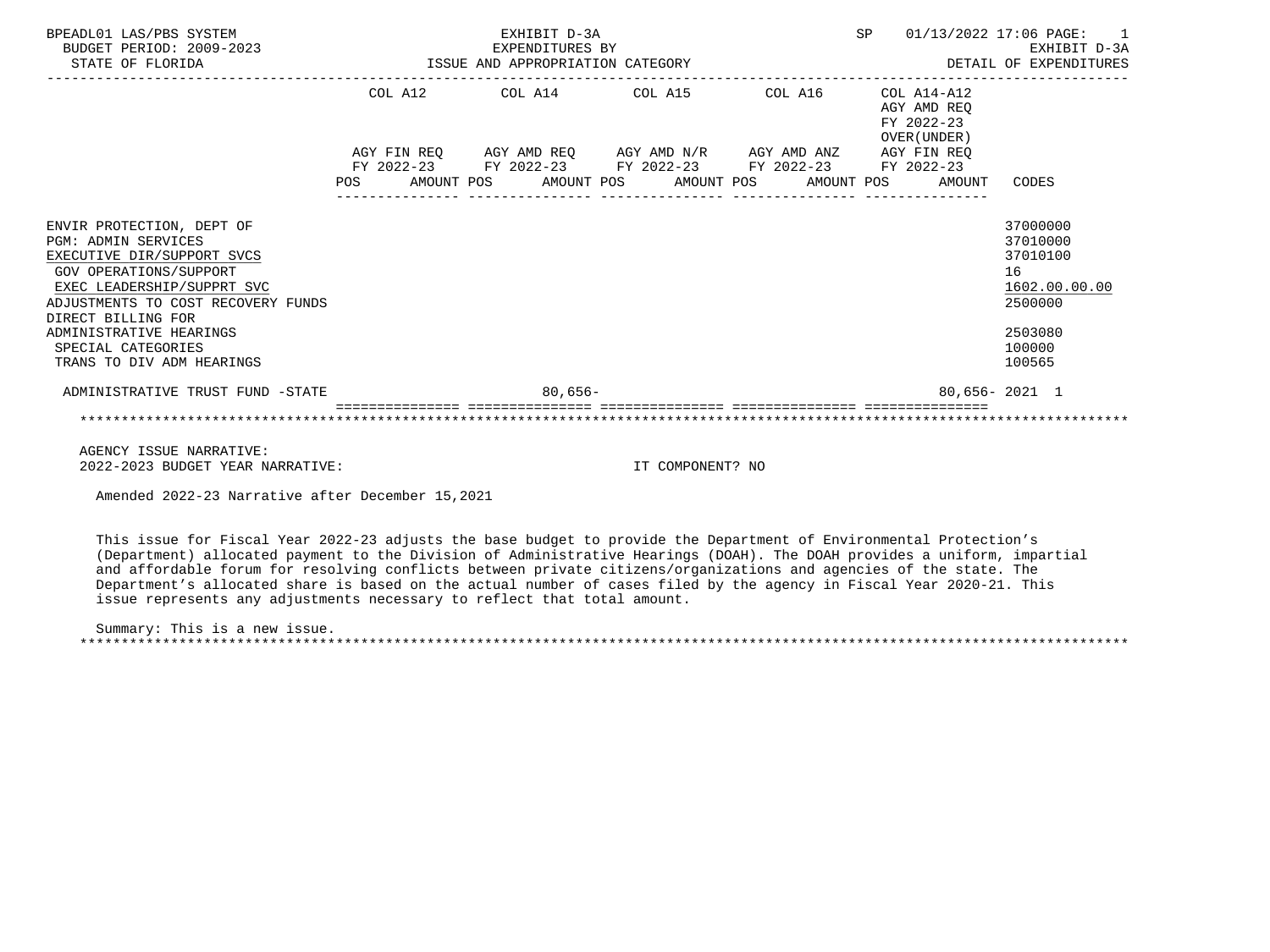BPEADL01 LAS/PBS SYSTEM | EXHIBIT D-3A | SP 01/13/2022 17:06
BUDGET PERIOD: 2009-2023 | EXPENDITURES BY | EXHIBIT D-3A
STATE OF FLORIDA | ISSUE AND APPROPRIATION CATEGORY | DETAIL OF EXPENDITURES

| | COL A12 AGY FIN REQ FY 2022-23 POS AMOUNT | COL A14 AGY AMD REQ FY 2022-23 POS AMOUNT | COL A15 AGY AMD N/R FY 2022-23 POS AMOUNT | COL A16 AGY AMD ANZ FY 2022-23 POS AMOUNT | COL A14-A12 AGY AMD REQ FY 2022-23 OVER(UNDER) AGY FIN REQ FY 2022-23 POS AMOUNT | CODES |
|---|---|---|---|---|---|---|
| ENVIR PROTECTION, DEPT OF | | | | | | 37000000 |
| PGM: ADMIN SERVICES | | | | | | 37010000 |
| EXECUTIVE DIR/SUPPORT SVCS | | | | | | 37010100 |
| GOV OPERATIONS/SUPPORT | | | | | | 16 |
| EXEC LEADERSHIP/SUPPRT SVC | | | | | | 1602.00.00.00 |
| ADJUSTMENTS TO COST RECOVERY FUNDS | | | | | | 2500000 |
| DIRECT BILLING FOR ADMINISTRATIVE HEARINGS | | | | | | 2503080 |
| SPECIAL CATEGORIES | | | | | | 100000 |
| TRANS TO DIV ADM HEARINGS | | | | | | 100565 |
| ADMINISTRATIVE TRUST FUND -STATE | | 80,656- | | | 80,656- | 2021 1 |

AGENCY ISSUE NARRATIVE:
2022-2023 BUDGET YEAR NARRATIVE: IT COMPONENT? NO

Amended 2022-23 Narrative after December 15,2021

This issue for Fiscal Year 2022-23 adjusts the base budget to provide the Department of Environmental Protection's (Department) allocated payment to the Division of Administrative Hearings (DOAH). The DOAH provides a uniform, impartial and affordable forum for resolving conflicts between private citizens/organizations and agencies of the state. The Department's allocated share is based on the actual number of cases filed by the agency in Fiscal Year 2020-21. This issue represents any adjustments necessary to reflect that total amount.

Summary: This is a new issue.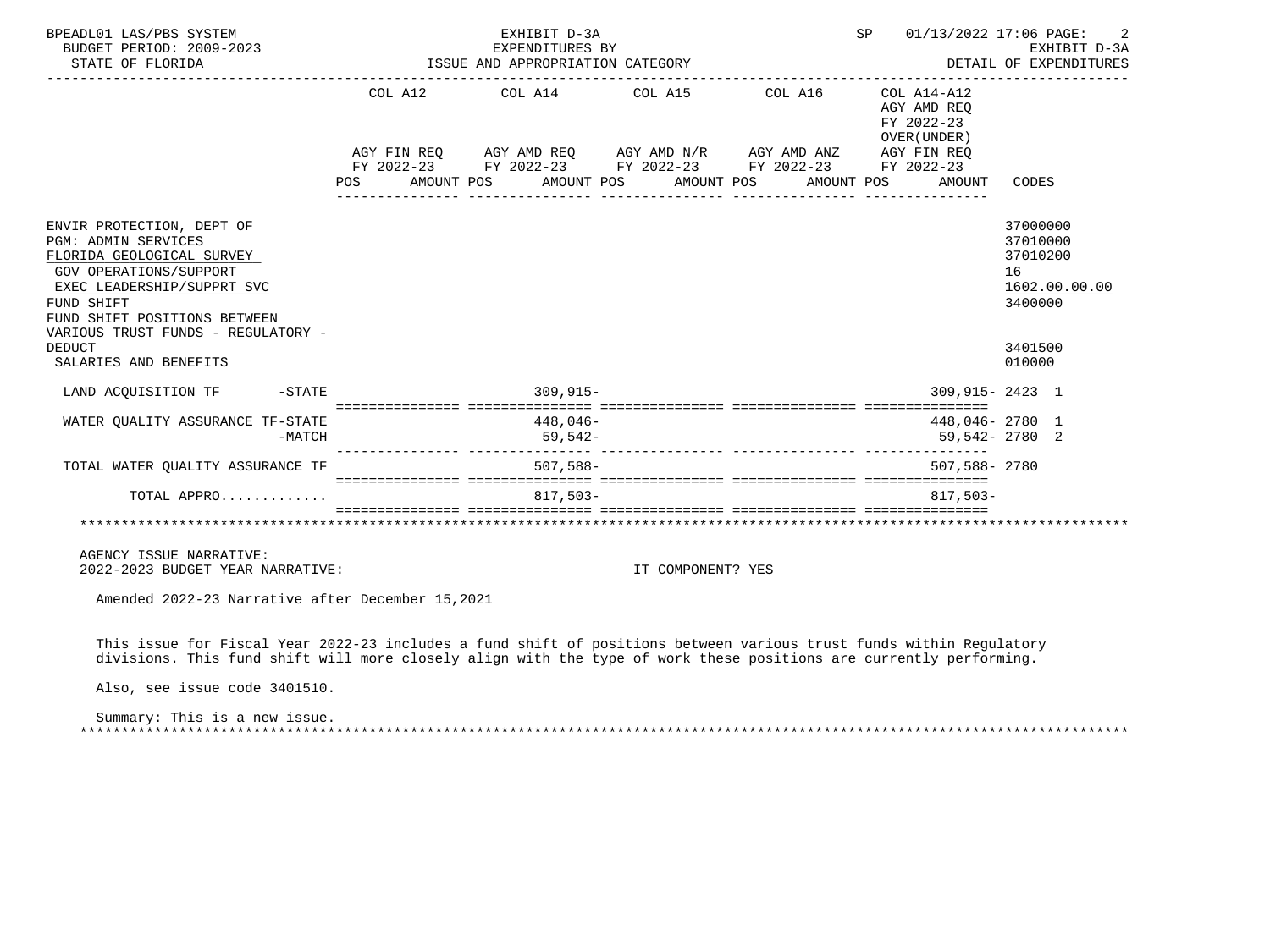BPEADL01 LAS/PBS SYSTEM
BUDGET PERIOD: 2009-2023
STATE OF FLORIDA

EXHIBIT D-3A
EXPENDITURES BY
ISSUE AND APPROPRIATION CATEGORY

SP 01/13/2022 17:06

EXHIBIT D-3A
DETAIL OF EXPENDITURES

| | COL A12 AGY FIN REQ FY 2022-23 POS AMOUNT | COL A14 AGY AMD REQ FY 2022-23 POS AMOUNT | COL A15 AGY AMD N/R FY 2022-23 POS AMOUNT | COL A16 AGY AMD ANZ FY 2022-23 POS AMOUNT | COL A14-A12 AGY AMD REQ FY 2022-23 OVER(UNDER) AGY FIN REQ FY 2022-23 POS AMOUNT | CODES |
|---|---|---|---|---|---|---|
| ENVIR PROTECTION, DEPT OF | | | | | | 37000000 |
| PGM: ADMIN SERVICES | | | | | | 37010000 |
| FLORIDA GEOLOGICAL SURVEY | | | | | | 37010200 |
| GOV OPERATIONS/SUPPORT | | | | | | 16 |
| EXEC LEADERSHIP/SUPPRT SVC | | | | | | 1602.00.00.00 |
| FUND SHIFT | | | | | | 3400000 |
| FUND SHIFT POSITIONS BETWEEN VARIOUS TRUST FUNDS - REGULATORY - DEDUCT | | | | | | 3401500 |
| SALARIES AND BENEFITS | | | | | | 010000 |
| LAND ACQUISITION TF -STATE | | 309,915- | | | 309,915- | 2423 1 |
| WATER QUALITY ASSURANCE TF-STATE | | 448,046- | | | 448,046- | 2780 1 |
| -MATCH | | 59,542- | | | 59,542- | 2780 2 |
| TOTAL WATER QUALITY ASSURANCE TF | | 507,588- | | | 507,588- | 2780 |
| TOTAL APPRO............ | | 817,503- | | | 817,503- | |

AGENCY ISSUE NARRATIVE:
2022-2023 BUDGET YEAR NARRATIVE: IT COMPONENT? YES

Amended 2022-23 Narrative after December 15,2021

This issue for Fiscal Year 2022-23 includes a fund shift of positions between various trust funds within Regulatory divisions. This fund shift will more closely align with the type of work these positions are currently performing.

Also, see issue code 3401510.

Summary: This is a new issue.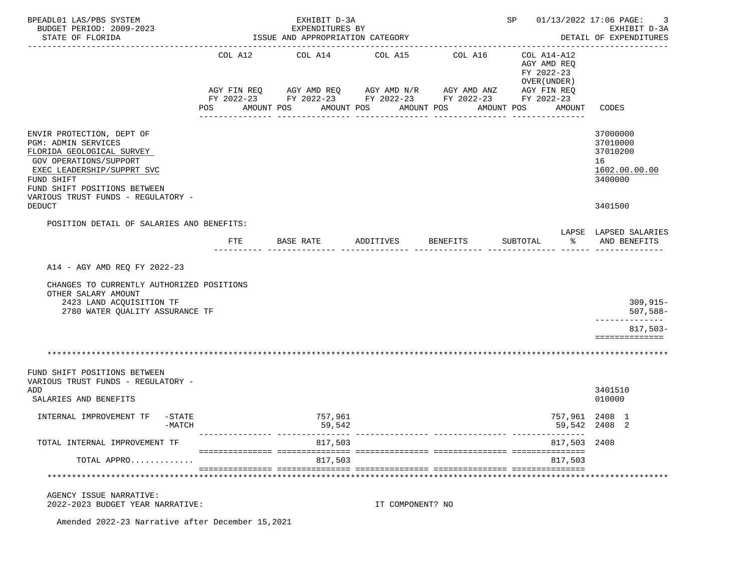BPEADL01 LAS/PBS SYSTEM | EXHIBIT D-3A | SP 01/13/2022 17:06 PAGE: 3
BUDGET PERIOD: 2009-2023 | EXPENDITURES BY | EXHIBIT D-3A
STATE OF FLORIDA | ISSUE AND APPROPRIATION CATEGORY | DETAIL OF EXPENDITURES

| | COL A12 AGY FIN REQ FY 2022-23 POS AMOUNT | COL A14 AGY AMD REQ FY 2022-23 POS AMOUNT | COL A15 AGY AMD N/R FY 2022-23 POS AMOUNT | COL A16 AGY AMD ANZ FY 2022-23 POS AMOUNT | COL A14-A12 AGY AMD REQ FY 2022-23 OVER(UNDER) AGY FIN REQ FY 2022-23 POS AMOUNT | CODES |
|---|---|---|---|---|---|---|
| ENVIR PROTECTION, DEPT OF | | | | | | 37000000 |
| PGM: ADMIN SERVICES | | | | | | 37010000 |
| FLORIDA GEOLOGICAL SURVEY | | | | | | 37010200 |
| GOV OPERATIONS/SUPPORT | | | | | | 16 |
| EXEC LEADERSHIP/SUPPRT SVC | | | | | | 1602.00.00.00 |
| FUND SHIFT | | | | | | 3400000 |
| FUND SHIFT POSITIONS BETWEEN VARIOUS TRUST FUNDS - REGULATORY - DEDUCT | | | | | | 3401500 |

POSITION DETAIL OF SALARIES AND BENEFITS:

| | FTE | BASE RATE | ADDITIVES | BENEFITS | SUBTOTAL | LAPSE % | LAPSED SALARIES AND BENEFITS |
|---|---|---|---|---|---|---|---|
| A14 - AGY AMD REQ FY 2022-23 | | | | | | | |
| CHANGES TO CURRENTLY AUTHORIZED POSITIONS | | | | | | | |
| OTHER SALARY AMOUNT | | | | | | | |
| 2423 LAND ACQUISITION TF | | | | | | | 309,915- |
| 2780 WATER QUALITY ASSURANCE TF | | | | | | | 507,588- |
| | | | | | | | 817,503- |

| | COL A12 | COL A14 | COL A15 | COL A16 | COL A14-A12 | CODES |
|---|---|---|---|---|---|---|
| FUND SHIFT POSITIONS BETWEEN VARIOUS TRUST FUNDS - REGULATORY - ADD | | | | | | 3401510 |
| SALARIES AND BENEFITS | | | | | | 010000 |
| INTERNAL IMPROVEMENT TF -STATE | | 757,961 | | | 757,961 | 2408 1 |
| -MATCH | | 59,542 | | | 59,542 | 2408 2 |
| TOTAL INTERNAL IMPROVEMENT TF | | 817,503 | | | 817,503 | 2408 |
| TOTAL APPRO............. | | 817,503 | | | 817,503 | |

AGENCY ISSUE NARRATIVE:
2022-2023 BUDGET YEAR NARRATIVE: IT COMPONENT? NO

Amended 2022-23 Narrative after December 15,2021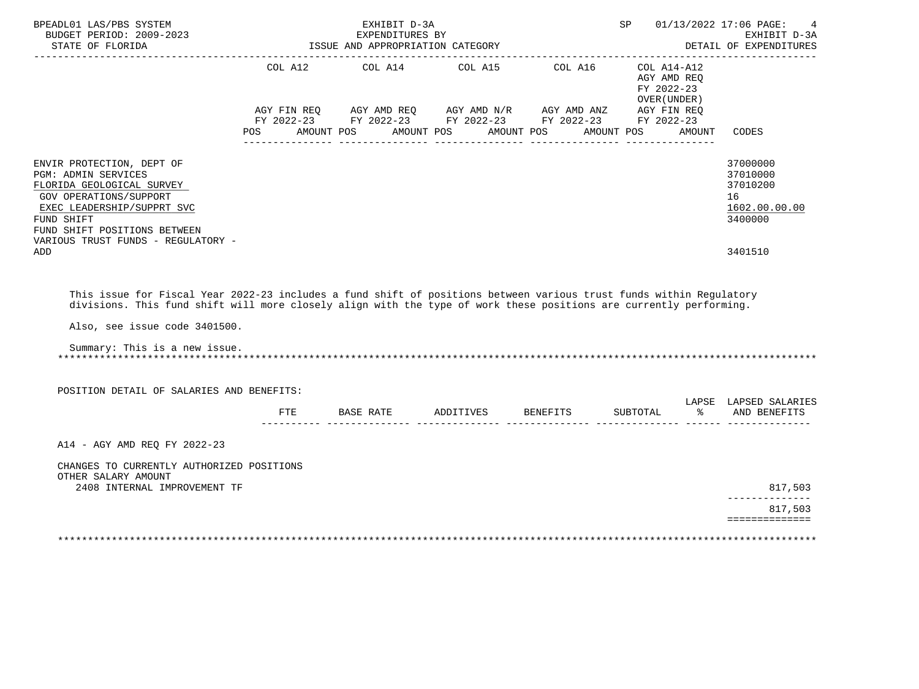BPEADL01 LAS/PBS SYSTEM | EXHIBIT D-3A | SP 01/13/2022 17:06 PAGE: 4
BUDGET PERIOD: 2009-2023 | EXPENDITURES BY | EXHIBIT D-3A
STATE OF FLORIDA | ISSUE AND APPROPRIATION CATEGORY | DETAIL OF EXPENDITURES

| | COL A12 AGY FIN REQ FY 2022-23 POS AMOUNT | COL A14 AGY AMD REQ FY 2022-23 POS AMOUNT | COL A15 AGY AMD N/R FY 2022-23 POS AMOUNT | COL A16 AGY AMD ANZ FY 2022-23 POS AMOUNT | COL A14-A12 AGY AMD REQ FY 2022-23 OVER(UNDER) AGY FIN REQ FY 2022-23 POS AMOUNT | CODES |
|---|---|---|---|---|---|---|
| ENVIR PROTECTION, DEPT OF | | | | | | 37000000 |
| PGM: ADMIN SERVICES | | | | | | 37010000 |
| FLORIDA GEOLOGICAL SURVEY | | | | | | 37010200 |
| GOV OPERATIONS/SUPPORT | | | | | | 16 |
| EXEC LEADERSHIP/SUPPRT SVC | | | | | | 1602.00.00.00 |
| FUND SHIFT | | | | | | 3400000 |
| FUND SHIFT POSITIONS BETWEEN VARIOUS TRUST FUNDS - REGULATORY - ADD | | | | | | 3401510 |

This issue for Fiscal Year 2022-23 includes a fund shift of positions between various trust funds within Regulatory divisions. This fund shift will more closely align with the type of work these positions are currently performing.

Also, see issue code 3401500.

Summary: This is a new issue.

POSITION DETAIL OF SALARIES AND BENEFITS:

| | FTE | BASE RATE | ADDITIVES | BENEFITS | SUBTOTAL | LAPSE % | LAPSED SALARIES AND BENEFITS |
|---|---|---|---|---|---|---|---|
| A14 - AGY AMD REQ FY 2022-23 | | | | | | | |
| CHANGES TO CURRENTLY AUTHORIZED POSITIONS | | | | | | | |
| OTHER SALARY AMOUNT | | | | | | | |
| 2408 INTERNAL IMPROVEMENT TF | | | | | | | 817,503 |
| | | | | | | | 817,503 |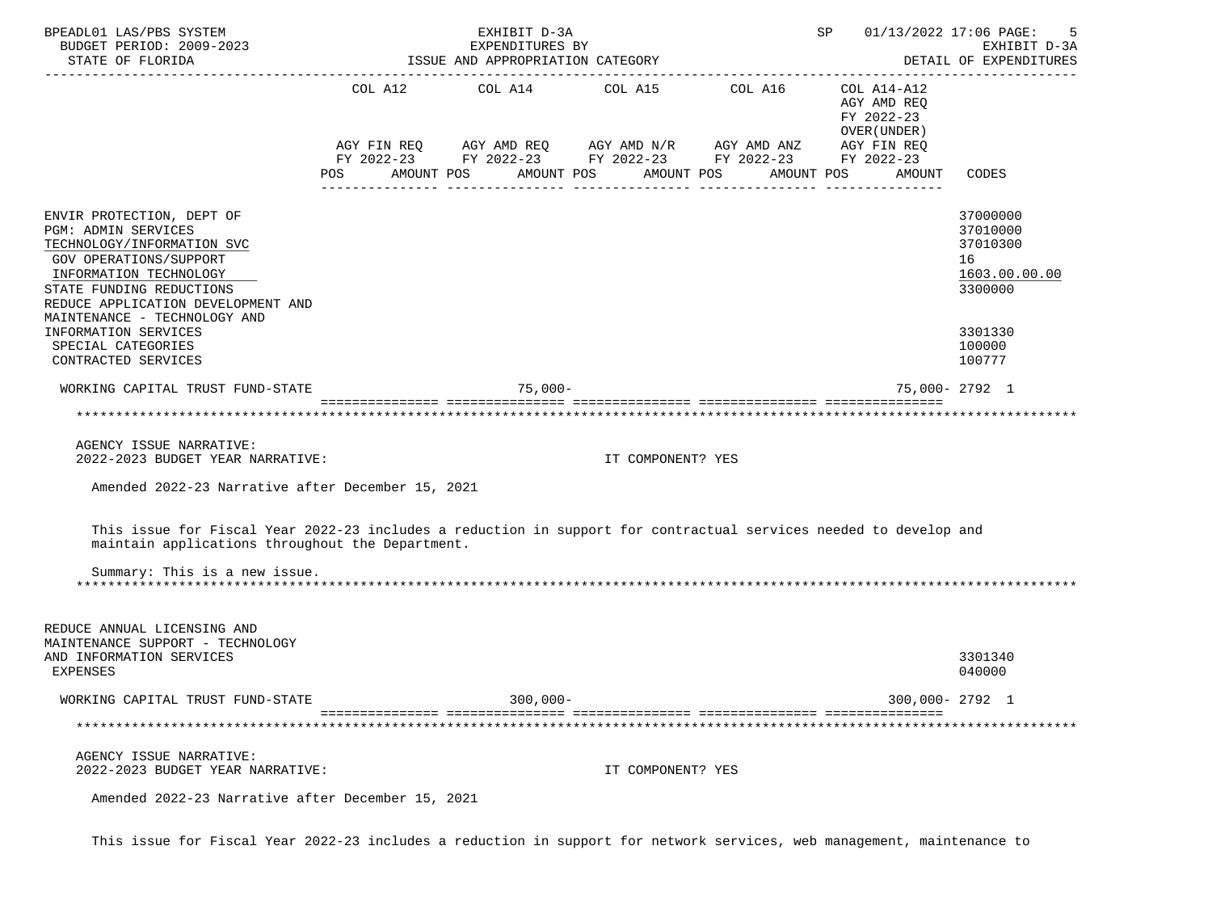| | COL A12 | COL A14 | COL A15 | COL A16 | COL A14-A12 | |
|---|---|---|---|---|---|---|
| | AGY FIN REQ FY 2022-23 POS AMOUNT | AGY AMD REQ FY 2022-23 POS AMOUNT | AGY AMD N/R FY 2022-23 POS AMOUNT | AGY AMD ANZ FY 2022-23 POS AMOUNT | AGY AMD REQ FY 2022-23 OVER(UNDER) AGY FIN REQ FY 2022-23 POS AMOUNT | CODES |
| ENVIR PROTECTION, DEPT OF | | | | | | 37000000 |
| PGM: ADMIN SERVICES | | | | | | 37010000 |
| TECHNOLOGY/INFORMATION SVC | | | | | | 37010300 |
| GOV OPERATIONS/SUPPORT | | | | | | 16 |
| INFORMATION TECHNOLOGY | | | | | | 1603.00.00.00 |
| STATE FUNDING REDUCTIONS | | | | | | 3300000 |
| REDUCE APPLICATION DEVELOPMENT AND MAINTENANCE - TECHNOLOGY AND INFORMATION SERVICES | | | | | | 3301330 |
| SPECIAL CATEGORIES | | | | | | 100000 |
| CONTRACTED SERVICES | | | | | | 100777 |
| WORKING CAPITAL TRUST FUND-STATE | | 75,000- | | | 75,000- | 2792 1 |

AGENCY ISSUE NARRATIVE:
2022-2023 BUDGET YEAR NARRATIVE: IT COMPONENT? YES

Amended 2022-23 Narrative after December 15, 2021

This issue for Fiscal Year 2022-23 includes a reduction in support for contractual services needed to develop and maintain applications throughout the Department.

Summary: This is a new issue.

| | COL A12 | COL A14 | COL A15 | COL A16 | COL A14-A12 | CODES |
|---|---|---|---|---|---|---|
| REDUCE ANNUAL LICENSING AND MAINTENANCE SUPPORT - TECHNOLOGY AND INFORMATION SERVICES | | | | | | 3301340 |
| EXPENSES | | | | | | 040000 |
| WORKING CAPITAL TRUST FUND-STATE | | 300,000- | | | 300,000- | 2792 1 |

AGENCY ISSUE NARRATIVE:
2022-2023 BUDGET YEAR NARRATIVE: IT COMPONENT? YES

Amended 2022-23 Narrative after December 15, 2021

This issue for Fiscal Year 2022-23 includes a reduction in support for network services, web management, maintenance to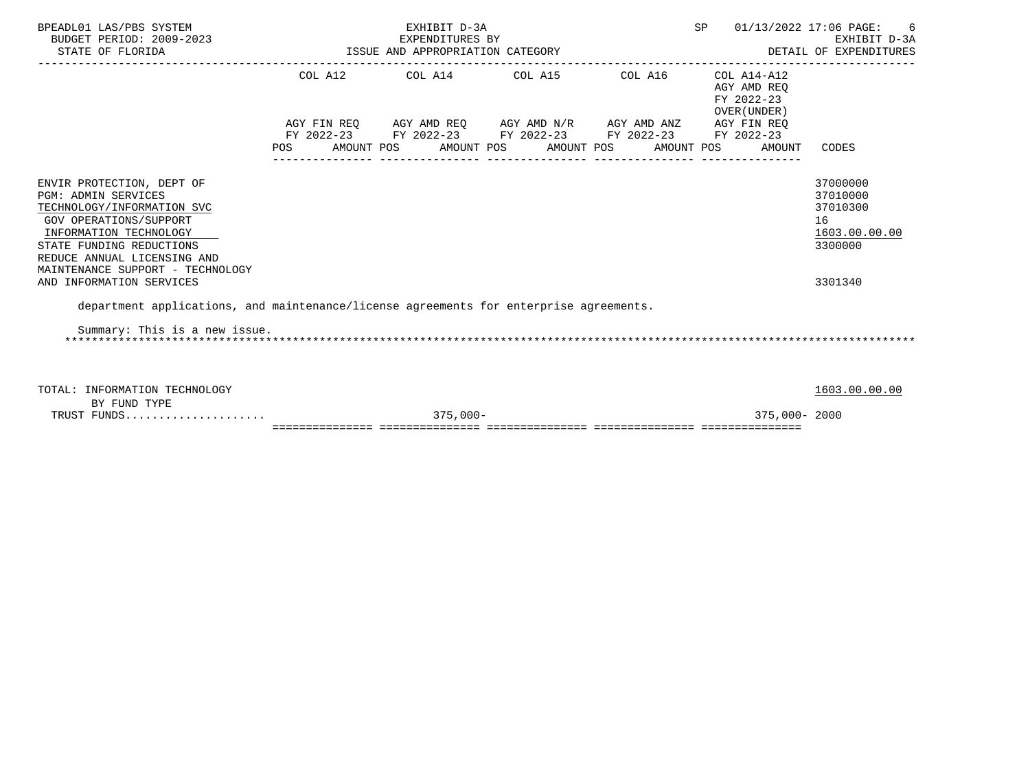BPEADL01 LAS/PBS SYSTEM | EXHIBIT D-3A | SP 01/13/2022 17:06 PAGE: 6
BUDGET PERIOD: 2009-2023 | EXPENDITURES BY | EXHIBIT D-3A
STATE OF FLORIDA | ISSUE AND APPROPRIATION CATEGORY | DETAIL OF EXPENDITURES

| | COL A12 AGY FIN REQ FY 2022-23 POS AMOUNT | COL A14 AGY AMD REQ FY 2022-23 POS AMOUNT | COL A15 AGY AMD N/R FY 2022-23 POS AMOUNT | COL A16 AGY AMD ANZ FY 2022-23 POS AMOUNT | COL A14-A12 AGY AMD REQ FY 2022-23 OVER(UNDER) AGY FIN REQ FY 2022-23 POS AMOUNT | CODES |
|---|---|---|---|---|---|---|
| ENVIR PROTECTION, DEPT OF | | | | | | 37000000 |
| PGM: ADMIN SERVICES | | | | | | 37010000 |
| TECHNOLOGY/INFORMATION SVC | | | | | | 37010300 |
| GOV OPERATIONS/SUPPORT | | | | | | 16 |
| INFORMATION TECHNOLOGY | | | | | | 1603.00.00.00 |
| STATE FUNDING REDUCTIONS | | | | | | 3300000 |
| REDUCE ANNUAL LICENSING AND MAINTENANCE SUPPORT - TECHNOLOGY AND INFORMATION SERVICES | | | | | | 3301340 |

department applications, and maintenance/license agreements for enterprise agreements.

Summary: This is a new issue.

*******************************************************************************************************************************

| | COL A12 | COL A14 | COL A15 | COL A16 | COL A14-A12 | CODES |
|---|---|---|---|---|---|---|
| TOTAL: INFORMATION TECHNOLOGY | | | | | | 1603.00.00.00 |
| BY FUND TYPE | | | | | | |
| TRUST FUNDS..................... | | 375,000- | | | 375,000- | 2000 |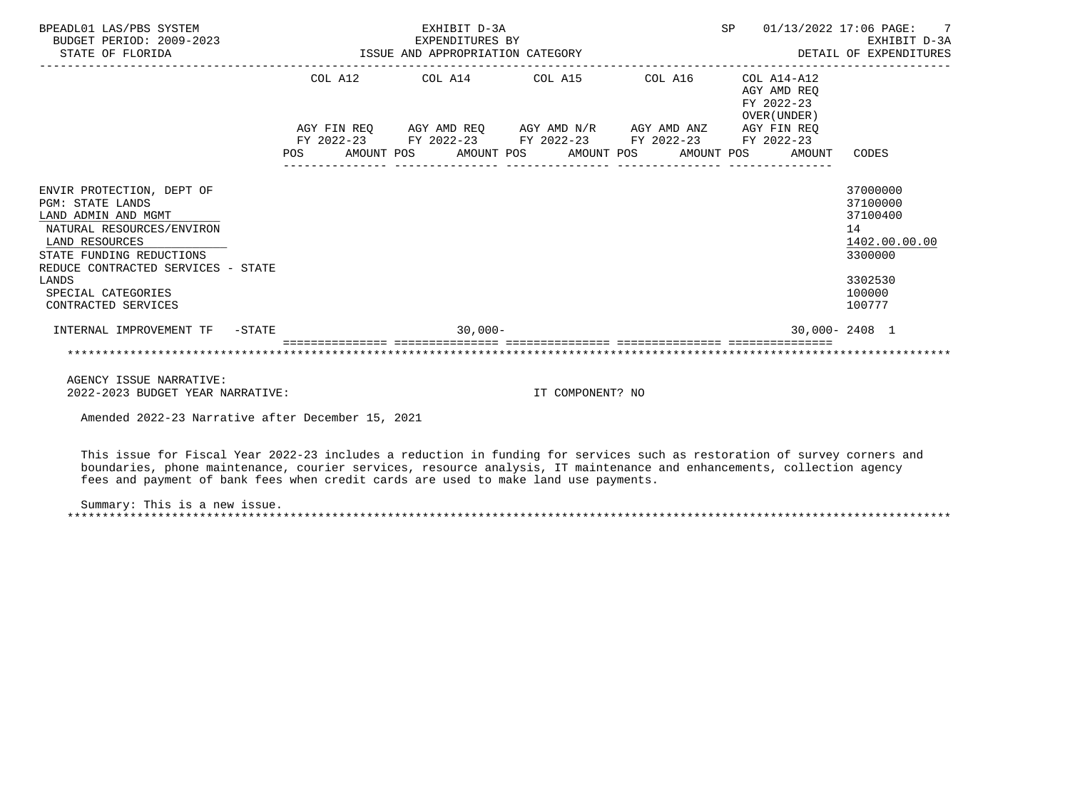BPEADL01 LAS/PBS SYSTEM — EXHIBIT D-3A — EXPENDITURES BY ISSUE AND APPROPRIATION CATEGORY — SP 01/13/2022 17:06

BUDGET PERIOD: 2009-2023 — STATE OF FLORIDA — EXHIBIT D-3A DETAIL OF EXPENDITURES

| | COL A12 AGY FIN REQ FY 2022-23 POS AMOUNT | COL A14 AGY AMD REQ FY 2022-23 POS AMOUNT | COL A15 AGY AMD N/R FY 2022-23 POS AMOUNT | COL A16 AGY AMD ANZ FY 2022-23 POS AMOUNT | COL A14-A12 AGY AMD REQ FY 2022-23 OVER(UNDER) AGY FIN REQ FY 2022-23 POS AMOUNT | CODES |
|---|---|---|---|---|---|---|
| ENVIR PROTECTION, DEPT OF | | | | | | 37000000 |
| PGM: STATE LANDS | | | | | | 37100000 |
| LAND ADMIN AND MGMT | | | | | | 37100400 |
| NATURAL RESOURCES/ENVIRON | | | | | | 14 |
| LAND RESOURCES | | | | | | 1402.00.00.00 |
| STATE FUNDING REDUCTIONS | | | | | | 3300000 |
| REDUCE CONTRACTED SERVICES - STATE LANDS | | | | | | 3302530 |
| SPECIAL CATEGORIES | | | | | | 100000 |
| CONTRACTED SERVICES | | | | | | 100777 |
| INTERNAL IMPROVEMENT TF -STATE | | 30,000- | | | 30,000- | 2408 1 |

AGENCY ISSUE NARRATIVE:

2022-2023 BUDGET YEAR NARRATIVE: IT COMPONENT? NO

Amended 2022-23 Narrative after December 15, 2021

This issue for Fiscal Year 2022-23 includes a reduction in funding for services such as restoration of survey corners and boundaries, phone maintenance, courier services, resource analysis, IT maintenance and enhancements, collection agency fees and payment of bank fees when credit cards are used to make land use payments.

Summary: This is a new issue.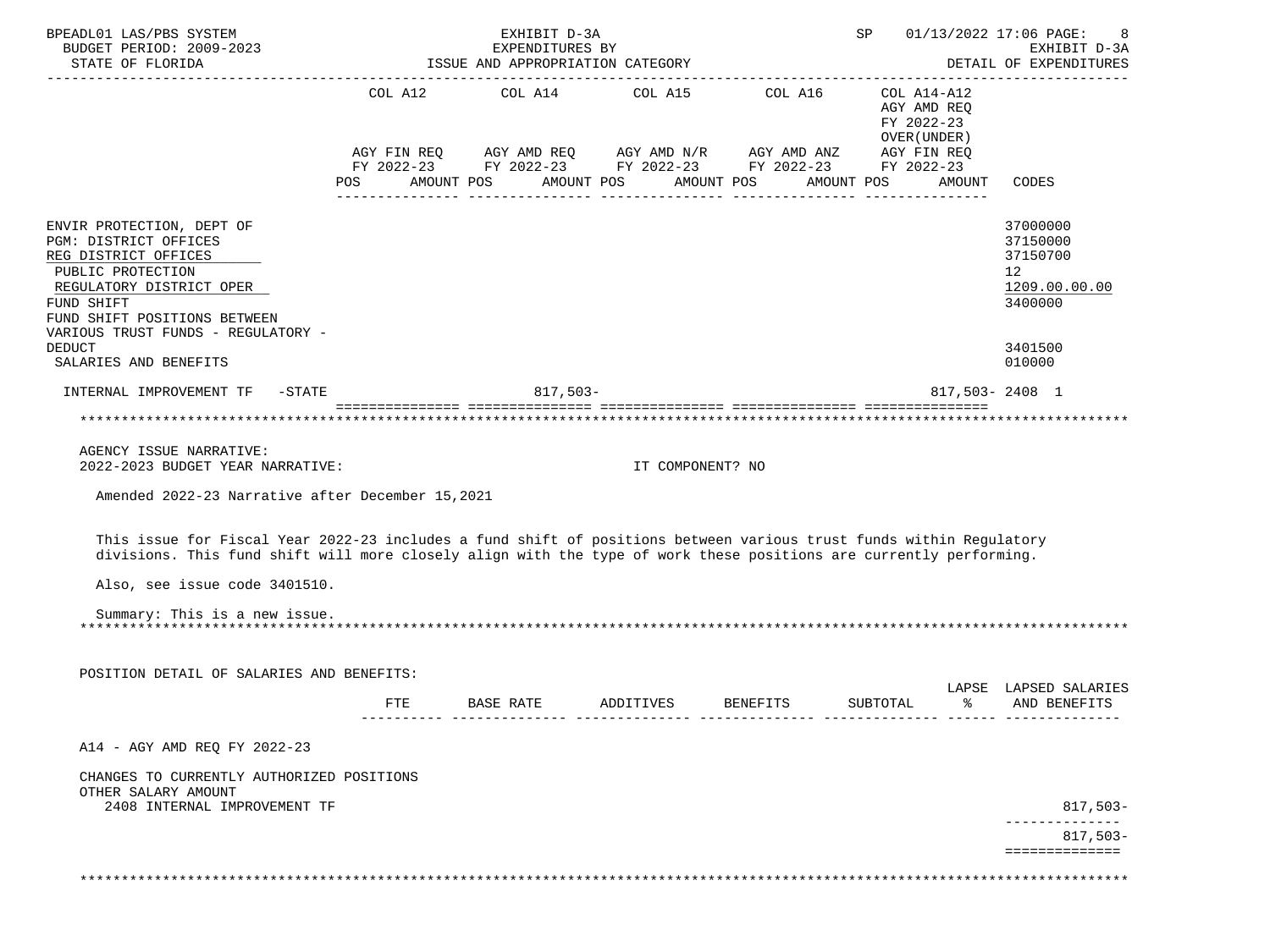BPEADL01 LAS/PBS SYSTEM — EXHIBIT D-3A — EXPENDITURES BY ISSUE AND APPROPRIATION CATEGORY — SP 01/13/2022 17:06

BUDGET PERIOD: 2009-2023 — STATE OF FLORIDA — EXHIBIT D-3A DETAIL OF EXPENDITURES

| | COL A12 AGY FIN REQ FY 2022-23 POS AMOUNT | COL A14 AGY AMD REQ FY 2022-23 POS AMOUNT | COL A15 AGY AMD N/R FY 2022-23 POS AMOUNT | COL A16 AGY AMD ANZ FY 2022-23 POS AMOUNT | COL A14-A12 AGY AMD REQ FY 2022-23 OVER(UNDER) AGY FIN REQ FY 2022-23 POS AMOUNT | CODES |
|---|---|---|---|---|---|---|
| ENVIR PROTECTION, DEPT OF | | | | | | 37000000 |
| PGM: DISTRICT OFFICES | | | | | | 37150000 |
| REG DISTRICT OFFICES | | | | | | 37150700 |
| PUBLIC PROTECTION | | | | | | 12 |
| REGULATORY DISTRICT OPER | | | | | | 1209.00.00.00 |
| FUND SHIFT | | | | | | 3400000 |
| FUND SHIFT POSITIONS BETWEEN VARIOUS TRUST FUNDS - REGULATORY - DEDUCT | | | | | | 3401500 |
| SALARIES AND BENEFITS | | | | | | 010000 |
| INTERNAL IMPROVEMENT TF -STATE | | 817,503- | | | 817,503- | 2408 1 |

AGENCY ISSUE NARRATIVE:

2022-2023 BUDGET YEAR NARRATIVE: IT COMPONENT? NO

Amended 2022-23 Narrative after December 15,2021

This issue for Fiscal Year 2022-23 includes a fund shift of positions between various trust funds within Regulatory divisions. This fund shift will more closely align with the type of work these positions are currently performing.

Also, see issue code 3401510.

Summary: This is a new issue.

POSITION DETAIL OF SALARIES AND BENEFITS:

| | FTE | BASE RATE | ADDITIVES | BENEFITS | SUBTOTAL | LAPSE % | LAPSED SALARIES AND BENEFITS |
|---|---|---|---|---|---|---|---|
| A14 - AGY AMD REQ FY 2022-23 | | | | | | | |
| CHANGES TO CURRENTLY AUTHORIZED POSITIONS | | | | | | | |
| OTHER SALARY AMOUNT | | | | | | | |
| 2408 INTERNAL IMPROVEMENT TF | | | | | | | 817,503- |
| | | | | | | | 817,503- |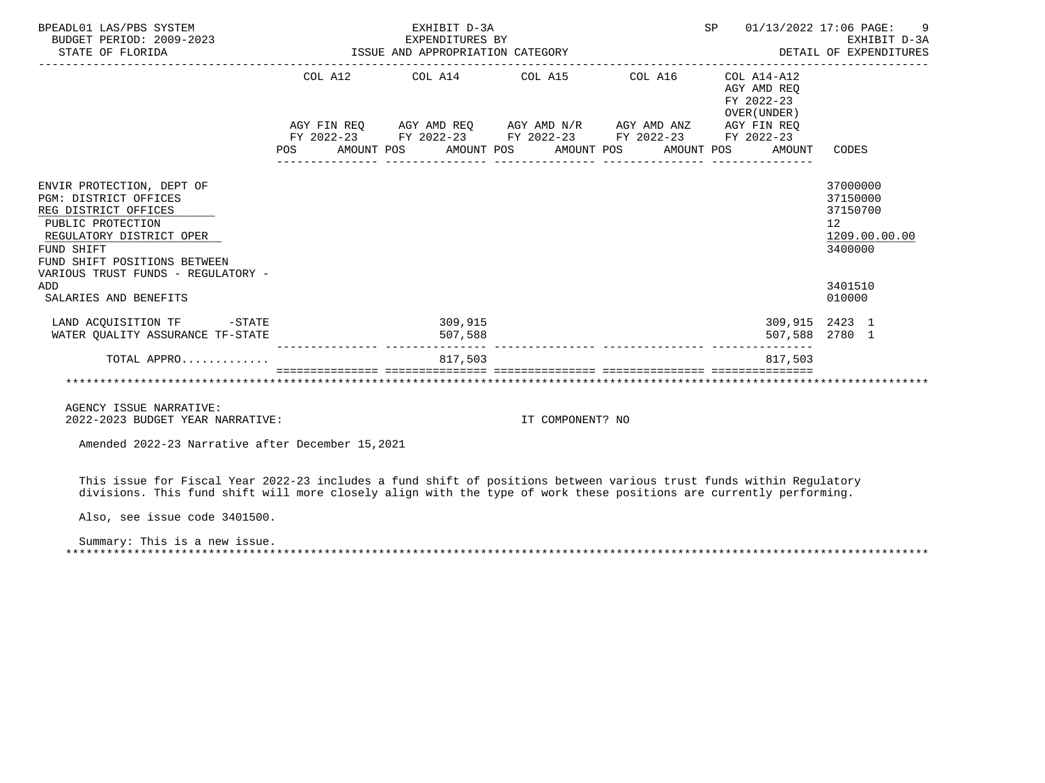BPEADL01 LAS/PBS SYSTEM — EXHIBIT D-3A — EXPENDITURES BY ISSUE AND APPROPRIATION CATEGORY — SP 01/13/2022 17:06

BUDGET PERIOD: 2009-2023 — STATE OF FLORIDA — EXHIBIT D-3A DETAIL OF EXPENDITURES

| | COL A12 AGY FIN REQ FY 2022-23 POS AMOUNT | COL A14 AGY AMD REQ FY 2022-23 POS AMOUNT | COL A15 AGY AMD N/R FY 2022-23 POS AMOUNT | COL A16 AGY AMD ANZ FY 2022-23 POS AMOUNT | COL A14-A12 AGY AMD REQ FY 2022-23 OVER(UNDER) AGY FIN REQ FY 2022-23 POS AMOUNT | CODES |
|---|---|---|---|---|---|---|
| ENVIR PROTECTION, DEPT OF | | | | | | 37000000 |
| PGM: DISTRICT OFFICES | | | | | | 37150000 |
| REG DISTRICT OFFICES | | | | | | 37150700 |
| PUBLIC PROTECTION | | | | | | 12 |
| REGULATORY DISTRICT OPER | | | | | | 1209.00.00.00 |
| FUND SHIFT | | | | | | 3400000 |
| FUND SHIFT POSITIONS BETWEEN VARIOUS TRUST FUNDS - REGULATORY - ADD | | | | | | 3401510 |
| SALARIES AND BENEFITS | | | | | | 010000 |
| LAND ACQUISITION TF -STATE | | 309,915 | | | 309,915 | 2423 1 |
| WATER QUALITY ASSURANCE TF-STATE | | 507,588 | | | 507,588 | 2780 1 |
| TOTAL APPRO............ | | 817,503 | | | 817,503 | |

AGENCY ISSUE NARRATIVE:

2022-2023 BUDGET YEAR NARRATIVE: IT COMPONENT? NO

Amended 2022-23 Narrative after December 15,2021

This issue for Fiscal Year 2022-23 includes a fund shift of positions between various trust funds within Regulatory divisions. This fund shift will more closely align with the type of work these positions are currently performing.

Also, see issue code 3401500.

Summary: This is a new issue.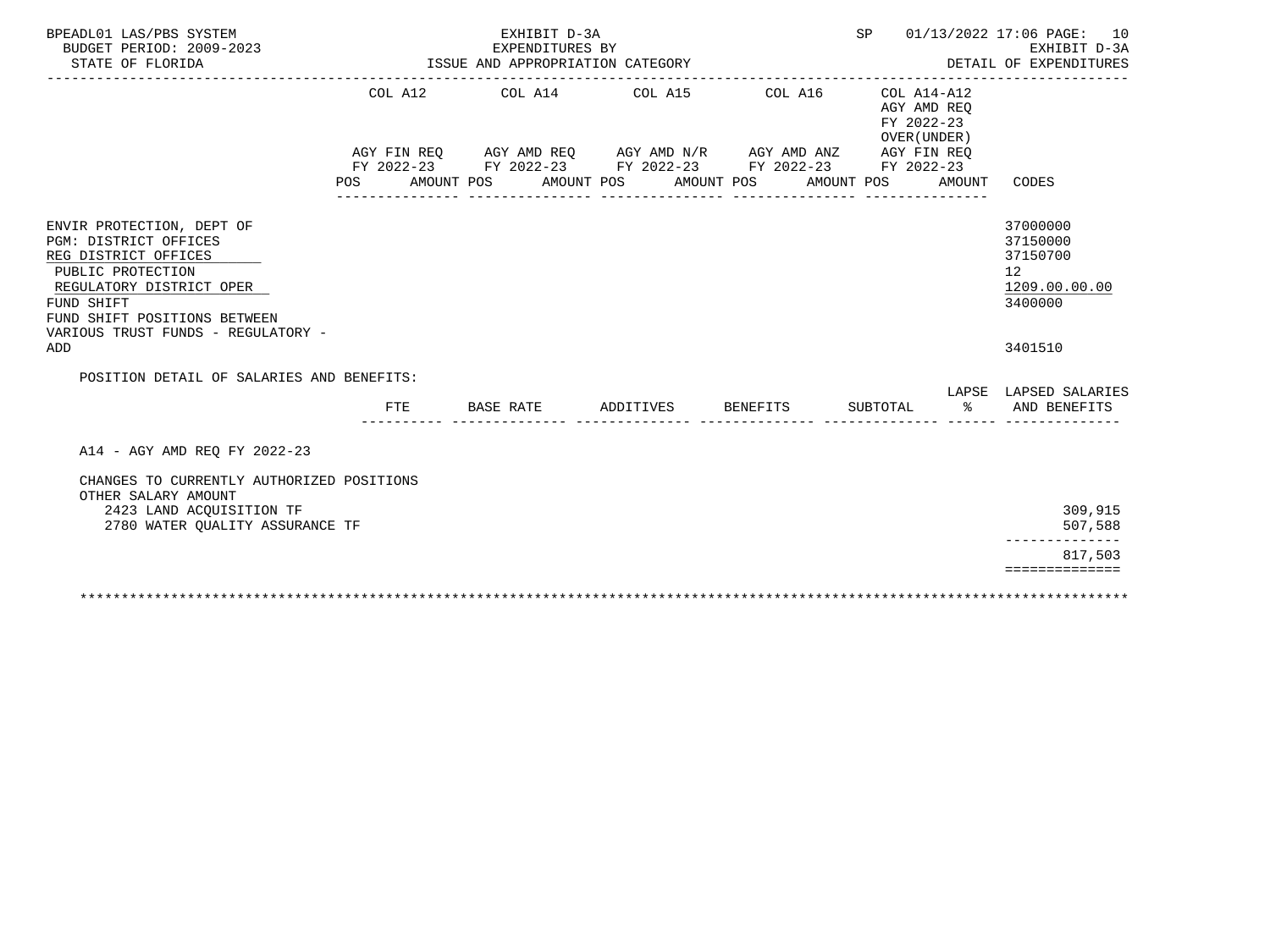BPEADL01 LAS/PBS SYSTEM — EXHIBIT D-3A — SP 01/13/2022 17:06 PAGE: 10
BUDGET PERIOD: 2009-2023 — EXPENDITURES BY — EXHIBIT D-3A
STATE OF FLORIDA — ISSUE AND APPROPRIATION CATEGORY — DETAIL OF EXPENDITURES

| | COL A12 AGY FIN REQ FY 2022-23 POS AMOUNT | COL A14 AGY AMD REQ FY 2022-23 POS AMOUNT | COL A15 AGY AMD N/R FY 2022-23 POS AMOUNT | COL A16 AGY AMD ANZ FY 2022-23 POS AMOUNT | COL A14-A12 AGY AMD REQ FY 2022-23 OVER(UNDER) AGY FIN REQ FY 2022-23 POS AMOUNT | CODES |
|---|---|---|---|---|---|---|
| ENVIR PROTECTION, DEPT OF | | | | | | 37000000 |
| PGM: DISTRICT OFFICES | | | | | | 37150000 |
| REG DISTRICT OFFICES | | | | | | 37150700 |
| PUBLIC PROTECTION | | | | | | 12 |
| REGULATORY DISTRICT OPER | | | | | | 1209.00.00.00 |
| FUND SHIFT | | | | | | 3400000 |
| FUND SHIFT POSITIONS BETWEEN VARIOUS TRUST FUNDS - REGULATORY - ADD | | | | | | 3401510 |

POSITION DETAIL OF SALARIES AND BENEFITS:

| | FTE | BASE RATE | ADDITIVES | BENEFITS | SUBTOTAL | LAPSE % | LAPSED SALARIES AND BENEFITS |
|---|---|---|---|---|---|---|---|
| A14 - AGY AMD REQ FY 2022-23 | | | | | | | |
| CHANGES TO CURRENTLY AUTHORIZED POSITIONS | | | | | | | |
| OTHER SALARY AMOUNT | | | | | | | |
| 2423 LAND ACQUISITION TF | | | | | | | 309,915 |
| 2780 WATER QUALITY ASSURANCE TF | | | | | | | 507,588 |
| | | | | | | | 817,503 |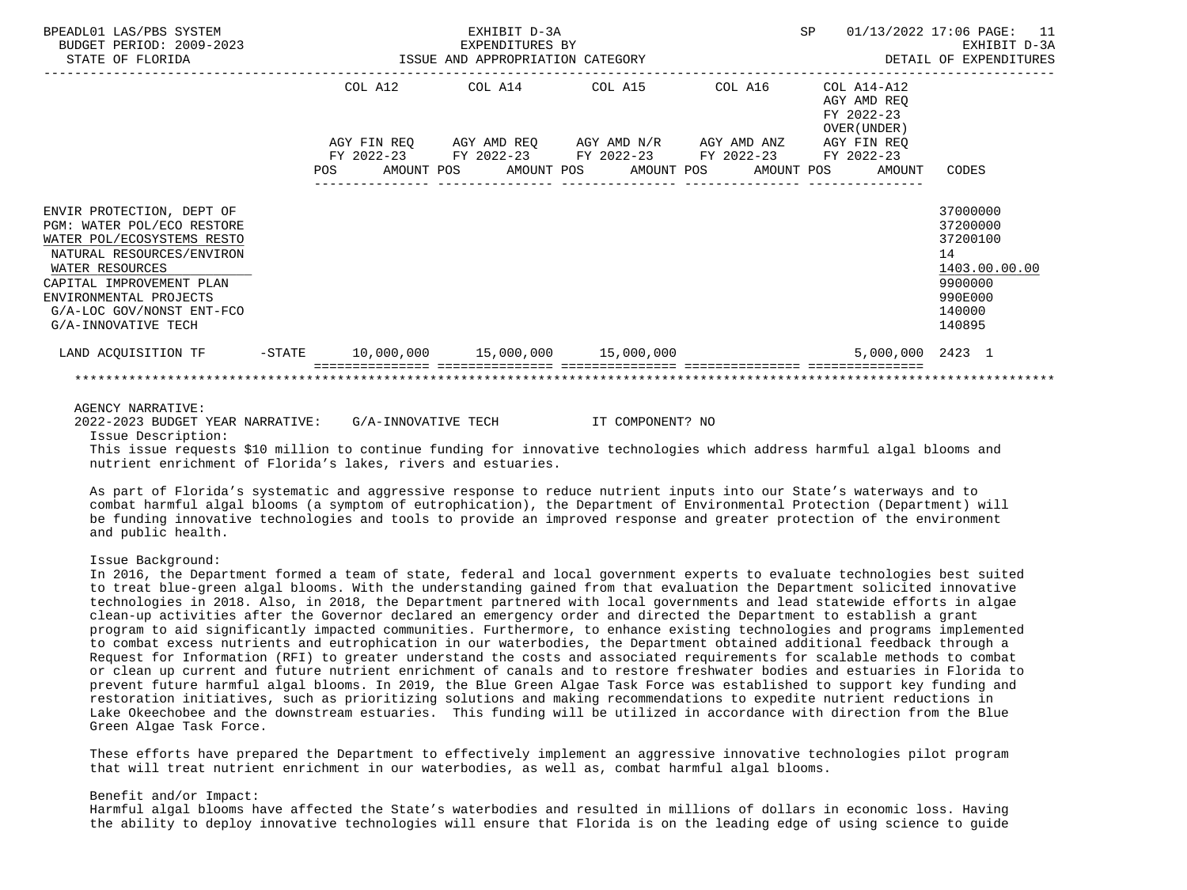BPEADL01 LAS/PBS SYSTEM — EXHIBIT D-3A — EXPENDITURES BY ISSUE AND APPROPRIATION CATEGORY — SP 01/13/2022 17:06 PAGE: 11
BUDGET PERIOD: 2009-2023 — EXHIBIT D-3A
STATE OF FLORIDA — DETAIL OF EXPENDITURES

| | | COL A12 AGY FIN REQ FY 2022-23 AMOUNT | COL A14 AGY AMD REQ FY 2022-23 AMOUNT | COL A15 AGY AMD N/R FY 2022-23 AMOUNT | COL A16 AGY AMD ANZ FY 2022-23 AMOUNT | COL A14-A12 AGY AMD REQ FY 2022-23 OVER(UNDER) AGY FIN REQ FY 2022-23 AMOUNT | CODES |
|---|---|---|---|---|---|---|---|
| ENVIR PROTECTION, DEPT OF | | | | | | | 37000000 |
| PGM: WATER POL/ECO RESTORE | | | | | | | 37200000 |
| WATER POL/ECOSYSTEMS RESTO | | | | | | | 37200100 |
| NATURAL RESOURCES/ENVIRON | | | | | | | 14 |
| WATER RESOURCES | | | | | | | 1403.00.00.00 |
| CAPITAL IMPROVEMENT PLAN | | | | | | | 9900000 |
| ENVIRONMENTAL PROJECTS | | | | | | | 990E000 |
| G/A-LOC GOV/NONST ENT-FCO | | | | | | | 140000 |
| G/A-INNOVATIVE TECH | | | | | | | 140895 |
| LAND ACQUISITION TF | -STATE | 10,000,000 | 15,000,000 | 15,000,000 | | 5,000,000 | 2423 1 |

AGENCY NARRATIVE:

2022-2023 BUDGET YEAR NARRATIVE: G/A-INNOVATIVE TECH IT COMPONENT? NO

Issue Description:

This issue requests $10 million to continue funding for innovative technologies which address harmful algal blooms and nutrient enrichment of Florida's lakes, rivers and estuaries.

As part of Florida's systematic and aggressive response to reduce nutrient inputs into our State's waterways and to combat harmful algal blooms (a symptom of eutrophication), the Department of Environmental Protection (Department) will be funding innovative technologies and tools to provide an improved response and greater protection of the environment and public health.

Issue Background:

In 2016, the Department formed a team of state, federal and local government experts to evaluate technologies best suited to treat blue-green algal blooms. With the understanding gained from that evaluation the Department solicited innovative technologies in 2018. Also, in 2018, the Department partnered with local governments and lead statewide efforts in algae clean-up activities after the Governor declared an emergency order and directed the Department to establish a grant program to aid significantly impacted communities. Furthermore, to enhance existing technologies and programs implemented to combat excess nutrients and eutrophication in our waterbodies, the Department obtained additional feedback through a Request for Information (RFI) to greater understand the costs and associated requirements for scalable methods to combat or clean up current and future nutrient enrichment of canals and to restore freshwater bodies and estuaries in Florida to prevent future harmful algal blooms. In 2019, the Blue Green Algae Task Force was established to support key funding and restoration initiatives, such as prioritizing solutions and making recommendations to expedite nutrient reductions in Lake Okeechobee and the downstream estuaries. This funding will be utilized in accordance with direction from the Blue Green Algae Task Force.

These efforts have prepared the Department to effectively implement an aggressive innovative technologies pilot program that will treat nutrient enrichment in our waterbodies, as well as, combat harmful algal blooms.

Benefit and/or Impact:

Harmful algal blooms have affected the State's waterbodies and resulted in millions of dollars in economic loss. Having the ability to deploy innovative technologies will ensure that Florida is on the leading edge of using science to guide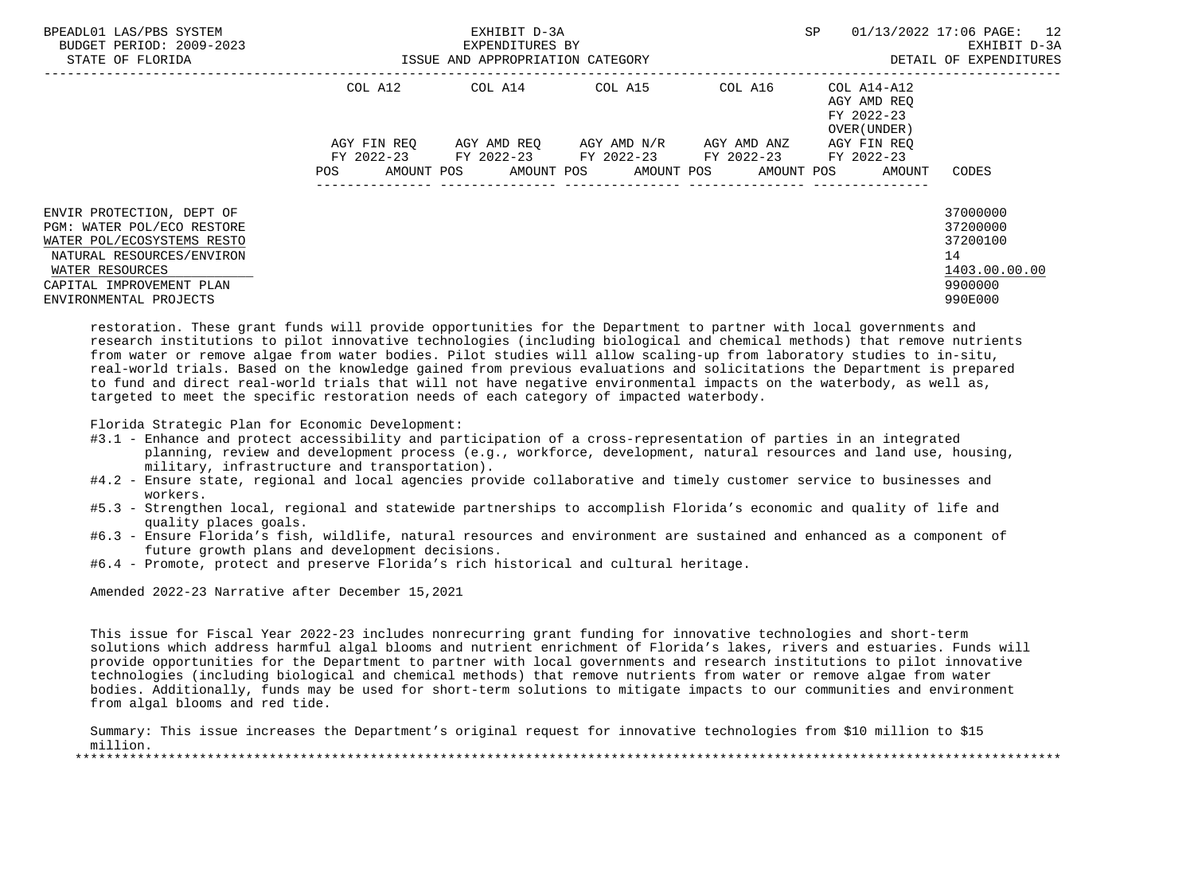| | COL A12 | | COL A14 | | COL A15 | | COL A16 | | COL A14-A12 AGY AMD REQ FY 2022-23 OVER(UNDER) | | |
|---|---|---|---|---|---|---|---|---|---|---|---|
| | AGY FIN REQ FY 2022-23 | | AGY AMD REQ FY 2022-23 | | AGY AMD N/R FY 2022-23 | | AGY AMD ANZ FY 2022-23 | | AGY FIN REQ FY 2022-23 | | |
| | POS | AMOUNT | POS | AMOUNT | POS | AMOUNT | POS | AMOUNT | POS | AMOUNT | CODES |
| ENVIR PROTECTION, DEPT OF | | | | | | | | | | | 37000000 |
| PGM: WATER POL/ECO RESTORE | | | | | | | | | | | 37200000 |
| WATER POL/ECOSYSTEMS RESTO | | | | | | | | | | | 37200100 |
| NATURAL RESOURCES/ENVIRON | | | | | | | | | | | 14 |
| WATER RESOURCES | | | | | | | | | | | 1403.00.00.00 |
| CAPITAL IMPROVEMENT PLAN | | | | | | | | | | | 9900000 |
| ENVIRONMENTAL PROJECTS | | | | | | | | | | | 990E000 |

restoration. These grant funds will provide opportunities for the Department to partner with local governments and research institutions to pilot innovative technologies (including biological and chemical methods) that remove nutrients from water or remove algae from water bodies. Pilot studies will allow scaling-up from laboratory studies to in-situ, real-world trials. Based on the knowledge gained from previous evaluations and solicitations the Department is prepared to fund and direct real-world trials that will not have negative environmental impacts on the waterbody, as well as, targeted to meet the specific restoration needs of each category of impacted waterbody.

Florida Strategic Plan for Economic Development:

- #3.1 - Enhance and protect accessibility and participation of a cross-representation of parties in an integrated planning, review and development process (e.g., workforce, development, natural resources and land use, housing, military, infrastructure and transportation).
- #4.2 - Ensure state, regional and local agencies provide collaborative and timely customer service to businesses and workers.
- #5.3 - Strengthen local, regional and statewide partnerships to accomplish Florida's economic and quality of life and quality places goals.
- #6.3 - Ensure Florida's fish, wildlife, natural resources and environment are sustained and enhanced as a component of future growth plans and development decisions.
- #6.4 - Promote, protect and preserve Florida's rich historical and cultural heritage.

Amended 2022-23 Narrative after December 15,2021

This issue for Fiscal Year 2022-23 includes nonrecurring grant funding for innovative technologies and short-term solutions which address harmful algal blooms and nutrient enrichment of Florida's lakes, rivers and estuaries. Funds will provide opportunities for the Department to partner with local governments and research institutions to pilot innovative technologies (including biological and chemical methods) that remove nutrients from water or remove algae from water bodies. Additionally, funds may be used for short-term solutions to mitigate impacts to our communities and environment from algal blooms and red tide.

Summary: This issue increases the Department's original request for innovative technologies from $10 million to $15 million.

*******************************************************************************************************************************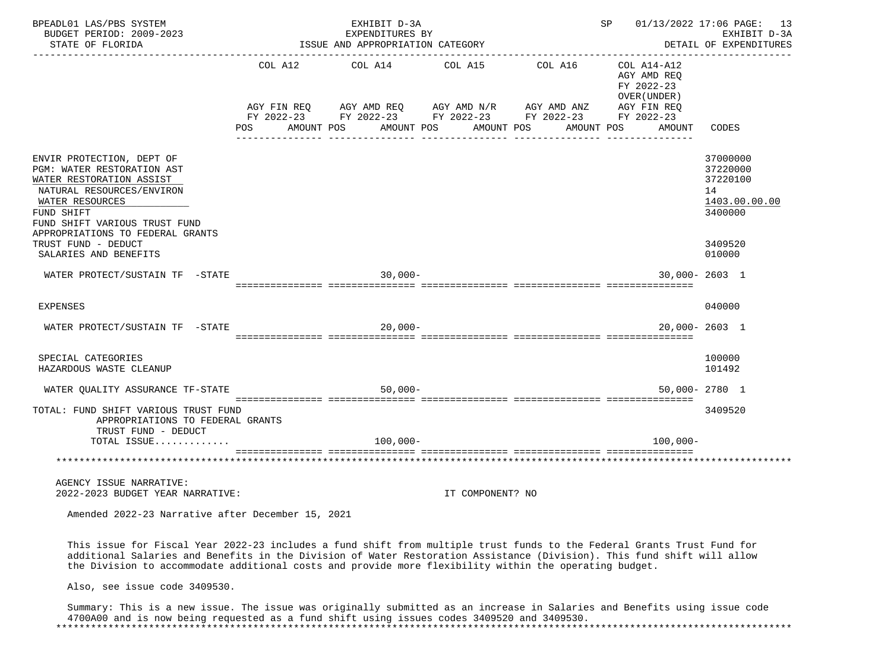BPEADL01 LAS/PBS SYSTEM — EXHIBIT D-3A — SP 01/13/2022 17:06
BUDGET PERIOD: 2009-2023 — EXPENDITURES BY — EXHIBIT D-3A
STATE OF FLORIDA — ISSUE AND APPROPRIATION CATEGORY — DETAIL OF EXPENDITURES

| | COL A12 AGY FIN REQ FY 2022-23 POS AMOUNT | COL A14 AGY AMD REQ FY 2022-23 POS AMOUNT | COL A15 AGY AMD N/R FY 2022-23 POS AMOUNT | COL A16 AGY AMD ANZ FY 2022-23 POS AMOUNT | COL A14-A12 AGY AMD REQ FY 2022-23 OVER(UNDER) AGY FIN REQ FY 2022-23 POS AMOUNT | CODES |
|---|---|---|---|---|---|---|
| ENVIR PROTECTION, DEPT OF | | | | | | 37000000 |
| PGM: WATER RESTORATION AST | | | | | | 37220000 |
| WATER RESTORATION ASSIST | | | | | | 37220100 |
| NATURAL RESOURCES/ENVIRON | | | | | | 14 |
| WATER RESOURCES | | | | | | 1403.00.00.00 |
| FUND SHIFT | | | | | | 3400000 |
| FUND SHIFT VARIOUS TRUST FUND APPROPRIATIONS TO FEDERAL GRANTS TRUST FUND - DEDUCT | | | | | | 3409520 |
| SALARIES AND BENEFITS | | | | | | 010000 |
| WATER PROTECT/SUSTAIN TF -STATE | | 30,000- | | | 30,000- | 2603 1 |
| EXPENSES | | | | | | 040000 |
| WATER PROTECT/SUSTAIN TF -STATE | | 20,000- | | | 20,000- | 2603 1 |
| SPECIAL CATEGORIES | | | | | | 100000 |
| HAZARDOUS WASTE CLEANUP | | | | | | 101492 |
| WATER QUALITY ASSURANCE TF-STATE | | 50,000- | | | 50,000- | 2780 1 |
| TOTAL: FUND SHIFT VARIOUS TRUST FUND APPROPRIATIONS TO FEDERAL GRANTS TRUST FUND - DEDUCT | | | | | | 3409520 |
| TOTAL ISSUE............ | | 100,000- | | | 100,000- | |

AGENCY ISSUE NARRATIVE:
2022-2023 BUDGET YEAR NARRATIVE: IT COMPONENT? NO

Amended 2022-23 Narrative after December 15, 2021

This issue for Fiscal Year 2022-23 includes a fund shift from multiple trust funds to the Federal Grants Trust Fund for additional Salaries and Benefits in the Division of Water Restoration Assistance (Division). This fund shift will allow the Division to accommodate additional costs and provide more flexibility within the operating budget.

Also, see issue code 3409530.

Summary: This is a new issue. The issue was originally submitted as an increase in Salaries and Benefits using issue code 4700A00 and is now being requested as a fund shift using issues codes 3409520 and 3409530.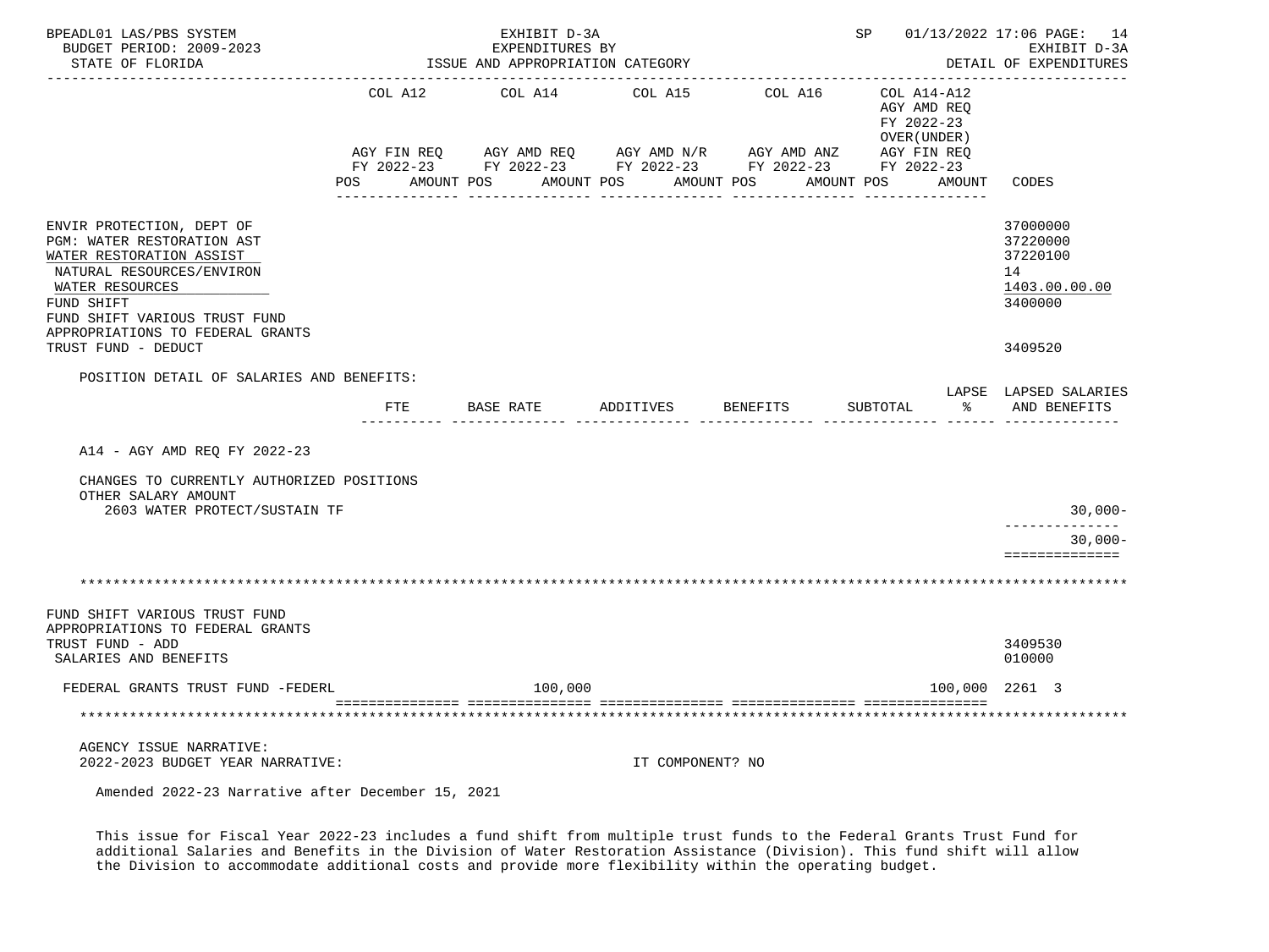ENVIR PROTECTION, DEPT OF — 37000000
PGM: WATER RESTORATION AST — 37220000
WATER RESTORATION ASSIST — 37220100
NATURAL RESOURCES/ENVIRON — 14
WATER RESOURCES — 1403.00.00.00
FUND SHIFT — 3400000
FUND SHIFT VARIOUS TRUST FUND APPROPRIATIONS TO FEDERAL GRANTS TRUST FUND - DEDUCT — 3409520

POSITION DETAIL OF SALARIES AND BENEFITS:

| | FTE | BASE RATE | ADDITIVES | BENEFITS | SUBTOTAL | LAPSE % | LAPSED SALARIES AND BENEFITS |
|---|---|---|---|---|---|---|---|
| A14 - AGY AMD REQ FY 2022-23 | | | | | | | |
| CHANGES TO CURRENTLY AUTHORIZED POSITIONS | | | | | | | |
| OTHER SALARY AMOUNT | | | | | | | |
| 2603 WATER PROTECT/SUSTAIN TF | | | | | | | 30,000- |
| | | | | | | | 30,000- |

***

FUND SHIFT VARIOUS TRUST FUND APPROPRIATIONS TO FEDERAL GRANTS TRUST FUND - ADD — 3409530
SALARIES AND BENEFITS — 010000

| | COL A12 AGY FIN REQ FY 2022-23 POS | AMOUNT | COL A14 AGY AMD REQ FY 2022-23 POS | AMOUNT | COL A15 AGY AMD N/R FY 2022-23 POS | AMOUNT | COL A16 AGY AMD ANZ FY 2022-23 POS | AMOUNT | COL A14-A12 AGY AMD REQ FY 2022-23 OVER(UNDER) AGY FIN REQ FY 2022-23 POS | AMOUNT | CODES |
|---|---|---|---|---|---|---|---|---|---|---|---|
| FEDERAL GRANTS TRUST FUND -FEDERL | | | | 100,000 | | | | | | 100,000 | 2261 3 |

***

AGENCY ISSUE NARRATIVE:
2022-2023 BUDGET YEAR NARRATIVE: IT COMPONENT? NO

Amended 2022-23 Narrative after December 15, 2021

This issue for Fiscal Year 2022-23 includes a fund shift from multiple trust funds to the Federal Grants Trust Fund for additional Salaries and Benefits in the Division of Water Restoration Assistance (Division). This fund shift will allow the Division to accommodate additional costs and provide more flexibility within the operating budget.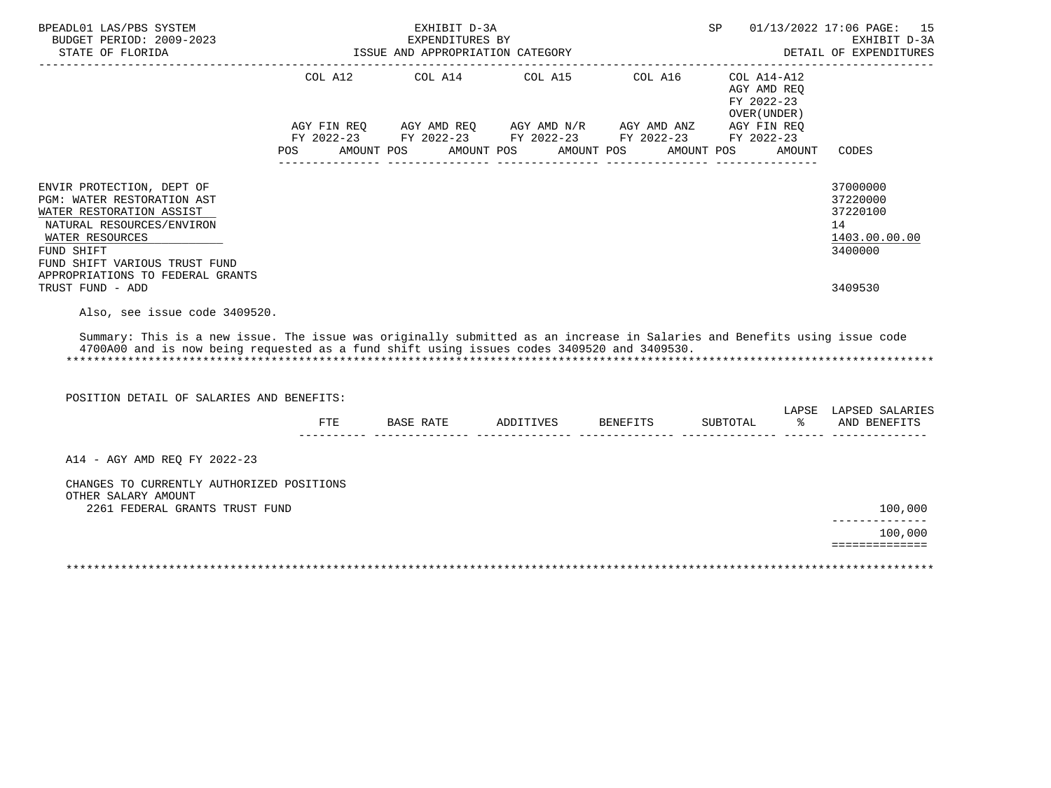BPEADL01 LAS/PBS SYSTEM
BUDGET PERIOD: 2009-2023
STATE OF FLORIDA

EXHIBIT D-3A
EXPENDITURES BY
ISSUE AND APPROPRIATION CATEGORY

SP 01/13/2022 17:06
EXHIBIT D-3A
DETAIL OF EXPENDITURES

| | COL A12 AGY FIN REQ FY 2022-23 POS AMOUNT | COL A14 AGY AMD REQ FY 2022-23 POS AMOUNT | COL A15 AGY AMD N/R FY 2022-23 POS AMOUNT | COL A16 AGY AMD ANZ FY 2022-23 POS AMOUNT | COL A14-A12 AGY AMD REQ FY 2022-23 OVER(UNDER) AGY FIN REQ FY 2022-23 POS AMOUNT | CODES |
|---|---|---|---|---|---|---|
| ENVIR PROTECTION, DEPT OF | | | | | | 37000000 |
| PGM: WATER RESTORATION AST | | | | | | 37220000 |
| WATER RESTORATION ASSIST | | | | | | 37220100 |
| NATURAL RESOURCES/ENVIRON | | | | | | 14 |
| WATER RESOURCES | | | | | | 1403.00.00.00 |
| FUND SHIFT | | | | | | 3400000 |
| FUND SHIFT VARIOUS TRUST FUND APPROPRIATIONS TO FEDERAL GRANTS TRUST FUND - ADD | | | | | | 3409530 |

Also, see issue code 3409520.

Summary: This is a new issue. The issue was originally submitted as an increase in Salaries and Benefits using issue code 4700A00 and is now being requested as a fund shift using issues codes 3409520 and 3409530.

POSITION DETAIL OF SALARIES AND BENEFITS:

| | FTE | BASE RATE | ADDITIVES | BENEFITS | SUBTOTAL | LAPSE % | LAPSED SALARIES AND BENEFITS |
|---|---|---|---|---|---|---|---|
| A14 - AGY AMD REQ FY 2022-23 | | | | | | | |
| CHANGES TO CURRENTLY AUTHORIZED POSITIONS | | | | | | | |
| OTHER SALARY AMOUNT | | | | | | | |
| 2261 FEDERAL GRANTS TRUST FUND | | | | | | | 100,000 |
| | | | | | | | 100,000 |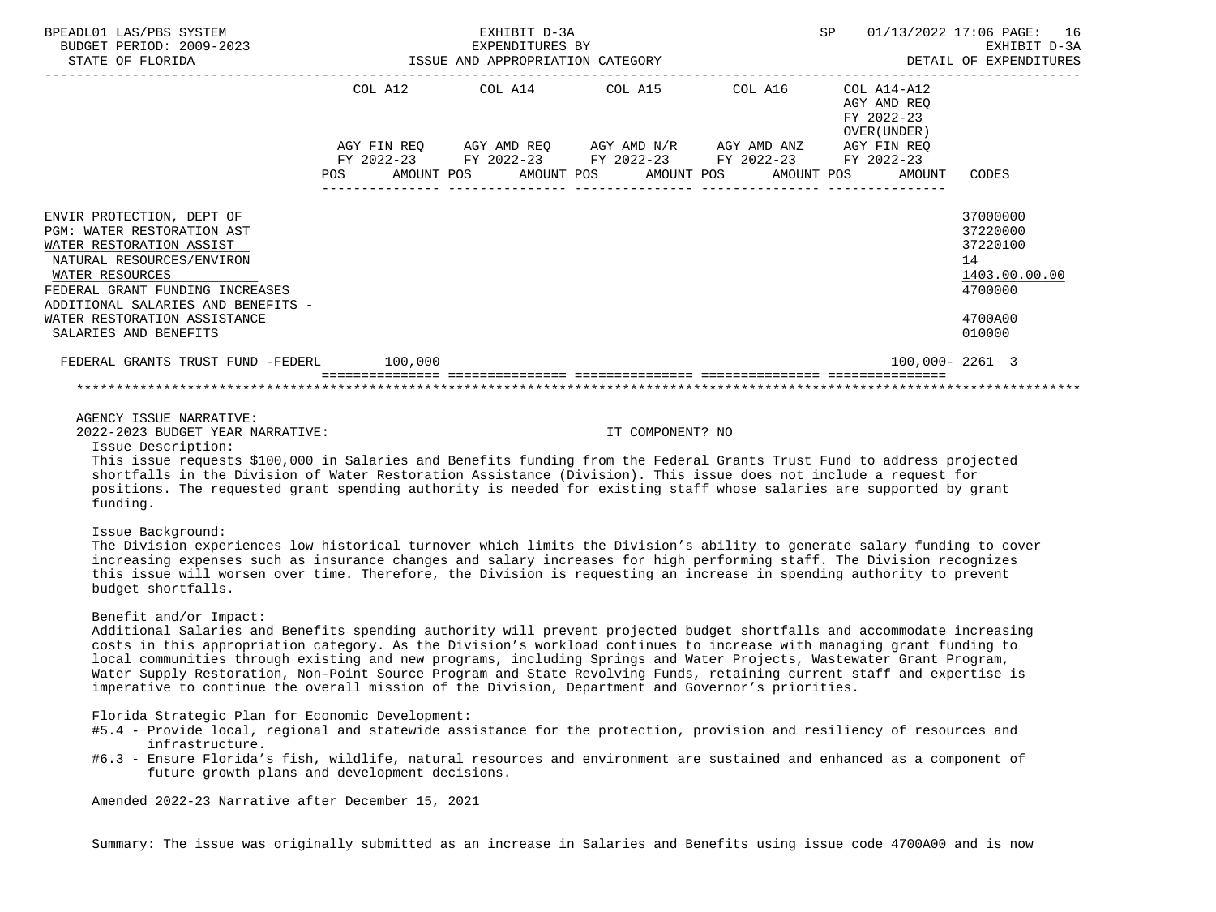BPEADL01 LAS/PBS SYSTEM
BUDGET PERIOD: 2009-2023
STATE OF FLORIDA

EXHIBIT D-3A
EXPENDITURES BY
ISSUE AND APPROPRIATION CATEGORY

SP 01/13/2022 17:06 PAGE: 16
EXHIBIT D-3A
DETAIL OF EXPENDITURES

| | COL A12 AGY FIN REQ FY 2022-23 POS AMOUNT | COL A14 AGY AMD REQ FY 2022-23 POS AMOUNT | COL A15 AGY AMD N/R FY 2022-23 POS AMOUNT | COL A16 AGY AMD ANZ FY 2022-23 POS AMOUNT | COL A14-A12 AGY AMD REQ FY 2022-23 OVER(UNDER) AGY FIN REQ FY 2022-23 POS AMOUNT | CODES |
|---|---|---|---|---|---|---|
| ENVIR PROTECTION, DEPT OF | | | | | | 37000000 |
| PGM: WATER RESTORATION AST | | | | | | 37220000 |
| WATER RESTORATION ASSIST | | | | | | 37220100 |
| NATURAL RESOURCES/ENVIRON | | | | | | 14 |
| WATER RESOURCES | | | | | | 1403.00.00.00 |
| FEDERAL GRANT FUNDING INCREASES | | | | | | 4700000 |
| ADDITIONAL SALARIES AND BENEFITS - WATER RESTORATION ASSISTANCE | | | | | | 4700A00 |
| SALARIES AND BENEFITS | | | | | | 010000 |
| FEDERAL GRANTS TRUST FUND -FEDERL | 100,000 | | | | 100,000- | 2261 3 |

AGENCY ISSUE NARRATIVE:
2022-2023 BUDGET YEAR NARRATIVE: IT COMPONENT? NO

Issue Description:
This issue requests $100,000 in Salaries and Benefits funding from the Federal Grants Trust Fund to address projected shortfalls in the Division of Water Restoration Assistance (Division). This issue does not include a request for positions. The requested grant spending authority is needed for existing staff whose salaries are supported by grant funding.

Issue Background:
The Division experiences low historical turnover which limits the Division's ability to generate salary funding to cover increasing expenses such as insurance changes and salary increases for high performing staff. The Division recognizes this issue will worsen over time. Therefore, the Division is requesting an increase in spending authority to prevent budget shortfalls.

Benefit and/or Impact:
Additional Salaries and Benefits spending authority will prevent projected budget shortfalls and accommodate increasing costs in this appropriation category. As the Division's workload continues to increase with managing grant funding to local communities through existing and new programs, including Springs and Water Projects, Wastewater Grant Program, Water Supply Restoration, Non-Point Source Program and State Revolving Funds, retaining current staff and expertise is imperative to continue the overall mission of the Division, Department and Governor's priorities.

Florida Strategic Plan for Economic Development:
#5.4 - Provide local, regional and statewide assistance for the protection, provision and resiliency of resources and infrastructure.
#6.3 - Ensure Florida's fish, wildlife, natural resources and environment are sustained and enhanced as a component of future growth plans and development decisions.

Amended 2022-23 Narrative after December 15, 2021

Summary: The issue was originally submitted as an increase in Salaries and Benefits using issue code 4700A00 and is now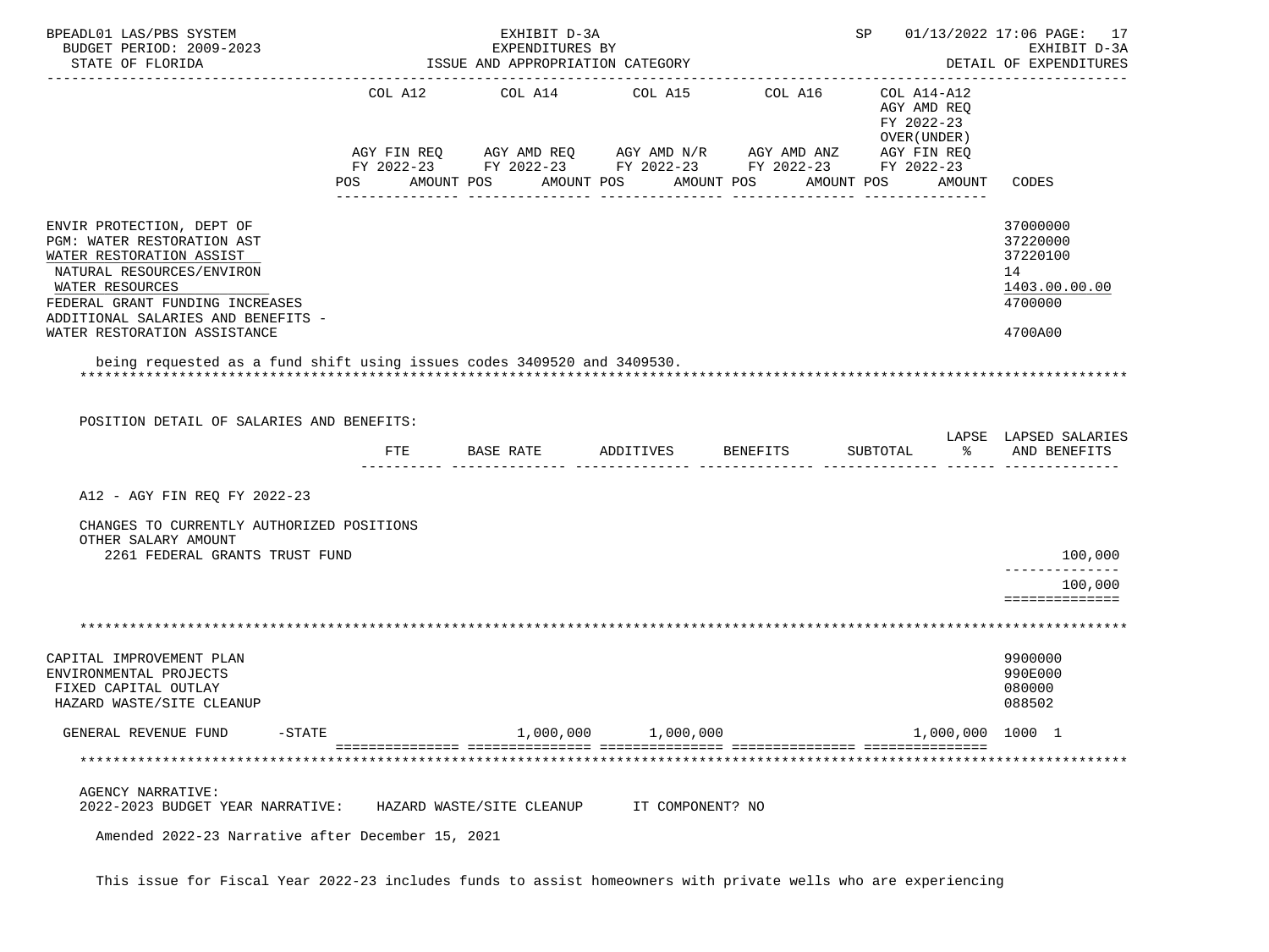BPEADL01 LAS/PBS SYSTEM — EXHIBIT D-3A — EXPENDITURES BY ISSUE AND APPROPRIATION CATEGORY
BUDGET PERIOD: 2009-2023 — STATE OF FLORIDA — SP 01/13/2022 17:06 — EXHIBIT D-3A DETAIL OF EXPENDITURES

| | COL A12 AGY FIN REQ FY 2022-23 POS AMOUNT | COL A14 AGY AMD REQ FY 2022-23 POS AMOUNT | COL A15 AGY AMD N/R FY 2022-23 POS AMOUNT | COL A16 AGY AMD ANZ FY 2022-23 POS AMOUNT | COL A14-A12 AGY AMD REQ FY 2022-23 OVER(UNDER) AGY FIN REQ FY 2022-23 POS AMOUNT | CODES |
|---|---|---|---|---|---|---|
| ENVIR PROTECTION, DEPT OF | | | | | | 37000000 |
| PGM: WATER RESTORATION AST | | | | | | 37220000 |
| WATER RESTORATION ASSIST | | | | | | 37220100 |
| NATURAL RESOURCES/ENVIRON | | | | | | 14 |
| WATER RESOURCES | | | | | | 1403.00.00.00 |
| FEDERAL GRANT FUNDING INCREASES | | | | | | 4700000 |
| ADDITIONAL SALARIES AND BENEFITS - WATER RESTORATION ASSISTANCE | | | | | | 4700A00 |

being requested as a fund shift using issues codes 3409520 and 3409530.

POSITION DETAIL OF SALARIES AND BENEFITS:

| | FTE | BASE RATE | ADDITIVES | BENEFITS | SUBTOTAL | LAPSE % | LAPSED SALARIES AND BENEFITS |
|---|---|---|---|---|---|---|---|
| A12 - AGY FIN REQ FY 2022-23 | | | | | | | |
| CHANGES TO CURRENTLY AUTHORIZED POSITIONS | | | | | | | |
| OTHER SALARY AMOUNT | | | | | | | |
| 2261 FEDERAL GRANTS TRUST FUND | | | | | | | 100,000 |
| | | | | | | | 100,000 |

| | COL A12 | COL A14 | COL A15 | COL A16 | COL A14-A12 | CODES |
|---|---|---|---|---|---|---|
| CAPITAL IMPROVEMENT PLAN | | | | | | 9900000 |
| ENVIRONMENTAL PROJECTS | | | | | | 990E000 |
| FIXED CAPITAL OUTLAY | | | | | | 080000 |
| HAZARD WASTE/SITE CLEANUP | | | | | | 088502 |
| GENERAL REVENUE FUND -STATE | | 1,000,000 | 1,000,000 | | 1,000,000 | 1000 1 |

AGENCY NARRATIVE:
2022-2023 BUDGET YEAR NARRATIVE: HAZARD WASTE/SITE CLEANUP IT COMPONENT? NO

Amended 2022-23 Narrative after December 15, 2021

This issue for Fiscal Year 2022-23 includes funds to assist homeowners with private wells who are experiencing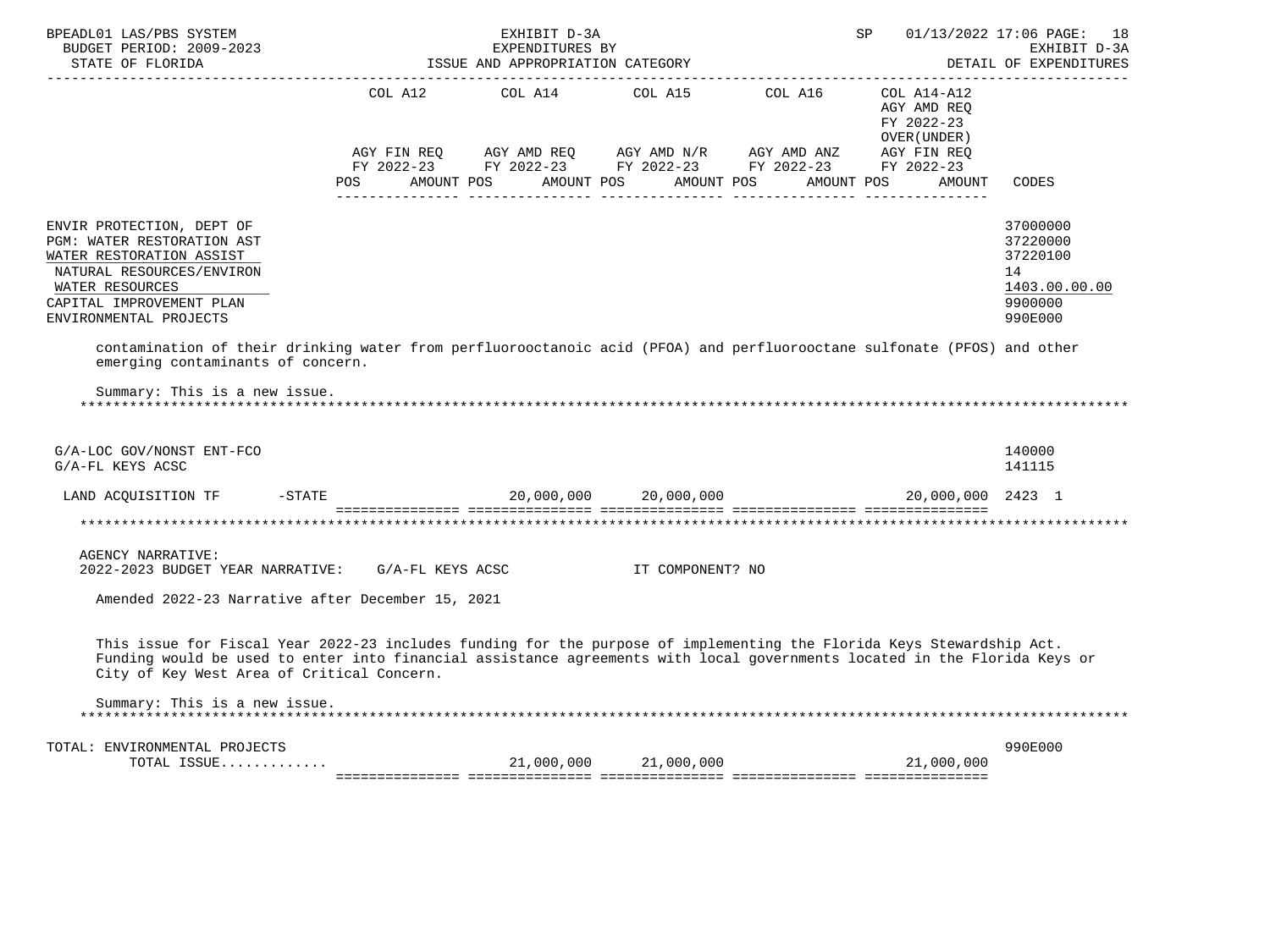BPEADL01 LAS/PBS SYSTEM — EXHIBIT D-3A — EXPENDITURES BY ISSUE AND APPROPRIATION CATEGORY — SP 01/13/2022 17:06

BUDGET PERIOD: 2009-2023 — STATE OF FLORIDA — EXHIBIT D-3A DETAIL OF EXPENDITURES

| | COL A12 AGY FIN REQ FY 2022-23 POS AMOUNT | COL A14 AGY AMD REQ FY 2022-23 POS AMOUNT | COL A15 AGY AMD N/R FY 2022-23 POS AMOUNT | COL A16 AGY AMD ANZ FY 2022-23 POS AMOUNT | COL A14-A12 AGY AMD REQ FY 2022-23 OVER(UNDER) AGY FIN REQ FY 2022-23 POS AMOUNT | CODES |
|---|---|---|---|---|---|---|
| ENVIR PROTECTION, DEPT OF | | | | | | 37000000 |
| PGM: WATER RESTORATION AST | | | | | | 37220000 |
| WATER RESTORATION ASSIST | | | | | | 37220100 |
| NATURAL RESOURCES/ENVIRON | | | | | | 14 |
| WATER RESOURCES | | | | | | 1403.00.00.00 |
| CAPITAL IMPROVEMENT PLAN | | | | | | 9900000 |
| ENVIRONMENTAL PROJECTS | | | | | | 990E000 |

contamination of their drinking water from perfluorooctanoic acid (PFOA) and perfluorooctane sulfonate (PFOS) and other emerging contaminants of concern.

Summary: This is a new issue.

| | COL A12 | COL A14 | COL A15 | COL A16 | COL A14-A12 | CODES |
|---|---|---|---|---|---|---|
| G/A-LOC GOV/NONST ENT-FCO | | | | | | 140000 |
| G/A-FL KEYS ACSC | | | | | | 141115 |
| LAND ACQUISITION TF -STATE | | 20,000,000 | 20,000,000 | | 20,000,000 | 2423 1 |

AGENCY NARRATIVE:

2022-2023 BUDGET YEAR NARRATIVE: G/A-FL KEYS ACSC IT COMPONENT? NO

Amended 2022-23 Narrative after December 15, 2021

This issue for Fiscal Year 2022-23 includes funding for the purpose of implementing the Florida Keys Stewardship Act. Funding would be used to enter into financial assistance agreements with local governments located in the Florida Keys or City of Key West Area of Critical Concern.

Summary: This is a new issue.

| | COL A12 | COL A14 | COL A15 | COL A16 | COL A14-A12 | CODES |
|---|---|---|---|---|---|---|
| TOTAL: ENVIRONMENTAL PROJECTS | | | | | | 990E000 |
| TOTAL ISSUE............. | | 21,000,000 | 21,000,000 | | 21,000,000 | |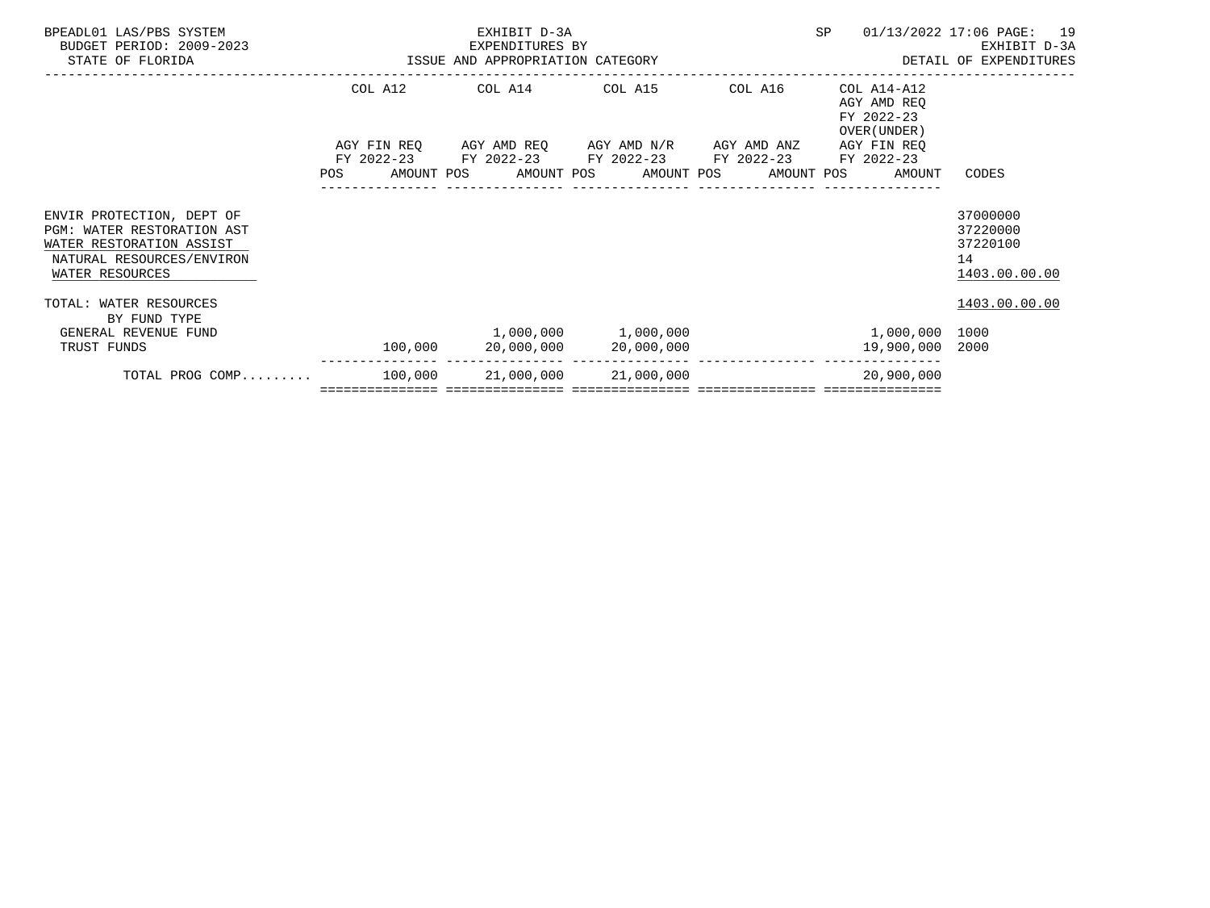BPEADL01 LAS/PBS SYSTEM
BUDGET PERIOD: 2009-2023
STATE OF FLORIDA

EXHIBIT D-3A
EXPENDITURES BY
ISSUE AND APPROPRIATION CATEGORY

SP 01/13/2022 17:06

EXHIBIT D-3A
DETAIL OF EXPENDITURES

| | COL A12 AGY FIN REQ FY 2022-23 POS AMOUNT | COL A14 AGY AMD REQ FY 2022-23 POS AMOUNT | COL A15 AGY AMD N/R FY 2022-23 POS AMOUNT | COL A16 AGY AMD ANZ FY 2022-23 POS AMOUNT | COL A14-A12 AGY AMD REQ FY 2022-23 OVER(UNDER) AGY FIN REQ FY 2022-23 POS AMOUNT | CODES |
|---|---|---|---|---|---|---|
| ENVIR PROTECTION, DEPT OF | | | | | | 37000000 |
| PGM: WATER RESTORATION AST | | | | | | 37220000 |
| WATER RESTORATION ASSIST | | | | | | 37220100 |
| NATURAL RESOURCES/ENVIRON | | | | | | 14 |
| WATER RESOURCES | | | | | | 1403.00.00.00 |
| TOTAL: WATER RESOURCES | | | | | | 1403.00.00.00 |
| BY FUND TYPE | | | | | | |
| GENERAL REVENUE FUND | | 1,000,000 | 1,000,000 | | 1,000,000 | 1000 |
| TRUST FUNDS | 100,000 | 20,000,000 | 20,000,000 | | 19,900,000 | 2000 |
| TOTAL PROG COMP......... | 100,000 | 21,000,000 | 21,000,000 | | 20,900,000 | |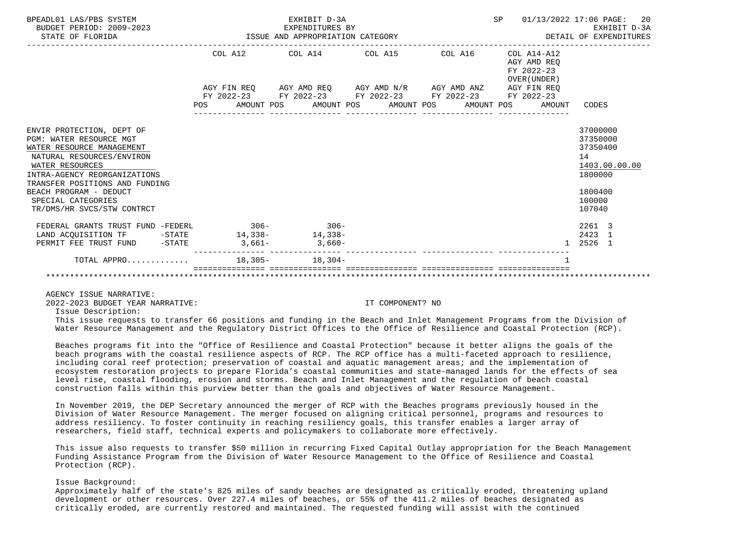BPEADL01 LAS/PBS SYSTEM — EXHIBIT D-3A — EXPENDITURES BY ISSUE AND APPROPRIATION CATEGORY — SP 01/13/2022 17:06 PAGE: 20

BUDGET PERIOD: 2009-2023 — STATE OF FLORIDA — EXHIBIT D-3A DETAIL OF EXPENDITURES

| | COL A12 AGY FIN REQ FY 2022-23 POS AMOUNT | COL A14 AGY AMD REQ FY 2022-23 POS AMOUNT | COL A15 AGY AMD N/R FY 2022-23 POS AMOUNT | COL A16 AGY AMD ANZ FY 2022-23 POS AMOUNT | COL A14-A12 AGY AMD REQ FY 2022-23 OVER(UNDER) AGY FIN REQ FY 2022-23 POS AMOUNT | CODES |
|---|---|---|---|---|---|---|
| ENVIR PROTECTION, DEPT OF | | | | | | 37000000 |
| PGM: WATER RESOURCE MGT | | | | | | 37350000 |
| WATER RESOURCE MANAGEMENT | | | | | | 37350400 |
| NATURAL RESOURCES/ENVIRON | | | | | | 14 |
| WATER RESOURCES | | | | | | 1403.00.00.00 |
| INTRA-AGENCY REORGANIZATIONS | | | | | | 1800000 |
| TRANSFER POSITIONS AND FUNDING BEACH PROGRAM - DEDUCT | | | | | | 1800400 |
| SPECIAL CATEGORIES | | | | | | 100000 |
| TR/DMS/HR SVCS/STW CONTRCT | | | | | | 107040 |
| FEDERAL GRANTS TRUST FUND -FEDERL | 306- | 306- | | | | 2261 3 |
| LAND ACQUISITION TF -STATE | 14,338- | 14,338- | | | | 2423 1 |
| PERMIT FEE TRUST FUND -STATE | 3,661- | 3,660- | | | 1 | 2526 1 |
| TOTAL APPRO............ | 18,305- | 18,304- | | | 1 | |

AGENCY ISSUE NARRATIVE:

2022-2023 BUDGET YEAR NARRATIVE: IT COMPONENT? NO

Issue Description:

This issue requests to transfer 66 positions and funding in the Beach and Inlet Management Programs from the Division of Water Resource Management and the Regulatory District Offices to the Office of Resilience and Coastal Protection (RCP).

Beaches programs fit into the "Office of Resilience and Coastal Protection" because it better aligns the goals of the beach programs with the coastal resilience aspects of RCP. The RCP office has a multi-faceted approach to resilience, including coral reef protection; preservation of coastal and aquatic management areas; and the implementation of ecosystem restoration projects to prepare Florida's coastal communities and state-managed lands for the effects of sea level rise, coastal flooding, erosion and storms. Beach and Inlet Management and the regulation of beach coastal construction falls within this purview better than the goals and objectives of Water Resource Management.

In November 2019, the DEP Secretary announced the merger of RCP with the Beaches programs previously housed in the Division of Water Resource Management. The merger focused on aligning critical personnel, programs and resources to address resiliency. To foster continuity in reaching resiliency goals, this transfer enables a larger array of researchers, field staff, technical experts and policymakers to collaborate more effectively.

This issue also requests to transfer $50 million in recurring Fixed Capital Outlay appropriation for the Beach Management Funding Assistance Program from the Division of Water Resource Management to the Office of Resilience and Coastal Protection (RCP).

Issue Background:

Approximately half of the state's 825 miles of sandy beaches are designated as critically eroded, threatening upland development or other resources. Over 227.4 miles of beaches, or 55% of the 411.2 miles of beaches designated as critically eroded, are currently restored and maintained. The requested funding will assist with the continued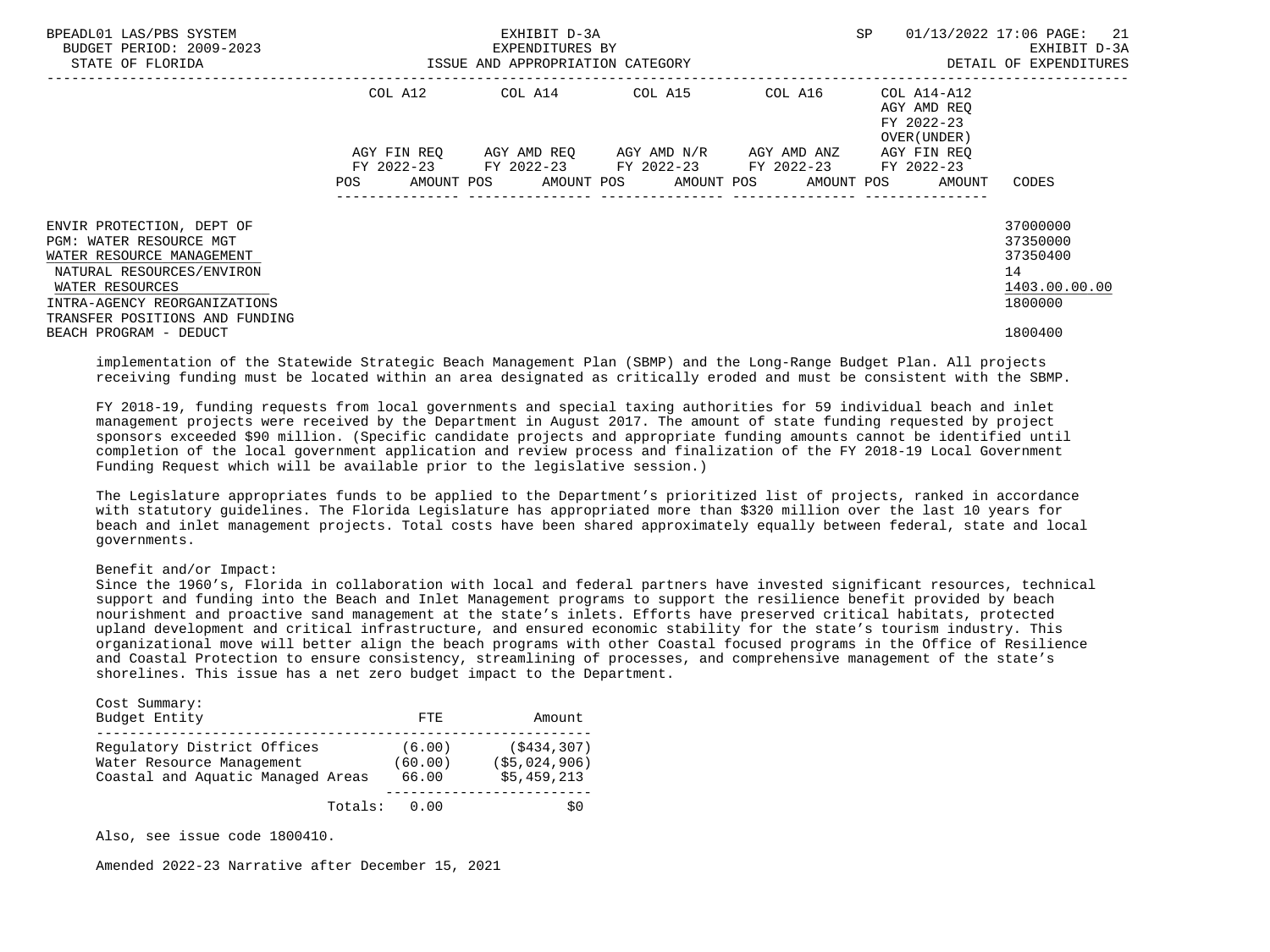| | COL A12 | COL A14 | COL A15 | COL A16 | COL A14-A12 AGY AMD REQ FY 2022-23 OVER(UNDER) | |
|---|---|---|---|---|---|---|
| | AGY FIN REQ FY 2022-23 | AGY AMD REQ FY 2022-23 | AGY AMD N/R FY 2022-23 | AGY AMD ANZ FY 2022-23 | AGY FIN REQ FY 2022-23 | |
| | POS AMOUNT | POS AMOUNT | POS AMOUNT | POS AMOUNT | POS AMOUNT | CODES |
| ENVIR PROTECTION, DEPT OF | | | | | | 37000000 |
| PGM: WATER RESOURCE MGT | | | | | | 37350000 |
| WATER RESOURCE MANAGEMENT | | | | | | 37350400 |
| NATURAL RESOURCES/ENVIRON | | | | | | 14 |
| WATER RESOURCES | | | | | | 1403.00.00.00 |
| INTRA-AGENCY REORGANIZATIONS | | | | | | 1800000 |
| TRANSFER POSITIONS AND FUNDING | | | | | | |
| BEACH PROGRAM - DEDUCT | | | | | | 1800400 |

implementation of the Statewide Strategic Beach Management Plan (SBMP) and the Long-Range Budget Plan. All projects receiving funding must be located within an area designated as critically eroded and must be consistent with the SBMP.

FY 2018-19, funding requests from local governments and special taxing authorities for 59 individual beach and inlet management projects were received by the Department in August 2017. The amount of state funding requested by project sponsors exceeded $90 million. (Specific candidate projects and appropriate funding amounts cannot be identified until completion of the local government application and review process and finalization of the FY 2018-19 Local Government Funding Request which will be available prior to the legislative session.)

The Legislature appropriates funds to be applied to the Department's prioritized list of projects, ranked in accordance with statutory guidelines. The Florida Legislature has appropriated more than $320 million over the last 10 years for beach and inlet management projects. Total costs have been shared approximately equally between federal, state and local governments.

Benefit and/or Impact:
Since the 1960's, Florida in collaboration with local and federal partners have invested significant resources, technical support and funding into the Beach and Inlet Management programs to support the resilience benefit provided by beach nourishment and proactive sand management at the state's inlets. Efforts have preserved critical habitats, protected upland development and critical infrastructure, and ensured economic stability for the state's tourism industry. This organizational move will better align the beach programs with other Coastal focused programs in the Office of Resilience and Coastal Protection to ensure consistency, streamlining of processes, and comprehensive management of the state's shorelines. This issue has a net zero budget impact to the Department.

Cost Summary:

| Budget Entity | FTE | Amount |
|---|---|---|
| Regulatory District Offices | (6.00) | ($434,307) |
| Water Resource Management | (60.00) | ($5,024,906) |
| Coastal and Aquatic Managed Areas | 66.00 | $5,459,213 |
| Totals: | 0.00 | $0 |

Also, see issue code 1800410.

Amended 2022-23 Narrative after December 15, 2021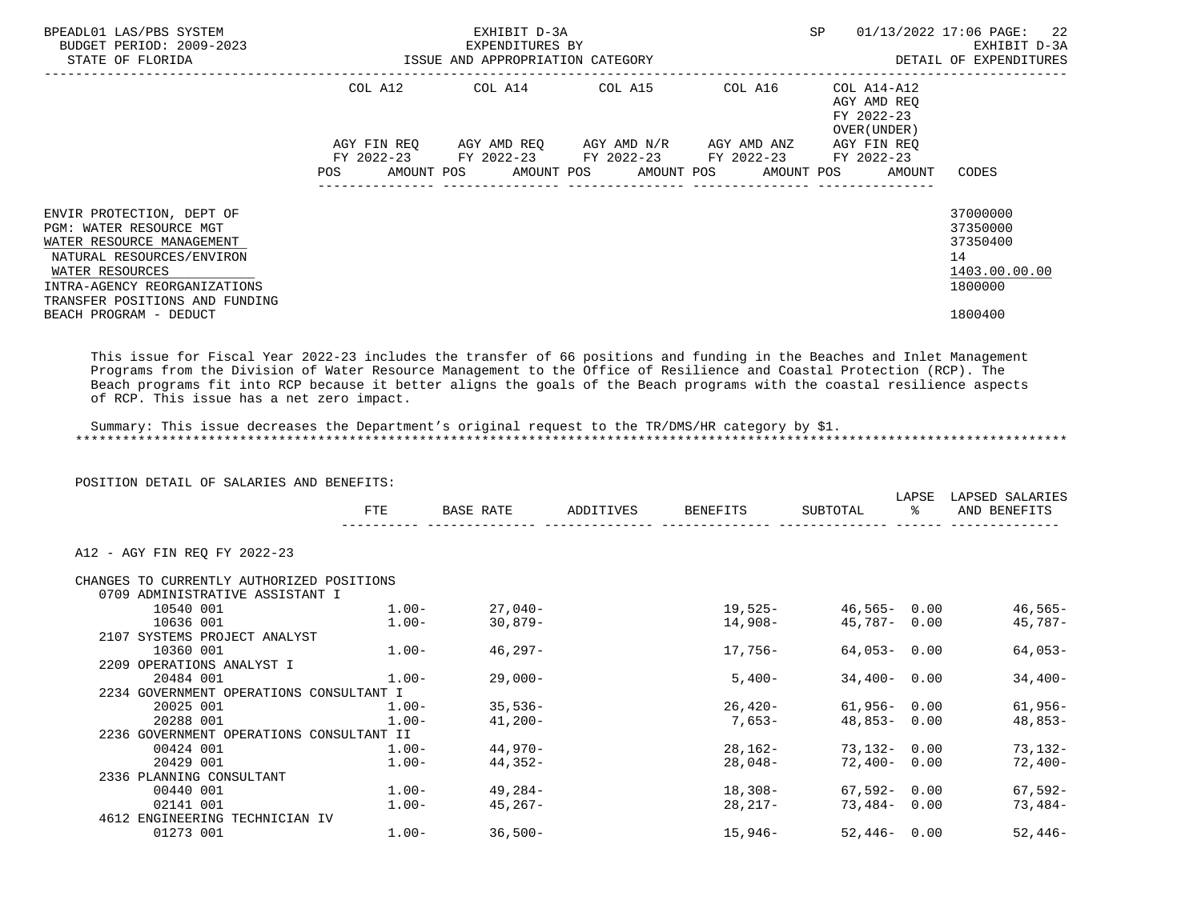BPEADL01 LAS/PBS SYSTEM — EXHIBIT D-3A — EXPENDITURES BY ISSUE AND APPROPRIATION CATEGORY

BUDGET PERIOD: 2009-2023 — STATE OF FLORIDA — SP 01/13/2022 17:06 — EXHIBIT D-3A DETAIL OF EXPENDITURES

| | COL A12 AGY FIN REQ FY 2022-23 POS AMOUNT | COL A14 AGY AMD REQ FY 2022-23 POS AMOUNT | COL A15 AGY AMD N/R FY 2022-23 POS AMOUNT | COL A16 AGY AMD ANZ FY 2022-23 POS AMOUNT | COL A14-A12 AGY AMD REQ FY 2022-23 OVER(UNDER) AGY FIN REQ FY 2022-23 POS AMOUNT | CODES |
|---|---|---|---|---|---|---|
| ENVIR PROTECTION, DEPT OF | | | | | | 37000000 |
| PGM: WATER RESOURCE MGT | | | | | | 37350000 |
| WATER RESOURCE MANAGEMENT | | | | | | 37350400 |
| NATURAL RESOURCES/ENVIRON | | | | | | 14 |
| WATER RESOURCES | | | | | | 1403.00.00.00 |
| INTRA-AGENCY REORGANIZATIONS | | | | | | 1800000 |
| TRANSFER POSITIONS AND FUNDING BEACH PROGRAM - DEDUCT | | | | | | 1800400 |

This issue for Fiscal Year 2022-23 includes the transfer of 66 positions and funding in the Beaches and Inlet Management Programs from the Division of Water Resource Management to the Office of Resilience and Coastal Protection (RCP). The Beach programs fit into RCP because it better aligns the goals of the Beach programs with the coastal resilience aspects of RCP. This issue has a net zero impact.

Summary: This issue decreases the Department's original request to the TR/DMS/HR category by $1.

******************************************************************************************************************************

POSITION DETAIL OF SALARIES AND BENEFITS:

| | FTE | BASE RATE | ADDITIVES | BENEFITS | SUBTOTAL | LAPSE % | LAPSED SALARIES AND BENEFITS |
|---|---|---|---|---|---|---|---|
| **A12 - AGY FIN REQ FY 2022-23** | | | | | | | |
| CHANGES TO CURRENTLY AUTHORIZED POSITIONS | | | | | | | |
| 0709 ADMINISTRATIVE ASSISTANT I | | | | | | | |
| 10540 001 | 1.00- | 27,040- | | 19,525- | 46,565- | 0.00 | 46,565- |
| 10636 001 | 1.00- | 30,879- | | 14,908- | 45,787- | 0.00 | 45,787- |
| 2107 SYSTEMS PROJECT ANALYST | | | | | | | |
| 10360 001 | 1.00- | 46,297- | | 17,756- | 64,053- | 0.00 | 64,053- |
| 2209 OPERATIONS ANALYST I | | | | | | | |
| 20484 001 | 1.00- | 29,000- | | 5,400- | 34,400- | 0.00 | 34,400- |
| 2234 GOVERNMENT OPERATIONS CONSULTANT I | | | | | | | |
| 20025 001 | 1.00- | 35,536- | | 26,420- | 61,956- | 0.00 | 61,956- |
| 20288 001 | 1.00- | 41,200- | | 7,653- | 48,853- | 0.00 | 48,853- |
| 2236 GOVERNMENT OPERATIONS CONSULTANT II | | | | | | | |
| 00424 001 | 1.00- | 44,970- | | 28,162- | 73,132- | 0.00 | 73,132- |
| 20429 001 | 1.00- | 44,352- | | 28,048- | 72,400- | 0.00 | 72,400- |
| 2336 PLANNING CONSULTANT | | | | | | | |
| 00440 001 | 1.00- | 49,284- | | 18,308- | 67,592- | 0.00 | 67,592- |
| 02141 001 | 1.00- | 45,267- | | 28,217- | 73,484- | 0.00 | 73,484- |
| 4612 ENGINEERING TECHNICIAN IV | | | | | | | |
| 01273 001 | 1.00- | 36,500- | | 15,946- | 52,446- | 0.00 | 52,446- |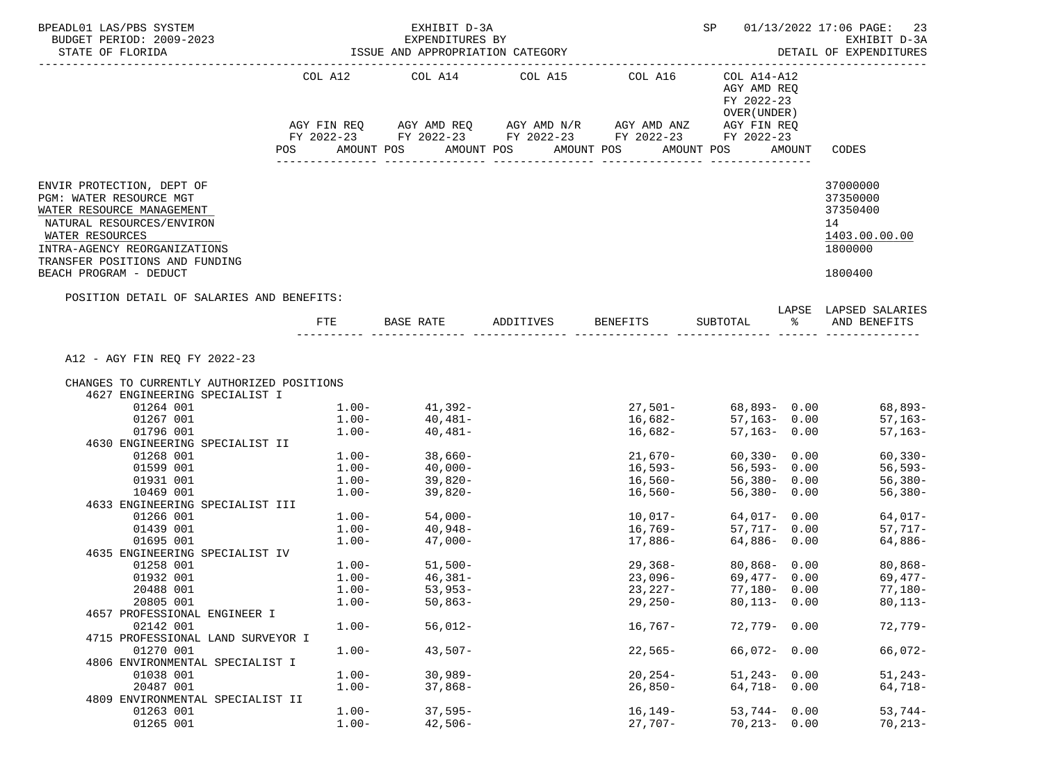BPEADL01 LAS/PBS SYSTEM — EXHIBIT D-3A — SP 01/13/2022 17:06 PAGE: 23
BUDGET PERIOD: 2009-2023 — EXPENDITURES BY — EXHIBIT D-3A
STATE OF FLORIDA — ISSUE AND APPROPRIATION CATEGORY — DETAIL OF EXPENDITURES

| | COL A12 AGY FIN REQ FY 2022-23 POS AMOUNT | COL A14 AGY AMD REQ FY 2022-23 POS AMOUNT | COL A15 AGY AMD N/R FY 2022-23 POS AMOUNT | COL A16 AGY AMD ANZ FY 2022-23 POS AMOUNT | COL A14-A12 AGY AMD REQ FY 2022-23 OVER(UNDER) AGY FIN REQ FY 2022-23 POS AMOUNT | CODES |
|---|---|---|---|---|---|---|

ENVIR PROTECTION, DEPT OF — 37000000
PGM: WATER RESOURCE MGT — 37350000
WATER RESOURCE MANAGEMENT — 37350400
NATURAL RESOURCES/ENVIRON — 14
WATER RESOURCES — 1403.00.00.00
INTRA-AGENCY REORGANIZATIONS — 1800000
TRANSFER POSITIONS AND FUNDING
BEACH PROGRAM - DEDUCT — 1800400

POSITION DETAIL OF SALARIES AND BENEFITS:

A12 - AGY FIN REQ FY 2022-23

CHANGES TO CURRENTLY AUTHORIZED POSITIONS

| | FTE | BASE RATE | ADDITIVES | BENEFITS | SUBTOTAL | LAPSE % | LAPSED SALARIES AND BENEFITS |
|---|---|---|---|---|---|---|---|
| 4627 ENGINEERING SPECIALIST I | | | | | | | |
| 01264 001 | 1.00- | 41,392- | | 27,501- | 68,893- | 0.00 | 68,893- |
| 01267 001 | 1.00- | 40,481- | | 16,682- | 57,163- | 0.00 | 57,163- |
| 01796 001 | 1.00- | 40,481- | | 16,682- | 57,163- | 0.00 | 57,163- |
| 4630 ENGINEERING SPECIALIST II | | | | | | | |
| 01268 001 | 1.00- | 38,660- | | 21,670- | 60,330- | 0.00 | 60,330- |
| 01599 001 | 1.00- | 40,000- | | 16,593- | 56,593- | 0.00 | 56,593- |
| 01931 001 | 1.00- | 39,820- | | 16,560- | 56,380- | 0.00 | 56,380- |
| 10469 001 | 1.00- | 39,820- | | 16,560- | 56,380- | 0.00 | 56,380- |
| 4633 ENGINEERING SPECIALIST III | | | | | | | |
| 01266 001 | 1.00- | 54,000- | | 10,017- | 64,017- | 0.00 | 64,017- |
| 01439 001 | 1.00- | 40,948- | | 16,769- | 57,717- | 0.00 | 57,717- |
| 01695 001 | 1.00- | 47,000- | | 17,886- | 64,886- | 0.00 | 64,886- |
| 4635 ENGINEERING SPECIALIST IV | | | | | | | |
| 01258 001 | 1.00- | 51,500- | | 29,368- | 80,868- | 0.00 | 80,868- |
| 01932 001 | 1.00- | 46,381- | | 23,096- | 69,477- | 0.00 | 69,477- |
| 20488 001 | 1.00- | 53,953- | | 23,227- | 77,180- | 0.00 | 77,180- |
| 20805 001 | 1.00- | 50,863- | | 29,250- | 80,113- | 0.00 | 80,113- |
| 4657 PROFESSIONAL ENGINEER I | | | | | | | |
| 02142 001 | 1.00- | 56,012- | | 16,767- | 72,779- | 0.00 | 72,779- |
| 4715 PROFESSIONAL LAND SURVEYOR I | | | | | | | |
| 01270 001 | 1.00- | 43,507- | | 22,565- | 66,072- | 0.00 | 66,072- |
| 4806 ENVIRONMENTAL SPECIALIST I | | | | | | | |
| 01038 001 | 1.00- | 30,989- | | 20,254- | 51,243- | 0.00 | 51,243- |
| 20487 001 | 1.00- | 37,868- | | 26,850- | 64,718- | 0.00 | 64,718- |
| 4809 ENVIRONMENTAL SPECIALIST II | | | | | | | |
| 01263 001 | 1.00- | 37,595- | | 16,149- | 53,744- | 0.00 | 53,744- |
| 01265 001 | 1.00- | 42,506- | | 27,707- | 70,213- | 0.00 | 70,213- |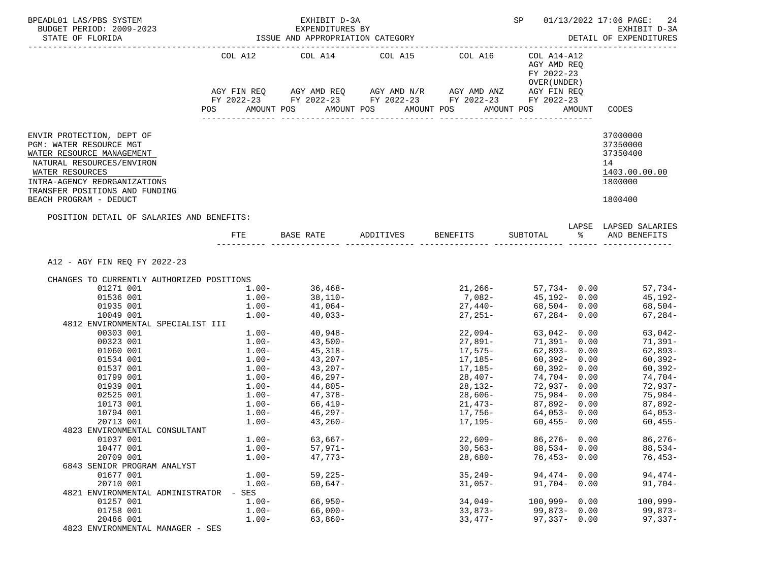BPEADL01 LAS/PBS SYSTEM — EXHIBIT D-3A — EXPENDITURES BY ISSUE AND APPROPRIATION CATEGORY
BUDGET PERIOD: 2009-2023 — STATE OF FLORIDA — SP 01/13/2022 17:06 — EXHIBIT D-3A DETAIL OF EXPENDITURES

| | COL A12 AGY FIN REQ FY 2022-23 POS AMOUNT | COL A14 AGY AMD REQ FY 2022-23 POS AMOUNT | COL A15 AGY AMD N/R FY 2022-23 POS AMOUNT | COL A16 AGY AMD ANZ FY 2022-23 POS AMOUNT | COL A14-A12 AGY AMD REQ FY 2022-23 OVER(UNDER) AGY FIN REQ FY 2022-23 POS AMOUNT | CODES |
|---|---|---|---|---|---|---|
| ENVIR PROTECTION, DEPT OF | | | | | | 37000000 |
| PGM: WATER RESOURCE MGT | | | | | | 37350000 |
| WATER RESOURCE MANAGEMENT | | | | | | 37350400 |
| NATURAL RESOURCES/ENVIRON | | | | | | 14 |
| WATER RESOURCES | | | | | | 1403.00.00.00 |
| INTRA-AGENCY REORGANIZATIONS | | | | | | 1800000 |
| TRANSFER POSITIONS AND FUNDING BEACH PROGRAM - DEDUCT | | | | | | 1800400 |

POSITION DETAIL OF SALARIES AND BENEFITS:

A12 - AGY FIN REQ FY 2022-23

CHANGES TO CURRENTLY AUTHORIZED POSITIONS

| | FTE | BASE RATE | ADDITIVES | BENEFITS | SUBTOTAL | LAPSE % | LAPSED SALARIES AND BENEFITS |
|---|---|---|---|---|---|---|---|
| 01271 001 | 1.00- | 36,468- | | 21,266- | 57,734- | 0.00 | 57,734- |
| 01536 001 | 1.00- | 38,110- | | 7,082- | 45,192- | 0.00 | 45,192- |
| 01935 001 | 1.00- | 41,064- | | 27,440- | 68,504- | 0.00 | 68,504- |
| 10049 001 | 1.00- | 40,033- | | 27,251- | 67,284- | 0.00 | 67,284- |
| 4812 ENVIRONMENTAL SPECIALIST III | | | | | | | |
| 00303 001 | 1.00- | 40,948- | | 22,094- | 63,042- | 0.00 | 63,042- |
| 00323 001 | 1.00- | 43,500- | | 27,891- | 71,391- | 0.00 | 71,391- |
| 01060 001 | 1.00- | 45,318- | | 17,575- | 62,893- | 0.00 | 62,893- |
| 01534 001 | 1.00- | 43,207- | | 17,185- | 60,392- | 0.00 | 60,392- |
| 01537 001 | 1.00- | 43,207- | | 17,185- | 60,392- | 0.00 | 60,392- |
| 01799 001 | 1.00- | 46,297- | | 28,407- | 74,704- | 0.00 | 74,704- |
| 01939 001 | 1.00- | 44,805- | | 28,132- | 72,937- | 0.00 | 72,937- |
| 02525 001 | 1.00- | 47,378- | | 28,606- | 75,984- | 0.00 | 75,984- |
| 10173 001 | 1.00- | 66,419- | | 21,473- | 87,892- | 0.00 | 87,892- |
| 10794 001 | 1.00- | 46,297- | | 17,756- | 64,053- | 0.00 | 64,053- |
| 20713 001 | 1.00- | 43,260- | | 17,195- | 60,455- | 0.00 | 60,455- |
| 4823 ENVIRONMENTAL CONSULTANT | | | | | | | |
| 01037 001 | 1.00- | 63,667- | | 22,609- | 86,276- | 0.00 | 86,276- |
| 10477 001 | 1.00- | 57,971- | | 30,563- | 88,534- | 0.00 | 88,534- |
| 20709 001 | 1.00- | 47,773- | | 28,680- | 76,453- | 0.00 | 76,453- |
| 6843 SENIOR PROGRAM ANALYST | | | | | | | |
| 01677 001 | 1.00- | 59,225- | | 35,249- | 94,474- | 0.00 | 94,474- |
| 20710 001 | 1.00- | 60,647- | | 31,057- | 91,704- | 0.00 | 91,704- |
| 4821 ENVIRONMENTAL ADMINISTRATOR - SES | | | | | | | |
| 01257 001 | 1.00- | 66,950- | | 34,049- | 100,999- | 0.00 | 100,999- |
| 01758 001 | 1.00- | 66,000- | | 33,873- | 99,873- | 0.00 | 99,873- |
| 20486 001 | 1.00- | 63,860- | | 33,477- | 97,337- | 0.00 | 97,337- |
| 4823 ENVIRONMENTAL MANAGER - SES | | | | | | | |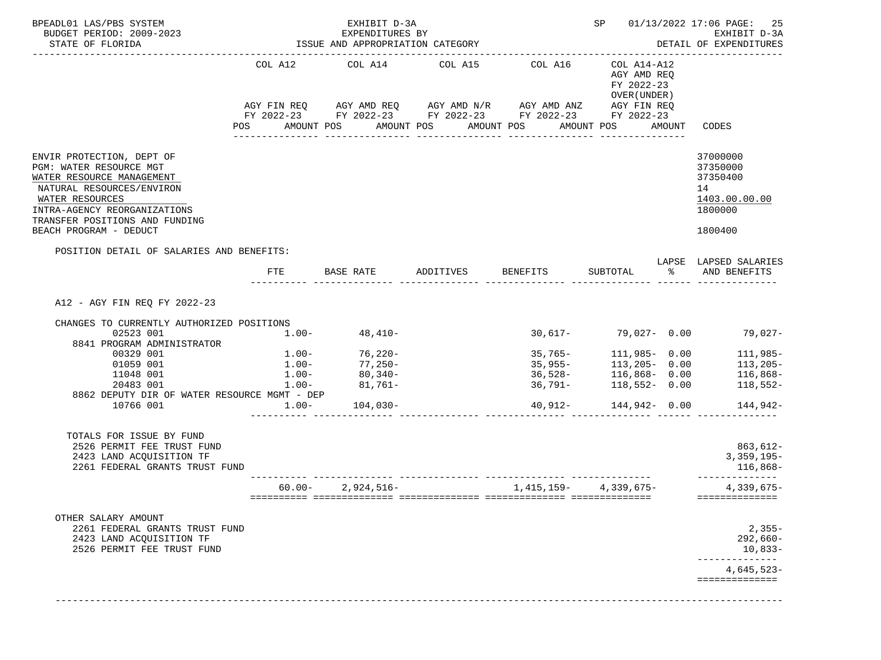BPEADL01 LAS/PBS SYSTEM — EXHIBIT D-3A — EXPENDITURES BY ISSUE AND APPROPRIATION CATEGORY — SP 01/13/2022 17:06

BUDGET PERIOD: 2009-2023 — STATE OF FLORIDA — EXHIBIT D-3A DETAIL OF EXPENDITURES

| | COL A12 AGY FIN REQ FY 2022-23 POS AMOUNT | COL A14 AGY AMD REQ FY 2022-23 POS AMOUNT | COL A15 AGY AMD N/R FY 2022-23 POS AMOUNT | COL A16 AGY AMD ANZ FY 2022-23 POS AMOUNT | COL A14-A12 AGY AMD REQ FY 2022-23 OVER(UNDER) AGY FIN REQ FY 2022-23 POS AMOUNT | CODES |
|---|---|---|---|---|---|---|
| ENVIR PROTECTION, DEPT OF | | | | | | 37000000 |
| PGM: WATER RESOURCE MGT | | | | | | 37350000 |
| WATER RESOURCE MANAGEMENT | | | | | | 37350400 |
| NATURAL RESOURCES/ENVIRON | | | | | | 14 |
| WATER RESOURCES | | | | | | 1403.00.00.00 |
| INTRA-AGENCY REORGANIZATIONS | | | | | | 1800000 |
| TRANSFER POSITIONS AND FUNDING BEACH PROGRAM - DEDUCT | | | | | | 1800400 |

POSITION DETAIL OF SALARIES AND BENEFITS:

| | FTE | BASE RATE | ADDITIVES | BENEFITS | SUBTOTAL | LAPSE % | LAPSED SALARIES AND BENEFITS |
|---|---|---|---|---|---|---|---|
| A12 - AGY FIN REQ FY 2022-23 | | | | | | | |
| CHANGES TO CURRENTLY AUTHORIZED POSITIONS | | | | | | | |
| 02523 001 | 1.00- | 48,410- | | 30,617- | 79,027- | 0.00 | 79,027- |
| 8841 PROGRAM ADMINISTRATOR | | | | | | | |
| 00329 001 | 1.00- | 76,220- | | 35,765- | 111,985- | 0.00 | 111,985- |
| 01059 001 | 1.00- | 77,250- | | 35,955- | 113,205- | 0.00 | 113,205- |
| 11048 001 | 1.00- | 80,340- | | 36,528- | 116,868- | 0.00 | 116,868- |
| 20483 001 | 1.00- | 81,761- | | 36,791- | 118,552- | 0.00 | 118,552- |
| 8862 DEPUTY DIR OF WATER RESOURCE MGMT - DEP | | | | | | | |
| 10766 001 | 1.00- | 104,030- | | 40,912- | 144,942- | 0.00 | 144,942- |
| TOTALS FOR ISSUE BY FUND | | | | | | | |
| 2526 PERMIT FEE TRUST FUND | | | | | | | 863,612- |
| 2423 LAND ACQUISITION TF | | | | | | | 3,359,195- |
| 2261 FEDERAL GRANTS TRUST FUND | | | | | | | 116,868- |
| | 60.00- | 2,924,516- | | 1,415,159- | 4,339,675- | | 4,339,675- |
| OTHER SALARY AMOUNT | | | | | | | |
| 2261 FEDERAL GRANTS TRUST FUND | | | | | | | 2,355- |
| 2423 LAND ACQUISITION TF | | | | | | | 292,660- |
| 2526 PERMIT FEE TRUST FUND | | | | | | | 10,833- |
| | | | | | | | 4,645,523- |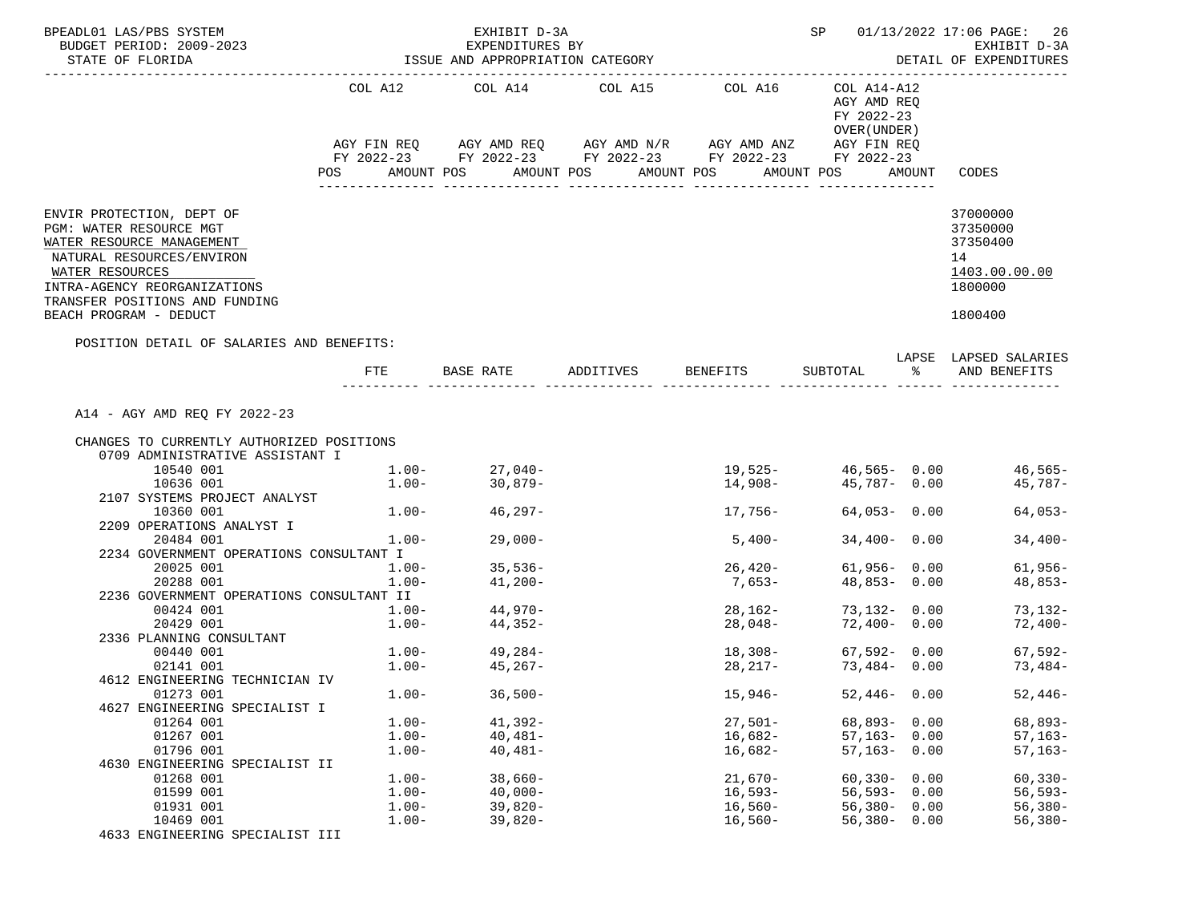BPEADL01 LAS/PBS SYSTEM — EXHIBIT D-3A — SP 01/13/2022 17:06

BUDGET PERIOD: 2009-2023 — EXPENDITURES BY — EXHIBIT D-3A

STATE OF FLORIDA — ISSUE AND APPROPRIATION CATEGORY — DETAIL OF EXPENDITURES

| | COL A12 AGY FIN REQ FY 2022-23 POS AMOUNT | COL A14 AGY AMD REQ FY 2022-23 POS AMOUNT | COL A15 AGY AMD N/R FY 2022-23 POS AMOUNT | COL A16 AGY AMD ANZ FY 2022-23 POS AMOUNT | COL A14-A12 AGY AMD REQ FY 2022-23 OVER(UNDER) AGY FIN REQ FY 2022-23 POS AMOUNT | CODES |
|---|---|---|---|---|---|---|
| ENVIR PROTECTION, DEPT OF | | | | | | 37000000 |
| PGM: WATER RESOURCE MGT | | | | | | 37350000 |
| WATER RESOURCE MANAGEMENT | | | | | | 37350400 |
| NATURAL RESOURCES/ENVIRON | | | | | | 14 |
| WATER RESOURCES | | | | | | 1403.00.00.00 |
| INTRA-AGENCY REORGANIZATIONS | | | | | | 1800000 |
| TRANSFER POSITIONS AND FUNDING BEACH PROGRAM - DEDUCT | | | | | | 1800400 |

POSITION DETAIL OF SALARIES AND BENEFITS:

A14 - AGY AMD REQ FY 2022-23

CHANGES TO CURRENTLY AUTHORIZED POSITIONS

| | FTE | BASE RATE | ADDITIVES | BENEFITS | SUBTOTAL | LAPSE % | LAPSED SALARIES AND BENEFITS |
|---|---|---|---|---|---|---|---|
| 0709 ADMINISTRATIVE ASSISTANT I | | | | | | | |
| 10540 001 | 1.00- | 27,040- | | 19,525- | 46,565- | 0.00 | 46,565- |
| 10636 001 | 1.00- | 30,879- | | 14,908- | 45,787- | 0.00 | 45,787- |
| 2107 SYSTEMS PROJECT ANALYST | | | | | | | |
| 10360 001 | 1.00- | 46,297- | | 17,756- | 64,053- | 0.00 | 64,053- |
| 2209 OPERATIONS ANALYST I | | | | | | | |
| 20484 001 | 1.00- | 29,000- | | 5,400- | 34,400- | 0.00 | 34,400- |
| 2234 GOVERNMENT OPERATIONS CONSULTANT I | | | | | | | |
| 20025 001 | 1.00- | 35,536- | | 26,420- | 61,956- | 0.00 | 61,956- |
| 20288 001 | 1.00- | 41,200- | | 7,653- | 48,853- | 0.00 | 48,853- |
| 2236 GOVERNMENT OPERATIONS CONSULTANT II | | | | | | | |
| 00424 001 | 1.00- | 44,970- | | 28,162- | 73,132- | 0.00 | 73,132- |
| 20429 001 | 1.00- | 44,352- | | 28,048- | 72,400- | 0.00 | 72,400- |
| 2336 PLANNING CONSULTANT | | | | | | | |
| 00440 001 | 1.00- | 49,284- | | 18,308- | 67,592- | 0.00 | 67,592- |
| 02141 001 | 1.00- | 45,267- | | 28,217- | 73,484- | 0.00 | 73,484- |
| 4612 ENGINEERING TECHNICIAN IV | | | | | | | |
| 01273 001 | 1.00- | 36,500- | | 15,946- | 52,446- | 0.00 | 52,446- |
| 4627 ENGINEERING SPECIALIST I | | | | | | | |
| 01264 001 | 1.00- | 41,392- | | 27,501- | 68,893- | 0.00 | 68,893- |
| 01267 001 | 1.00- | 40,481- | | 16,682- | 57,163- | 0.00 | 57,163- |
| 01796 001 | 1.00- | 40,481- | | 16,682- | 57,163- | 0.00 | 57,163- |
| 4630 ENGINEERING SPECIALIST II | | | | | | | |
| 01268 001 | 1.00- | 38,660- | | 21,670- | 60,330- | 0.00 | 60,330- |
| 01599 001 | 1.00- | 40,000- | | 16,593- | 56,593- | 0.00 | 56,593- |
| 01931 001 | 1.00- | 39,820- | | 16,560- | 56,380- | 0.00 | 56,380- |
| 10469 001 | 1.00- | 39,820- | | 16,560- | 56,380- | 0.00 | 56,380- |
| 4633 ENGINEERING SPECIALIST III | | | | | | | |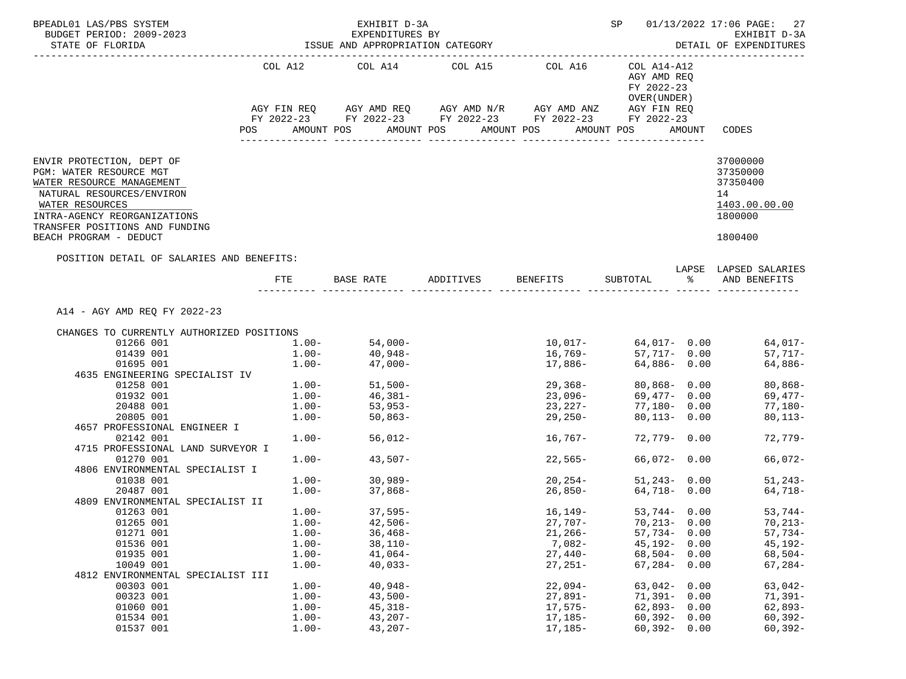BPEADL01 LAS/PBS SYSTEM | EXHIBIT D-3A | SP 01/13/2022 17:06 PAGE: 27
BUDGET PERIOD: 2009-2023 | EXPENDITURES BY | EXHIBIT D-3A
STATE OF FLORIDA | ISSUE AND APPROPRIATION CATEGORY | DETAIL OF EXPENDITURES

| | COL A12 AGY FIN REQ FY 2022-23 | | COL A14 AGY AMD REQ FY 2022-23 | | COL A15 AGY AMD N/R FY 2022-23 | | COL A16 AGY AMD ANZ FY 2022-23 | | COL A14-A12 AGY AMD REQ FY 2022-23 OVER(UNDER) AGY FIN REQ FY 2022-23 | | |
|---|---|---|---|---|---|---|---|---|---|---|---|
| | POS | AMOUNT | POS | AMOUNT | POS | AMOUNT | POS | AMOUNT | POS | AMOUNT | CODES |

ENVIR PROTECTION, DEPT OF — 37000000
PGM: WATER RESOURCE MGT — 37350000
WATER RESOURCE MANAGEMENT — 37350400
NATURAL RESOURCES/ENVIRON — 14
WATER RESOURCES — 1403.00.00.00
INTRA-AGENCY REORGANIZATIONS — 1800000
TRANSFER POSITIONS AND FUNDING
BEACH PROGRAM - DEDUCT — 1800400

POSITION DETAIL OF SALARIES AND BENEFITS:

A14 - AGY AMD REQ FY 2022-23

| | FTE | BASE RATE | ADDITIVES | BENEFITS | SUBTOTAL | LAPSE % | LAPSED SALARIES AND BENEFITS |
|---|---|---|---|---|---|---|---|
| CHANGES TO CURRENTLY AUTHORIZED POSITIONS | | | | | | | |
| 01266 001 | 1.00- | 54,000- | | 10,017- | 64,017- | 0.00 | 64,017- |
| 01439 001 | 1.00- | 40,948- | | 16,769- | 57,717- | 0.00 | 57,717- |
| 01695 001 | 1.00- | 47,000- | | 17,886- | 64,886- | 0.00 | 64,886- |
| 4635 ENGINEERING SPECIALIST IV | | | | | | | |
| 01258 001 | 1.00- | 51,500- | | 29,368- | 80,868- | 0.00 | 80,868- |
| 01932 001 | 1.00- | 46,381- | | 23,096- | 69,477- | 0.00 | 69,477- |
| 20488 001 | 1.00- | 53,953- | | 23,227- | 77,180- | 0.00 | 77,180- |
| 20805 001 | 1.00- | 50,863- | | 29,250- | 80,113- | 0.00 | 80,113- |
| 4657 PROFESSIONAL ENGINEER I | | | | | | | |
| 02142 001 | 1.00- | 56,012- | | 16,767- | 72,779- | 0.00 | 72,779- |
| 4715 PROFESSIONAL LAND SURVEYOR I | | | | | | | |
| 01270 001 | 1.00- | 43,507- | | 22,565- | 66,072- | 0.00 | 66,072- |
| 4806 ENVIRONMENTAL SPECIALIST I | | | | | | | |
| 01038 001 | 1.00- | 30,989- | | 20,254- | 51,243- | 0.00 | 51,243- |
| 20487 001 | 1.00- | 37,868- | | 26,850- | 64,718- | 0.00 | 64,718- |
| 4809 ENVIRONMENTAL SPECIALIST II | | | | | | | |
| 01263 001 | 1.00- | 37,595- | | 16,149- | 53,744- | 0.00 | 53,744- |
| 01265 001 | 1.00- | 42,506- | | 27,707- | 70,213- | 0.00 | 70,213- |
| 01271 001 | 1.00- | 36,468- | | 21,266- | 57,734- | 0.00 | 57,734- |
| 01536 001 | 1.00- | 38,110- | | 7,082- | 45,192- | 0.00 | 45,192- |
| 01935 001 | 1.00- | 41,064- | | 27,440- | 68,504- | 0.00 | 68,504- |
| 10049 001 | 1.00- | 40,033- | | 27,251- | 67,284- | 0.00 | 67,284- |
| 4812 ENVIRONMENTAL SPECIALIST III | | | | | | | |
| 00303 001 | 1.00- | 40,948- | | 22,094- | 63,042- | 0.00 | 63,042- |
| 00323 001 | 1.00- | 43,500- | | 27,891- | 71,391- | 0.00 | 71,391- |
| 01060 001 | 1.00- | 45,318- | | 17,575- | 62,893- | 0.00 | 62,893- |
| 01534 001 | 1.00- | 43,207- | | 17,185- | 60,392- | 0.00 | 60,392- |
| 01537 001 | 1.00- | 43,207- | | 17,185- | 60,392- | 0.00 | 60,392- |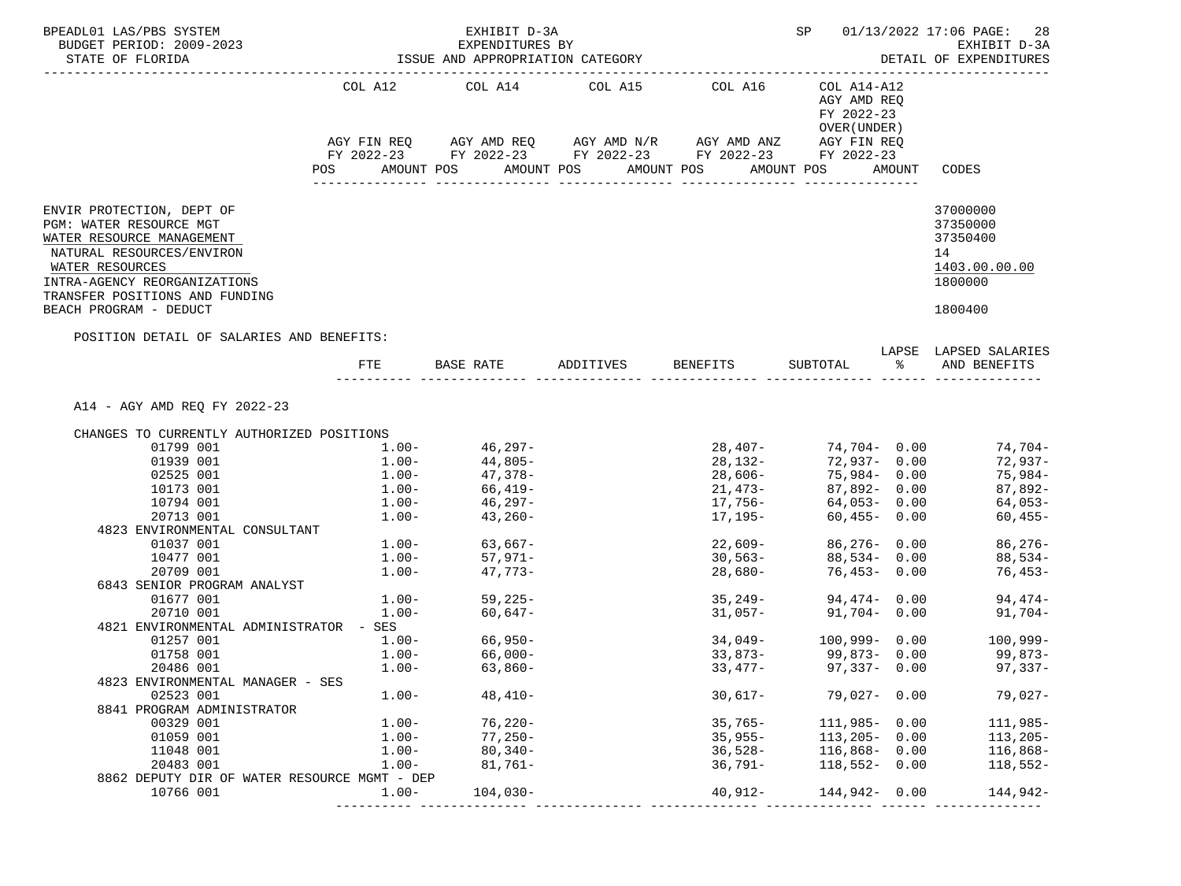BPEADL01 LAS/PBS SYSTEM
BUDGET PERIOD: 2009-2023
STATE OF FLORIDA

EXHIBIT D-3A
EXPENDITURES BY
ISSUE AND APPROPRIATION CATEGORY

SP 01/13/2022 17:06 PAGE: 28
EXHIBIT D-3A
DETAIL OF EXPENDITURES

| | COL A12 | COL A14 | COL A15 | COL A16 | COL A14-A12 AGY AMD REQ FY 2022-23 OVER(UNDER) | |
|---|---|---|---|---|---|---|
| | AGY FIN REQ FY 2022-23 | AGY AMD REQ FY 2022-23 | AGY AMD N/R FY 2022-23 | AGY AMD ANZ FY 2022-23 | AGY FIN REQ FY 2022-23 | |
| | POS AMOUNT | POS AMOUNT | POS AMOUNT | POS AMOUNT | POS AMOUNT | CODES |

| | CODES |
|---|---|
| ENVIR PROTECTION, DEPT OF | 37000000 |
| PGM: WATER RESOURCE MGT | 37350000 |
| WATER RESOURCE MANAGEMENT | 37350400 |
| NATURAL RESOURCES/ENVIRON | 14 |
| WATER RESOURCES | 1403.00.00.00 |
| INTRA-AGENCY REORGANIZATIONS | 1800000 |
| TRANSFER POSITIONS AND FUNDING BEACH PROGRAM - DEDUCT | 1800400 |

POSITION DETAIL OF SALARIES AND BENEFITS:

A14 - AGY AMD REQ FY 2022-23

CHANGES TO CURRENTLY AUTHORIZED POSITIONS

| | FTE | BASE RATE | ADDITIVES | BENEFITS | SUBTOTAL | LAPSE % | LAPSED SALARIES AND BENEFITS |
|---|---|---|---|---|---|---|---|
| 01799 001 | 1.00- | 46,297- | | 28,407- | 74,704- | 0.00 | 74,704- |
| 01939 001 | 1.00- | 44,805- | | 28,132- | 72,937- | 0.00 | 72,937- |
| 02525 001 | 1.00- | 47,378- | | 28,606- | 75,984- | 0.00 | 75,984- |
| 10173 001 | 1.00- | 66,419- | | 21,473- | 87,892- | 0.00 | 87,892- |
| 10794 001 | 1.00- | 46,297- | | 17,756- | 64,053- | 0.00 | 64,053- |
| 20713 001 | 1.00- | 43,260- | | 17,195- | 60,455- | 0.00 | 60,455- |
| 4823 ENVIRONMENTAL CONSULTANT | | | | | | | |
| 01037 001 | 1.00- | 63,667- | | 22,609- | 86,276- | 0.00 | 86,276- |
| 10477 001 | 1.00- | 57,971- | | 30,563- | 88,534- | 0.00 | 88,534- |
| 20709 001 | 1.00- | 47,773- | | 28,680- | 76,453- | 0.00 | 76,453- |
| 6843 SENIOR PROGRAM ANALYST | | | | | | | |
| 01677 001 | 1.00- | 59,225- | | 35,249- | 94,474- | 0.00 | 94,474- |
| 20710 001 | 1.00- | 60,647- | | 31,057- | 91,704- | 0.00 | 91,704- |
| 4821 ENVIRONMENTAL ADMINISTRATOR - SES | | | | | | | |
| 01257 001 | 1.00- | 66,950- | | 34,049- | 100,999- | 0.00 | 100,999- |
| 01758 001 | 1.00- | 66,000- | | 33,873- | 99,873- | 0.00 | 99,873- |
| 20486 001 | 1.00- | 63,860- | | 33,477- | 97,337- | 0.00 | 97,337- |
| 4823 ENVIRONMENTAL MANAGER - SES | | | | | | | |
| 02523 001 | 1.00- | 48,410- | | 30,617- | 79,027- | 0.00 | 79,027- |
| 8841 PROGRAM ADMINISTRATOR | | | | | | | |
| 00329 001 | 1.00- | 76,220- | | 35,765- | 111,985- | 0.00 | 111,985- |
| 01059 001 | 1.00- | 77,250- | | 35,955- | 113,205- | 0.00 | 113,205- |
| 11048 001 | 1.00- | 80,340- | | 36,528- | 116,868- | 0.00 | 116,868- |
| 20483 001 | 1.00- | 81,761- | | 36,791- | 118,552- | 0.00 | 118,552- |
| 8862 DEPUTY DIR OF WATER RESOURCE MGMT - DEP | | | | | | | |
| 10766 001 | 1.00- | 104,030- | | 40,912- | 144,942- | 0.00 | 144,942- |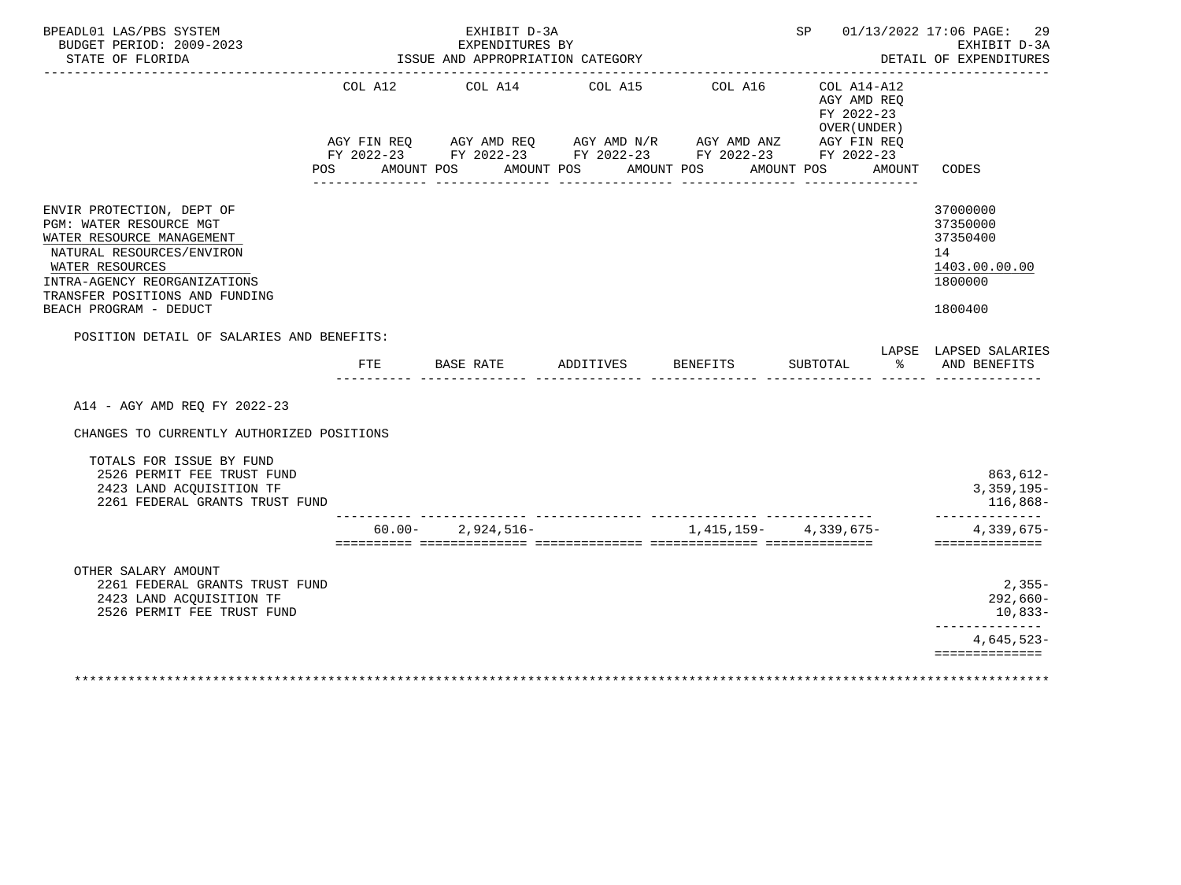BPEADL01 LAS/PBS SYSTEM — EXHIBIT D-3A — SP 01/13/2022 17:06 PAGE: 29
BUDGET PERIOD: 2009-2023 — EXPENDITURES BY — EXHIBIT D-3A
STATE OF FLORIDA — ISSUE AND APPROPRIATION CATEGORY — DETAIL OF EXPENDITURES

| | COL A12 AGY FIN REQ FY 2022-23 POS AMOUNT | COL A14 AGY AMD REQ FY 2022-23 POS AMOUNT | COL A15 AGY AMD N/R FY 2022-23 POS AMOUNT | COL A16 AGY AMD ANZ FY 2022-23 POS AMOUNT | COL A14-A12 AGY AMD REQ FY 2022-23 OVER(UNDER) AGY FIN REQ FY 2022-23 POS AMOUNT | CODES |
|---|---|---|---|---|---|---|
| ENVIR PROTECTION, DEPT OF | | | | | | 37000000 |
| PGM: WATER RESOURCE MGT | | | | | | 37350000 |
| WATER RESOURCE MANAGEMENT | | | | | | 37350400 |
| NATURAL RESOURCES/ENVIRON | | | | | | 14 |
| WATER RESOURCES | | | | | | 1403.00.00.00 |
| INTRA-AGENCY REORGANIZATIONS | | | | | | 1800000 |
| TRANSFER POSITIONS AND FUNDING BEACH PROGRAM - DEDUCT | | | | | | 1800400 |

POSITION DETAIL OF SALARIES AND BENEFITS:

| | FTE | BASE RATE | ADDITIVES | BENEFITS | SUBTOTAL | LAPSE % | LAPSED SALARIES AND BENEFITS |
|---|---|---|---|---|---|---|---|
| A14 - AGY AMD REQ FY 2022-23 | | | | | | | |
| CHANGES TO CURRENTLY AUTHORIZED POSITIONS | | | | | | | |
| TOTALS FOR ISSUE BY FUND | | | | | | | |
| 2526 PERMIT FEE TRUST FUND | | | | | | | 863,612- |
| 2423 LAND ACQUISITION TF | | | | | | | 3,359,195- |
| 2261 FEDERAL GRANTS TRUST FUND | | | | | | | 116,868- |
| | 60.00- | 2,924,516- | | 1,415,159- | 4,339,675- | | 4,339,675- |
| OTHER SALARY AMOUNT | | | | | | | |
| 2261 FEDERAL GRANTS TRUST FUND | | | | | | | 2,355- |
| 2423 LAND ACQUISITION TF | | | | | | | 292,660- |
| 2526 PERMIT FEE TRUST FUND | | | | | | | 10,833- |
| | | | | | | | 4,645,523- |

***************************************************************************************************************************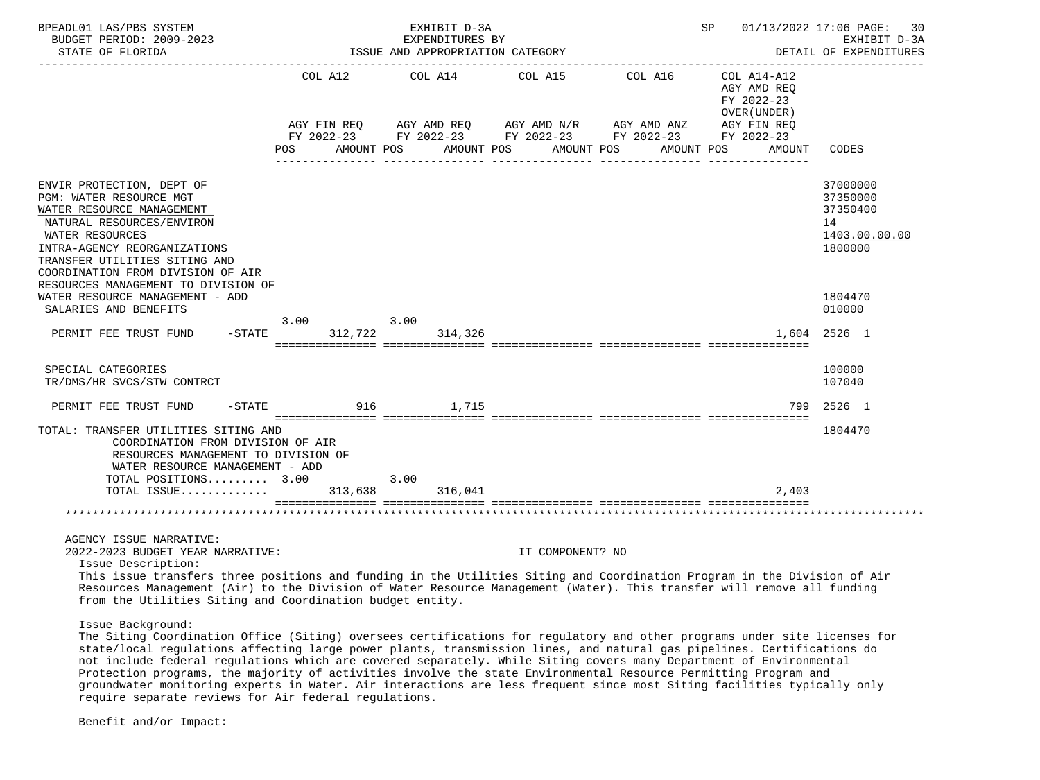| | COL A12 AGY FIN REQ FY 2022-23 POS | AMOUNT | COL A14 AGY AMD REQ FY 2022-23 POS | AMOUNT | COL A15 AGY AMD N/R FY 2022-23 POS | AMOUNT | COL A16 AGY AMD ANZ FY 2022-23 POS | AMOUNT | COL A14-A12 AGY AMD REQ FY 2022-23 OVER(UNDER) AGY FIN REQ FY 2022-23 POS | AMOUNT | CODES |
|---|---|---|---|---|---|---|---|---|---|---|---|
| ENVIR PROTECTION, DEPT OF | | | | | | | | | | | 37000000 |
| PGM: WATER RESOURCE MGT | | | | | | | | | | | 37350000 |
| WATER RESOURCE MANAGEMENT | | | | | | | | | | | 37350400 |
| NATURAL RESOURCES/ENVIRON | | | | | | | | | | | 14 |
| WATER RESOURCES | | | | | | | | | | | 1403.00.00.00 |
| INTRA-AGENCY REORGANIZATIONS | | | | | | | | | | | 1800000 |
| TRANSFER UTILITIES SITING AND COORDINATION FROM DIVISION OF AIR RESOURCES MANAGEMENT TO DIVISION OF WATER RESOURCE MANAGEMENT - ADD | | | | | | | | | | | 1804470 |
| SALARIES AND BENEFITS | | | | | | | | | | | 010000 |
| PERMIT FEE TRUST FUND -STATE | 3.00 | 312,722 | 3.00 | 314,326 | | | | | | 1,604 | 2526 1 |
| SPECIAL CATEGORIES | | | | | | | | | | | 100000 |
| TR/DMS/HR SVCS/STW CONTRCT | | | | | | | | | | | 107040 |
| PERMIT FEE TRUST FUND -STATE | | 916 | | 1,715 | | | | | | 799 | 2526 1 |
| TOTAL: TRANSFER UTILITIES SITING AND COORDINATION FROM DIVISION OF AIR RESOURCES MANAGEMENT TO DIVISION OF WATER RESOURCE MANAGEMENT - ADD | | | | | | | | | | | 1804470 |
| TOTAL POSITIONS......... | 3.00 | | 3.00 | | | | | | | | |
| TOTAL ISSUE............. | | 313,638 | | 316,041 | | | | | | 2,403 | |

AGENCY ISSUE NARRATIVE:

2022-2023 BUDGET YEAR NARRATIVE: IT COMPONENT? NO

Issue Description:

This issue transfers three positions and funding in the Utilities Siting and Coordination Program in the Division of Air Resources Management (Air) to the Division of Water Resource Management (Water). This transfer will remove all funding from the Utilities Siting and Coordination budget entity.

Issue Background:

The Siting Coordination Office (Siting) oversees certifications for regulatory and other programs under site licenses for state/local regulations affecting large power plants, transmission lines, and natural gas pipelines. Certifications do not include federal regulations which are covered separately. While Siting covers many Department of Environmental Protection programs, the majority of activities involve the state Environmental Resource Permitting Program and groundwater monitoring experts in Water. Air interactions are less frequent since most Siting facilities typically only require separate reviews for Air federal regulations.

Benefit and/or Impact: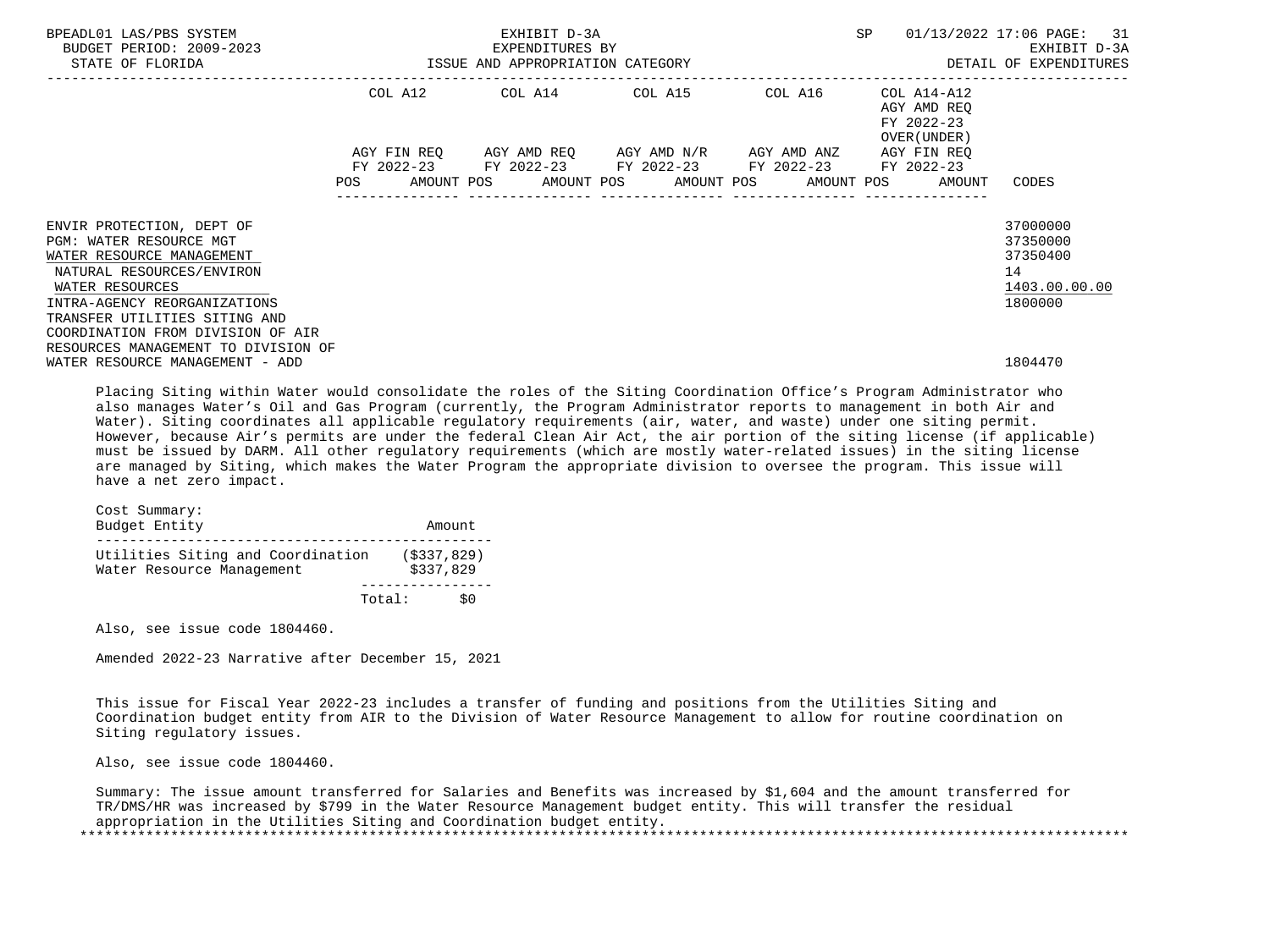BPEADL01 LAS/PBS SYSTEM — EXHIBIT D-3A — EXPENDITURES BY ISSUE AND APPROPRIATION CATEGORY — SP 01/13/2022 17:06

BUDGET PERIOD: 2009-2023 — STATE OF FLORIDA — EXHIBIT D-3A DETAIL OF EXPENDITURES

| | COL A12 AGY FIN REQ FY 2022-23 POS AMOUNT | COL A14 AGY AMD REQ FY 2022-23 POS AMOUNT | COL A15 AGY AMD N/R FY 2022-23 POS AMOUNT | COL A16 AGY AMD ANZ FY 2022-23 POS AMOUNT | COL A14-A12 AGY AMD REQ FY 2022-23 OVER(UNDER) AGY FIN REQ FY 2022-23 POS AMOUNT | CODES |
|---|---|---|---|---|---|---|
| ENVIR PROTECTION, DEPT OF | | | | | | 37000000 |
| PGM: WATER RESOURCE MGT | | | | | | 37350000 |
| WATER RESOURCE MANAGEMENT | | | | | | 37350400 |
| NATURAL RESOURCES/ENVIRON | | | | | | 14 |
| WATER RESOURCES | | | | | | 1403.00.00.00 |
| INTRA-AGENCY REORGANIZATIONS | | | | | | 1800000 |
| TRANSFER UTILITIES SITING AND COORDINATION FROM DIVISION OF AIR RESOURCES MANAGEMENT TO DIVISION OF WATER RESOURCE MANAGEMENT - ADD | | | | | | 1804470 |

Placing Siting within Water would consolidate the roles of the Siting Coordination Office's Program Administrator who also manages Water's Oil and Gas Program (currently, the Program Administrator reports to management in both Air and Water). Siting coordinates all applicable regulatory requirements (air, water, and waste) under one siting permit. However, because Air's permits are under the federal Clean Air Act, the air portion of the siting license (if applicable) must be issued by DARM. All other regulatory requirements (which are mostly water-related issues) in the siting license are managed by Siting, which makes the Water Program the appropriate division to oversee the program. This issue will have a net zero impact.

Cost Summary:

| Budget Entity | Amount |
|---|---|
| Utilities Siting and Coordination | ($337,829) |
| Water Resource Management | $337,829 |
| Total: | $0 |

Also, see issue code 1804460.

Amended 2022-23 Narrative after December 15, 2021

This issue for Fiscal Year 2022-23 includes a transfer of funding and positions from the Utilities Siting and Coordination budget entity from AIR to the Division of Water Resource Management to allow for routine coordination on Siting regulatory issues.

Also, see issue code 1804460.

Summary: The issue amount transferred for Salaries and Benefits was increased by $1,604 and the amount transferred for TR/DMS/HR was increased by $799 in the Water Resource Management budget entity. This will transfer the residual appropriation in the Utilities Siting and Coordination budget entity.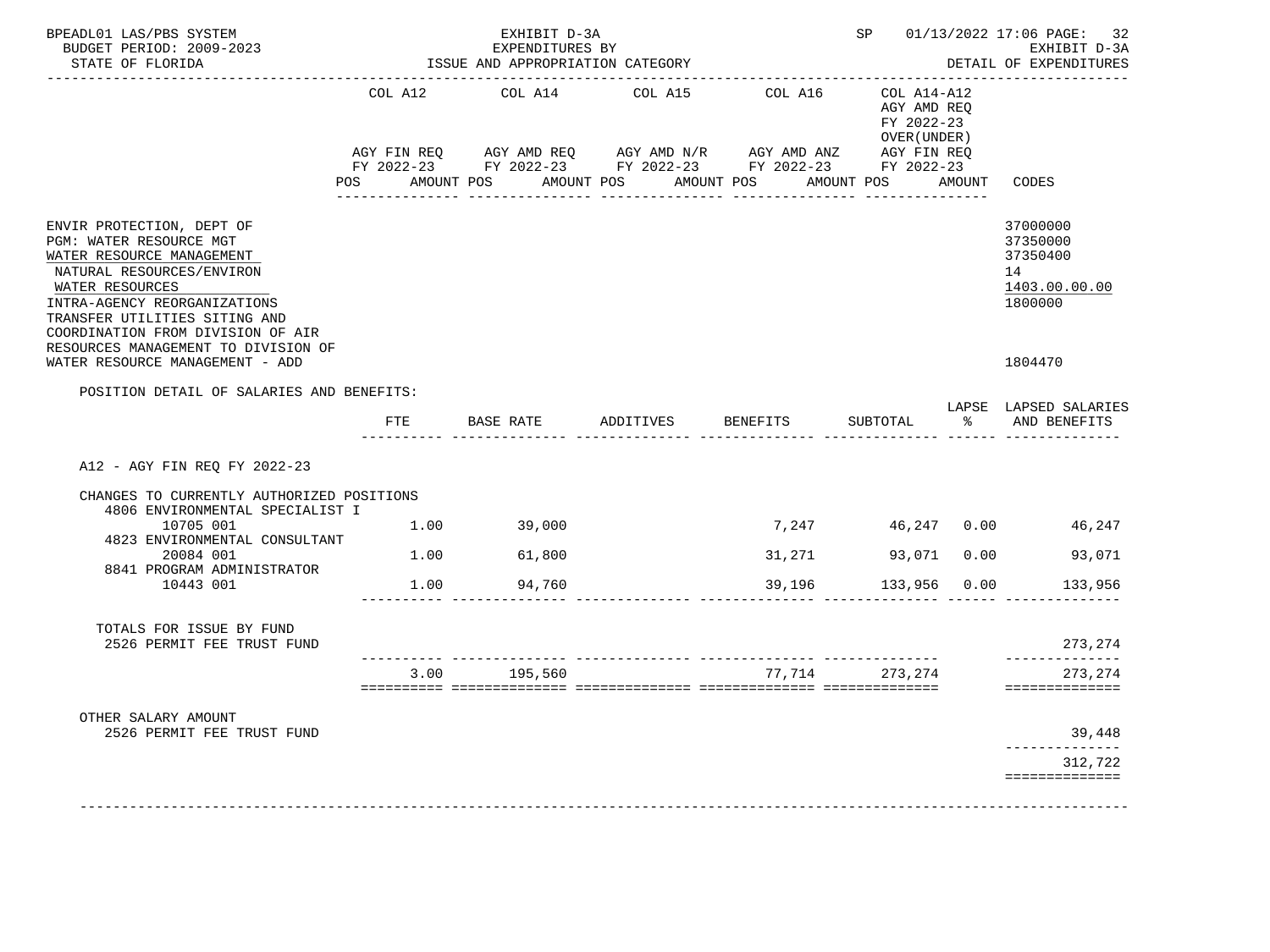BPEADL01 LAS/PBS SYSTEM | EXHIBIT D-3A | SP 01/13/2022 17:06
BUDGET PERIOD: 2009-2023 | EXPENDITURES BY | EXHIBIT D-3A
STATE OF FLORIDA | ISSUE AND APPROPRIATION CATEGORY | DETAIL OF EXPENDITURES

| | COL A12 AGY FIN REQ FY 2022-23 POS AMOUNT | COL A14 AGY AMD REQ FY 2022-23 POS AMOUNT | COL A15 AGY AMD N/R FY 2022-23 POS AMOUNT | COL A16 AGY AMD ANZ FY 2022-23 POS AMOUNT | COL A14-A12 AGY AMD REQ FY 2022-23 OVER(UNDER) AGY FIN REQ FY 2022-23 POS AMOUNT | CODES |
|---|---|---|---|---|---|---|
| ENVIR PROTECTION, DEPT OF | | | | | | 37000000 |
| PGM: WATER RESOURCE MGT | | | | | | 37350000 |
| WATER RESOURCE MANAGEMENT | | | | | | 37350400 |
| NATURAL RESOURCES/ENVIRON | | | | | | 14 |
| WATER RESOURCES | | | | | | 1403.00.00.00 |
| INTRA-AGENCY REORGANIZATIONS | | | | | | 1800000 |
| TRANSFER UTILITIES SITING AND COORDINATION FROM DIVISION OF AIR RESOURCES MANAGEMENT TO DIVISION OF WATER RESOURCE MANAGEMENT - ADD | | | | | | 1804470 |

POSITION DETAIL OF SALARIES AND BENEFITS:

| | FTE | BASE RATE | ADDITIVES | BENEFITS | SUBTOTAL | LAPSE % | LAPSED SALARIES AND BENEFITS |
|---|---|---|---|---|---|---|---|
| A12 - AGY FIN REQ FY 2022-23 | | | | | | | |
| CHANGES TO CURRENTLY AUTHORIZED POSITIONS | | | | | | | |
| 4806 ENVIRONMENTAL SPECIALIST I 10705 001 | 1.00 | 39,000 | | 7,247 | 46,247 | 0.00 | 46,247 |
| 4823 ENVIRONMENTAL CONSULTANT 20084 001 | 1.00 | 61,800 | | 31,271 | 93,071 | 0.00 | 93,071 |
| 8841 PROGRAM ADMINISTRATOR 10443 001 | 1.00 | 94,760 | | 39,196 | 133,956 | 0.00 | 133,956 |
| TOTALS FOR ISSUE BY FUND | | | | | | | |
| 2526 PERMIT FEE TRUST FUND | | | | | | | 273,274 |
| | 3.00 | 195,560 | | 77,714 | 273,274 | | 273,274 |
| OTHER SALARY AMOUNT | | | | | | | |
| 2526 PERMIT FEE TRUST FUND | | | | | | | 39,448 |
| | | | | | | | 312,722 |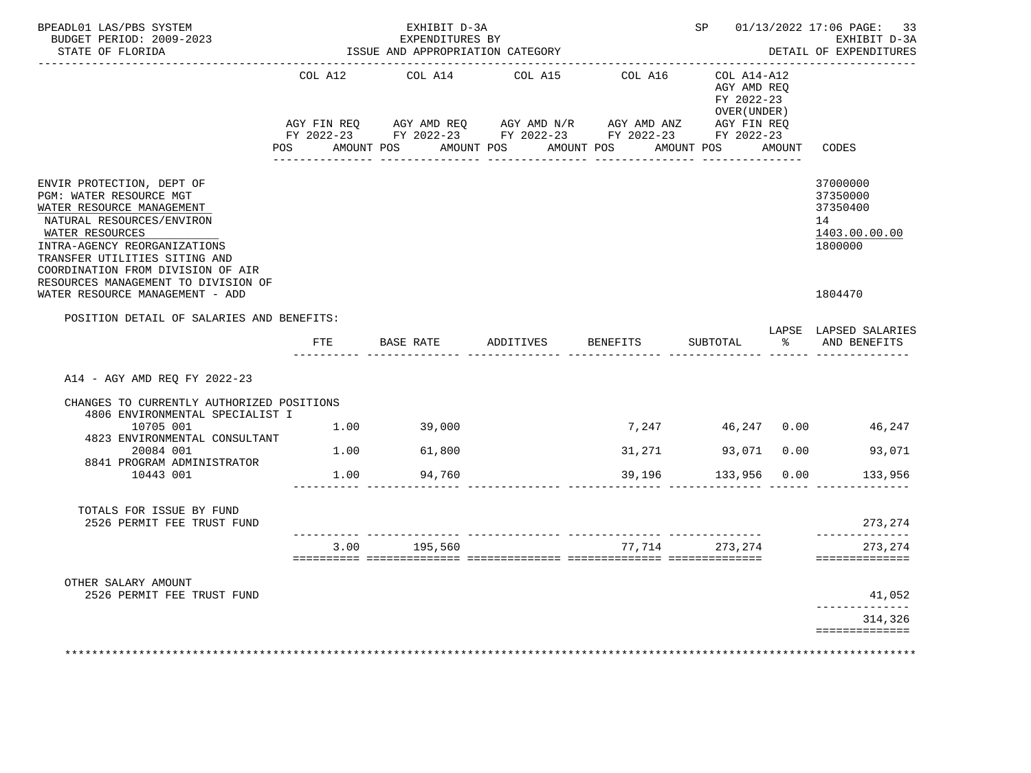BPEADL01 LAS/PBS SYSTEM
BUDGET PERIOD: 2009-2023
STATE OF FLORIDA

EXHIBIT D-3A
EXPENDITURES BY
ISSUE AND APPROPRIATION CATEGORY

SP 01/13/2022 17:06 PAGE: 33
EXHIBIT D-3A
DETAIL OF EXPENDITURES

| | COL A12 AGY FIN REQ FY 2022-23 POS AMOUNT | COL A14 AGY AMD REQ FY 2022-23 POS AMOUNT | COL A15 AGY AMD N/R FY 2022-23 POS AMOUNT | COL A16 AGY AMD ANZ FY 2022-23 POS AMOUNT | COL A14-A12 AGY AMD REQ FY 2022-23 OVER(UNDER) AGY FIN REQ FY 2022-23 POS AMOUNT | CODES |
|---|---|---|---|---|---|---|
| ENVIR PROTECTION, DEPT OF | | | | | | 37000000 |
| PGM: WATER RESOURCE MGT | | | | | | 37350000 |
| WATER RESOURCE MANAGEMENT | | | | | | 37350400 |
| NATURAL RESOURCES/ENVIRON | | | | | | 14 |
| WATER RESOURCES | | | | | | 1403.00.00.00 |
| INTRA-AGENCY REORGANIZATIONS | | | | | | 1800000 |
| TRANSFER UTILITIES SITING AND COORDINATION FROM DIVISION OF AIR RESOURCES MANAGEMENT TO DIVISION OF WATER RESOURCE MANAGEMENT - ADD | | | | | | 1804470 |

POSITION DETAIL OF SALARIES AND BENEFITS:

| | FTE | BASE RATE | ADDITIVES | BENEFITS | SUBTOTAL | LAPSE % | LAPSED SALARIES AND BENEFITS |
|---|---|---|---|---|---|---|---|
| A14 - AGY AMD REQ FY 2022-23 | | | | | | | |
| CHANGES TO CURRENTLY AUTHORIZED POSITIONS | | | | | | | |
| 4806 ENVIRONMENTAL SPECIALIST I 10705 001 | 1.00 | 39,000 | | 7,247 | 46,247 | 0.00 | 46,247 |
| 4823 ENVIRONMENTAL CONSULTANT 20084 001 | 1.00 | 61,800 | | 31,271 | 93,071 | 0.00 | 93,071 |
| 8841 PROGRAM ADMINISTRATOR 10443 001 | 1.00 | 94,760 | | 39,196 | 133,956 | 0.00 | 133,956 |
| TOTALS FOR ISSUE BY FUND | | | | | | | |
| 2526 PERMIT FEE TRUST FUND | | | | | | | 273,274 |
| | 3.00 | 195,560 | | 77,714 | 273,274 | | 273,274 |
| OTHER SALARY AMOUNT | | | | | | | |
| 2526 PERMIT FEE TRUST FUND | | | | | | | 41,052 |
| | | | | | | | 314,326 |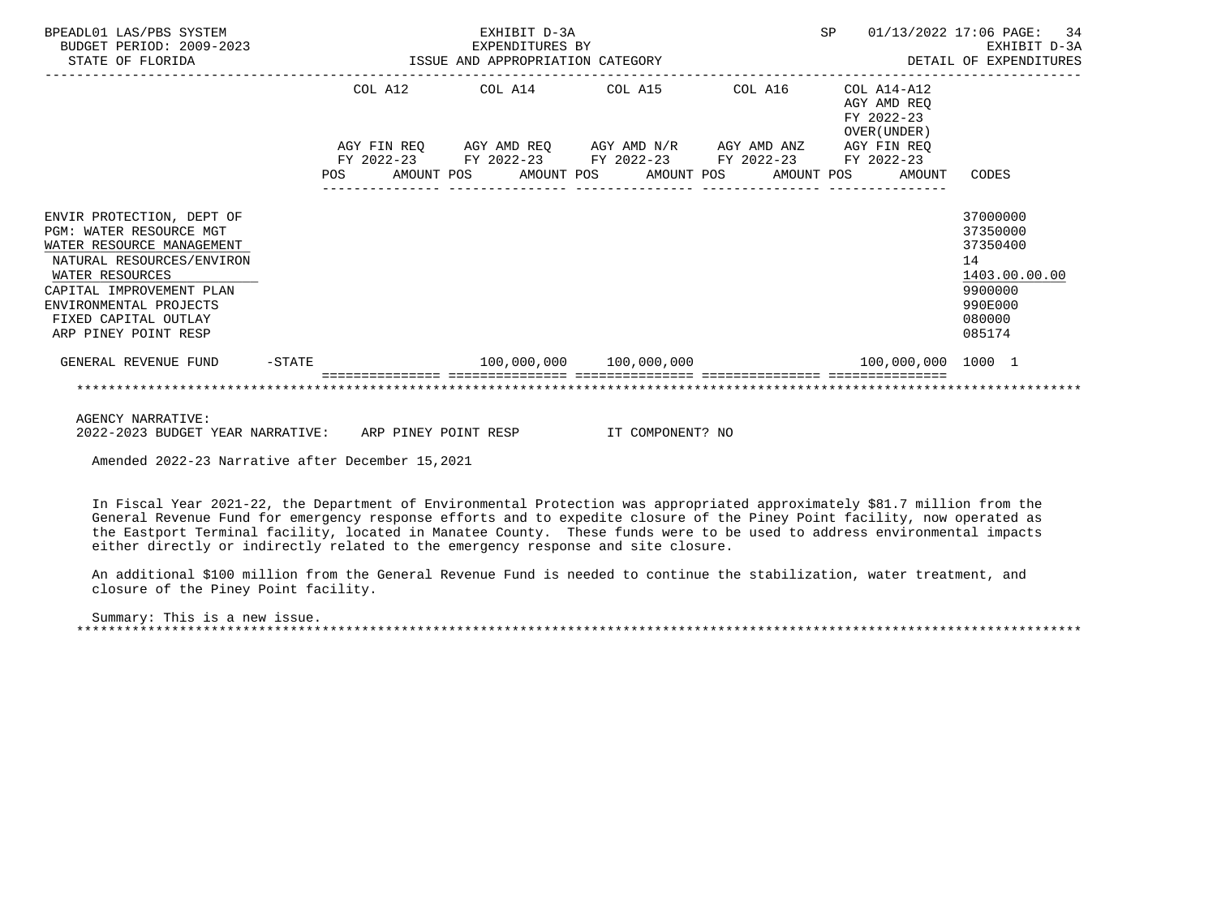BPEADL01 LAS/PBS SYSTEM | EXHIBIT D-3A | SP 01/13/2022 17:06 PAGE: 34
BUDGET PERIOD: 2009-2023 | EXPENDITURES BY | EXHIBIT D-3A
STATE OF FLORIDA | ISSUE AND APPROPRIATION CATEGORY | DETAIL OF EXPENDITURES

| | COL A12 AGY FIN REQ FY 2022-23 POS AMOUNT | COL A14 AGY AMD REQ FY 2022-23 POS AMOUNT | COL A15 AGY AMD N/R FY 2022-23 POS AMOUNT | COL A16 AGY AMD ANZ FY 2022-23 POS AMOUNT | COL A14-A12 AGY AMD REQ FY 2022-23 OVER(UNDER) AGY FIN REQ FY 2022-23 POS AMOUNT | CODES |
|---|---|---|---|---|---|---|
| ENVIR PROTECTION, DEPT OF | | | | | | 37000000 |
| PGM: WATER RESOURCE MGT | | | | | | 37350000 |
| WATER RESOURCE MANAGEMENT | | | | | | 37350400 |
| NATURAL RESOURCES/ENVIRON | | | | | | 14 |
| WATER RESOURCES | | | | | | 1403.00.00.00 |
| CAPITAL IMPROVEMENT PLAN | | | | | | 9900000 |
| ENVIRONMENTAL PROJECTS | | | | | | 990E000 |
| FIXED CAPITAL OUTLAY | | | | | | 080000 |
| ARP PINEY POINT RESP | | | | | | 085174 |
| GENERAL REVENUE FUND -STATE | | 100,000,000 | 100,000,000 | | 100,000,000 | 1000 1 |

AGENCY NARRATIVE:
2022-2023 BUDGET YEAR NARRATIVE: ARP PINEY POINT RESP IT COMPONENT? NO

Amended 2022-23 Narrative after December 15,2021

In Fiscal Year 2021-22, the Department of Environmental Protection was appropriated approximately $81.7 million from the General Revenue Fund for emergency response efforts and to expedite closure of the Piney Point facility, now operated as the Eastport Terminal facility, located in Manatee County. These funds were to be used to address environmental impacts either directly or indirectly related to the emergency response and site closure.

An additional $100 million from the General Revenue Fund is needed to continue the stabilization, water treatment, and closure of the Piney Point facility.

Summary: This is a new issue.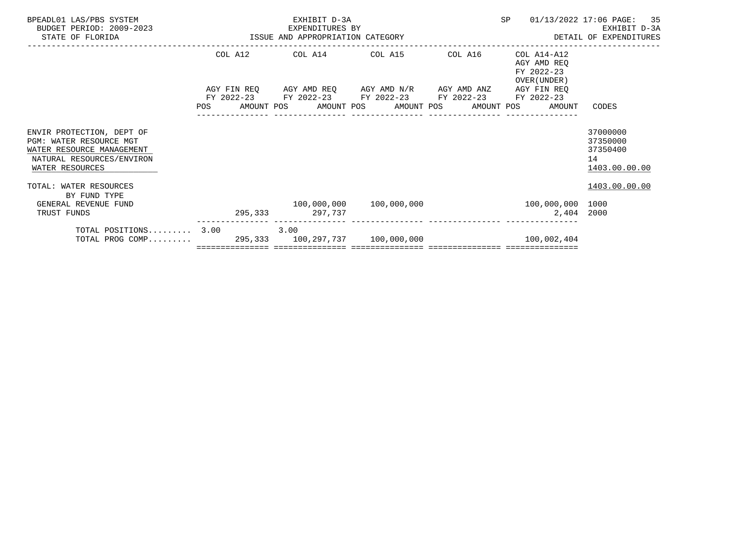BPEADL01 LAS/PBS SYSTEM
BUDGET PERIOD: 2009-2023
STATE OF FLORIDA

EXHIBIT D-3A
EXPENDITURES BY
ISSUE AND APPROPRIATION CATEGORY

SP 01/13/2022 17:06

EXHIBIT D-3A
DETAIL OF EXPENDITURES

| | COL A12 AGY FIN REQ FY 2022-23 | | COL A14 AGY AMD REQ FY 2022-23 | | COL A15 AGY AMD N/R FY 2022-23 | | COL A16 AGY AMD ANZ FY 2022-23 | | COL A14-A12 AGY AMD REQ FY 2022-23 OVER(UNDER) AGY FIN REQ FY 2022-23 | | |
|---|---|---|---|---|---|---|---|---|---|---|---|
| | POS | AMOUNT | POS | AMOUNT | POS | AMOUNT | POS | AMOUNT | POS | AMOUNT | CODES |
| ENVIR PROTECTION, DEPT OF | | | | | | | | | | | 37000000 |
| PGM: WATER RESOURCE MGT | | | | | | | | | | | 37350000 |
| WATER RESOURCE MANAGEMENT | | | | | | | | | | | 37350400 |
| NATURAL RESOURCES/ENVIRON | | | | | | | | | | | 14 |
| WATER RESOURCES | | | | | | | | | | | 1403.00.00.00 |
| TOTAL: WATER RESOURCES | | | | | | | | | | | 1403.00.00.00 |
| BY FUND TYPE | | | | | | | | | | | |
| GENERAL REVENUE FUND | | | | 100,000,000 | | 100,000,000 | | | | 100,000,000 | 1000 |
| TRUST FUNDS | | 295,333 | | 297,737 | | | | | | 2,404 | 2000 |
| TOTAL POSITIONS......... | 3.00 | | 3.00 | | | | | | | | |
| TOTAL PROG COMP......... | | 295,333 | | 100,297,737 | | 100,000,000 | | | | 100,002,404 | |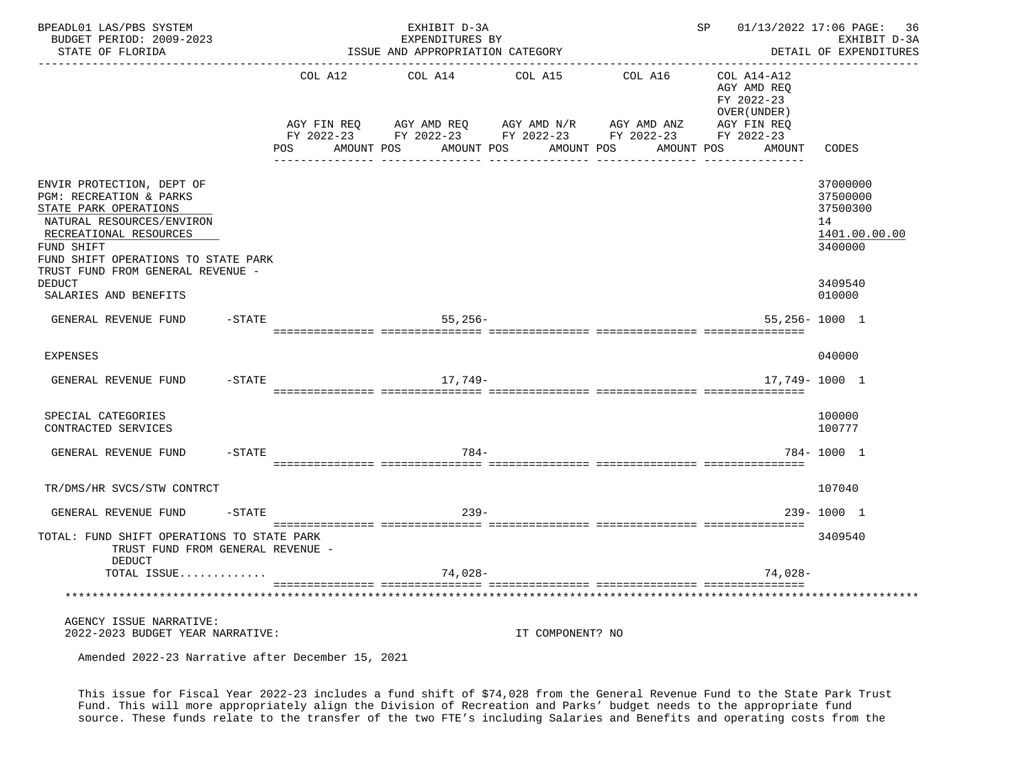BPEADL01 LAS/PBS SYSTEM | EXHIBIT D-3A | SP 01/13/2022 17:06
BUDGET PERIOD: 2009-2023 | EXPENDITURES BY | EXHIBIT D-3A
STATE OF FLORIDA | ISSUE AND APPROPRIATION CATEGORY | DETAIL OF EXPENDITURES

| | COL A12 AGY FIN REQ FY 2022-23 POS AMOUNT | COL A14 AGY AMD REQ FY 2022-23 POS AMOUNT | COL A15 AGY AMD N/R FY 2022-23 POS AMOUNT | COL A16 AGY AMD ANZ FY 2022-23 POS AMOUNT | COL A14-A12 AGY AMD REQ FY 2022-23 OVER(UNDER) AGY FIN REQ FY 2022-23 POS AMOUNT | CODES |
|---|---|---|---|---|---|---|
| ENVIR PROTECTION, DEPT OF | | | | | | 37000000 |
| PGM: RECREATION & PARKS | | | | | | 37500000 |
| STATE PARK OPERATIONS | | | | | | 37500300 |
| NATURAL RESOURCES/ENVIRON | | | | | | 14 |
| RECREATIONAL RESOURCES | | | | | | 1401.00.00.00 |
| FUND SHIFT | | | | | | 3400000 |
| FUND SHIFT OPERATIONS TO STATE PARK TRUST FUND FROM GENERAL REVENUE - DEDUCT | | | | | | 3409540 |
| SALARIES AND BENEFITS | | | | | | 010000 |
| GENERAL REVENUE FUND -STATE | | 55,256- | | | 55,256- | 1000 1 |
| EXPENSES | | | | | | 040000 |
| GENERAL REVENUE FUND -STATE | | 17,749- | | | 17,749- | 1000 1 |
| SPECIAL CATEGORIES | | | | | | 100000 |
| CONTRACTED SERVICES | | | | | | 100777 |
| GENERAL REVENUE FUND -STATE | | 784- | | | 784- | 1000 1 |
| TR/DMS/HR SVCS/STW CONTRCT | | | | | | 107040 |
| GENERAL REVENUE FUND -STATE | | 239- | | | 239- | 1000 1 |
| TOTAL: FUND SHIFT OPERATIONS TO STATE PARK TRUST FUND FROM GENERAL REVENUE - DEDUCT | | | | | | 3409540 |
| TOTAL ISSUE............ | | 74,028- | | | 74,028- | |

AGENCY ISSUE NARRATIVE:
2022-2023 BUDGET YEAR NARRATIVE: IT COMPONENT? NO

Amended 2022-23 Narrative after December 15, 2021

This issue for Fiscal Year 2022-23 includes a fund shift of $74,028 from the General Revenue Fund to the State Park Trust Fund. This will more appropriately align the Division of Recreation and Parks' budget needs to the appropriate fund source. These funds relate to the transfer of the two FTE's including Salaries and Benefits and operating costs from the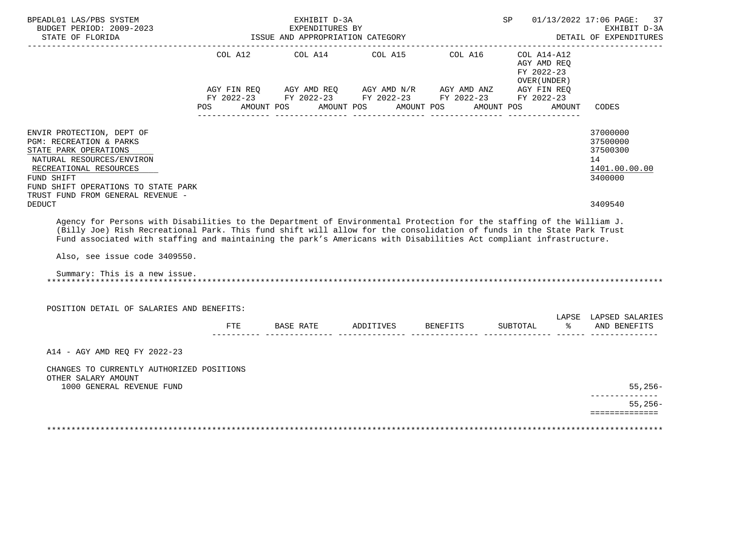| | COL A12 | COL A14 | COL A15 | COL A16 | COL A14-A12 AGY AMD REQ FY 2022-23 OVER(UNDER) | |
|---|---|---|---|---|---|---|
| | AGY FIN REQ FY 2022-23 | AGY AMD REQ FY 2022-23 | AGY AMD N/R FY 2022-23 | AGY AMD ANZ FY 2022-23 | AGY FIN REQ FY 2022-23 | |
| | POS AMOUNT | POS AMOUNT | POS AMOUNT | POS AMOUNT | POS AMOUNT | CODES |
| ENVIR PROTECTION, DEPT OF | | | | | | 37000000 |
| PGM: RECREATION & PARKS | | | | | | 37500000 |
| STATE PARK OPERATIONS | | | | | | 37500300 |
| NATURAL RESOURCES/ENVIRON | | | | | | 14 |
| RECREATIONAL RESOURCES | | | | | | 1401.00.00.00 |
| FUND SHIFT | | | | | | 3400000 |
| FUND SHIFT OPERATIONS TO STATE PARK TRUST FUND FROM GENERAL REVENUE - DEDUCT | | | | | | 3409540 |

Agency for Persons with Disabilities to the Department of Environmental Protection for the staffing of the William J. (Billy Joe) Rish Recreational Park. This fund shift will allow for the consolidation of funds in the State Park Trust Fund associated with staffing and maintaining the park's Americans with Disabilities Act compliant infrastructure.

Also, see issue code 3409550.

Summary: This is a new issue.

POSITION DETAIL OF SALARIES AND BENEFITS:

| | FTE | BASE RATE | ADDITIVES | BENEFITS | SUBTOTAL | LAPSE % | LAPSED SALARIES AND BENEFITS |
|---|---|---|---|---|---|---|---|
| A14 - AGY AMD REQ FY 2022-23 | | | | | | | |
| CHANGES TO CURRENTLY AUTHORIZED POSITIONS | | | | | | | |
| OTHER SALARY AMOUNT | | | | | | | |
| 1000 GENERAL REVENUE FUND | | | | | | | 55,256- |
| | | | | | | | 55,256- |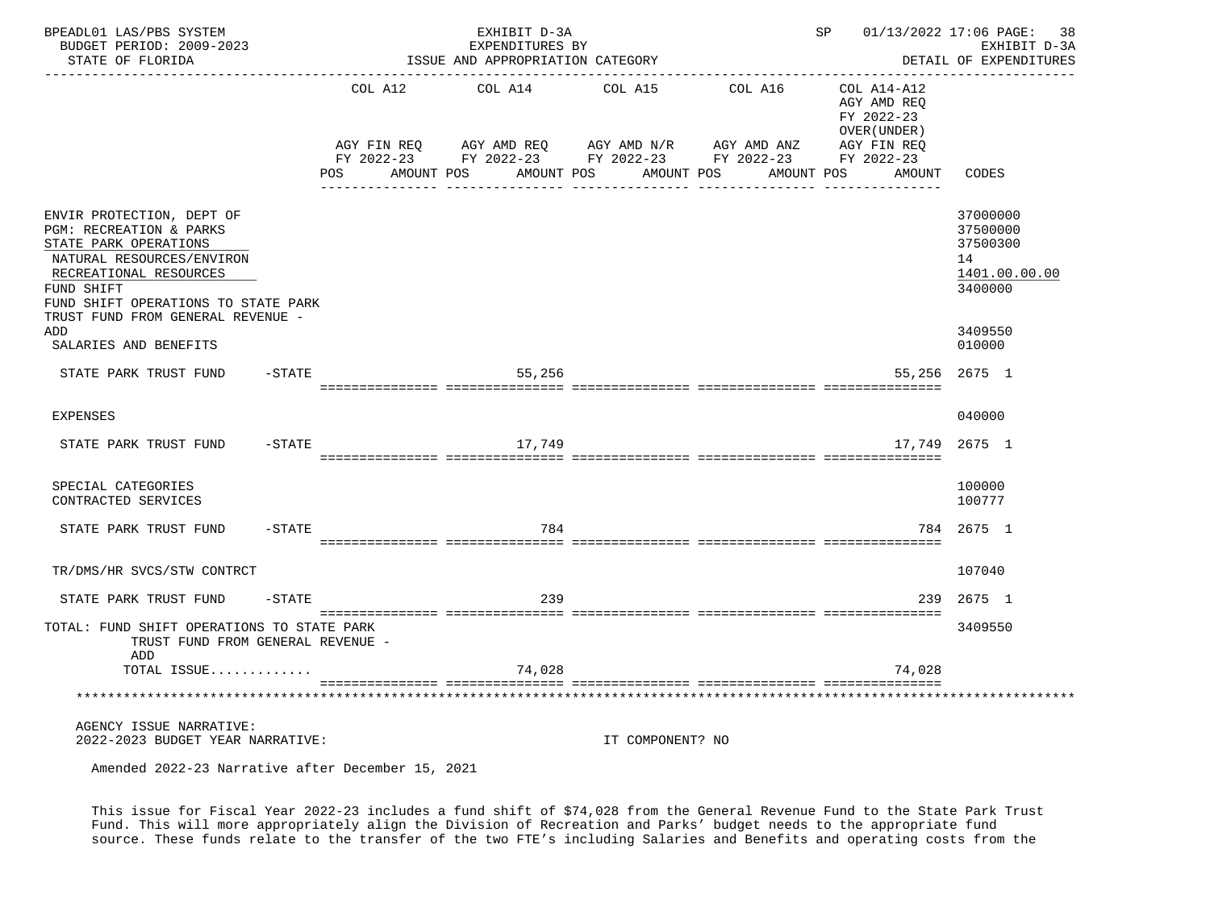| | COL A12 AGY FIN REQ FY 2022-23 POS AMOUNT | COL A14 AGY AMD REQ FY 2022-23 POS AMOUNT | COL A15 AGY AMD N/R FY 2022-23 POS AMOUNT | COL A16 AGY AMD ANZ FY 2022-23 POS AMOUNT | COL A14-A12 AGY AMD REQ FY 2022-23 OVER(UNDER) AGY FIN REQ FY 2022-23 POS AMOUNT | CODES |
|---|---|---|---|---|---|---|
| ENVIR PROTECTION, DEPT OF | | | | | | 37000000 |
| PGM: RECREATION & PARKS | | | | | | 37500000 |
| STATE PARK OPERATIONS | | | | | | 37500300 |
| NATURAL RESOURCES/ENVIRON | | | | | | 14 |
| RECREATIONAL RESOURCES | | | | | | 1401.00.00.00 |
| FUND SHIFT | | | | | | 3400000 |
| FUND SHIFT OPERATIONS TO STATE PARK TRUST FUND FROM GENERAL REVENUE - ADD | | | | | | 3409550 |
| SALARIES AND BENEFITS | | | | | | 010000 |
| STATE PARK TRUST FUND -STATE | | 55,256 | | | 55,256 | 2675 1 |
| EXPENSES | | | | | | 040000 |
| STATE PARK TRUST FUND -STATE | | 17,749 | | | 17,749 | 2675 1 |
| SPECIAL CATEGORIES | | | | | | 100000 |
| CONTRACTED SERVICES | | | | | | 100777 |
| STATE PARK TRUST FUND -STATE | | 784 | | | 784 | 2675 1 |
| TR/DMS/HR SVCS/STW CONTRCT | | | | | | 107040 |
| STATE PARK TRUST FUND -STATE | | 239 | | | 239 | 2675 1 |
| TOTAL: FUND SHIFT OPERATIONS TO STATE PARK TRUST FUND FROM GENERAL REVENUE - ADD | | | | | | 3409550 |
| TOTAL ISSUE............ | | 74,028 | | | 74,028 | |

AGENCY ISSUE NARRATIVE:
2022-2023 BUDGET YEAR NARRATIVE: IT COMPONENT? NO

Amended 2022-23 Narrative after December 15, 2021

This issue for Fiscal Year 2022-23 includes a fund shift of $74,028 from the General Revenue Fund to the State Park Trust Fund. This will more appropriately align the Division of Recreation and Parks' budget needs to the appropriate fund source. These funds relate to the transfer of the two FTE's including Salaries and Benefits and operating costs from the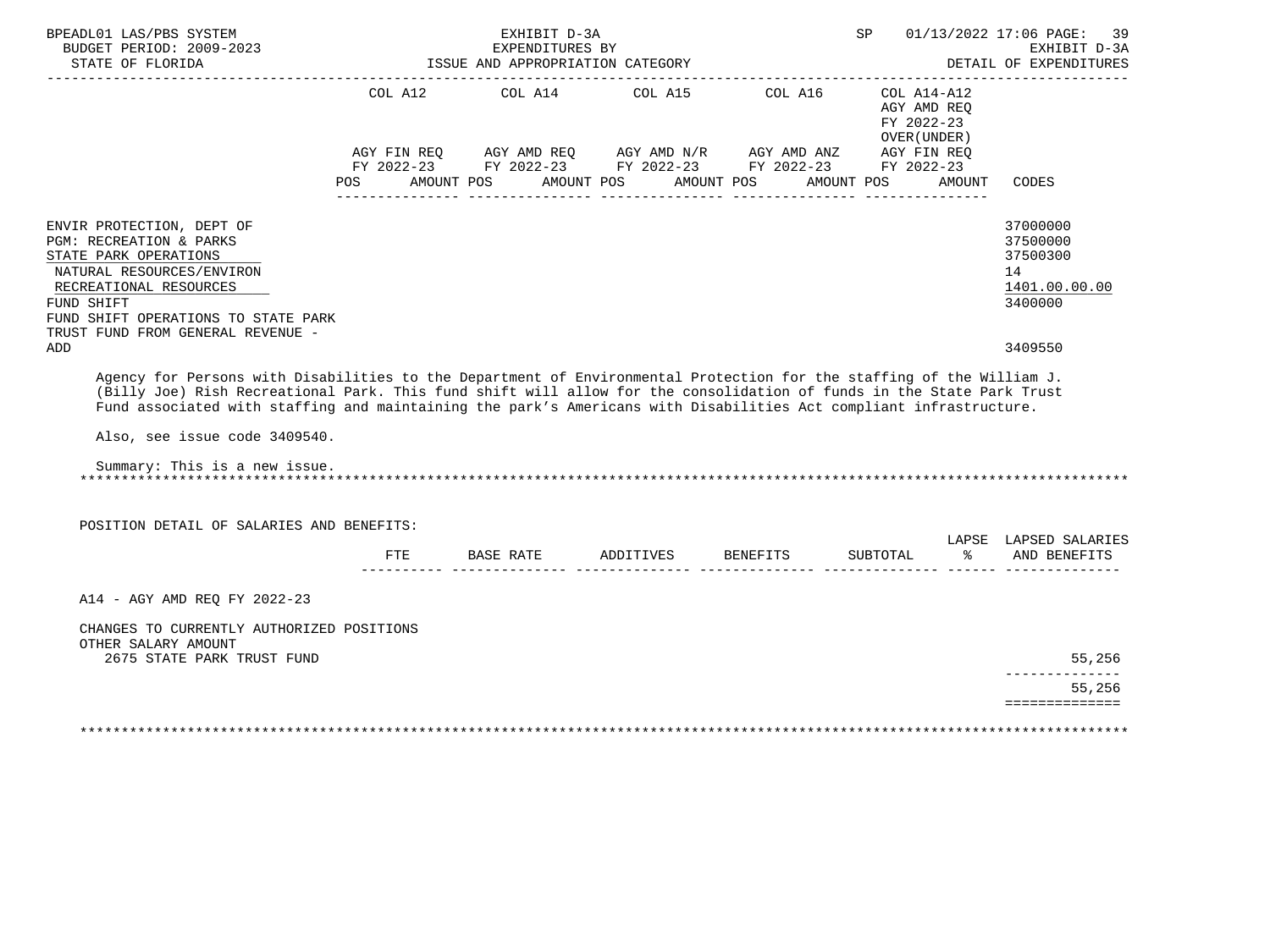BPEADL01 LAS/PBS SYSTEM — EXHIBIT D-3A — EXPENDITURES BY ISSUE AND APPROPRIATION CATEGORY — SP 01/13/2022 17:06

BUDGET PERIOD: 2009-2023 — STATE OF FLORIDA — EXHIBIT D-3A DETAIL OF EXPENDITURES

| | COL A12 AGY FIN REQ FY 2022-23 POS AMOUNT | COL A14 AGY AMD REQ FY 2022-23 POS AMOUNT | COL A15 AGY AMD N/R FY 2022-23 POS AMOUNT | COL A16 AGY AMD ANZ FY 2022-23 POS AMOUNT | COL A14-A12 AGY AMD REQ FY 2022-23 OVER(UNDER) AGY FIN REQ FY 2022-23 POS AMOUNT | CODES |
|---|---|---|---|---|---|---|
| ENVIR PROTECTION, DEPT OF | | | | | | 37000000 |
| PGM: RECREATION & PARKS | | | | | | 37500000 |
| STATE PARK OPERATIONS | | | | | | 37500300 |
| NATURAL RESOURCES/ENVIRON | | | | | | 14 |
| RECREATIONAL RESOURCES | | | | | | 1401.00.00.00 |
| FUND SHIFT | | | | | | 3400000 |
| FUND SHIFT OPERATIONS TO STATE PARK TRUST FUND FROM GENERAL REVENUE - ADD | | | | | | 3409550 |

Agency for Persons with Disabilities to the Department of Environmental Protection for the staffing of the William J. (Billy Joe) Rish Recreational Park. This fund shift will allow for the consolidation of funds in the State Park Trust Fund associated with staffing and maintaining the park's Americans with Disabilities Act compliant infrastructure.

Also, see issue code 3409540.

Summary: This is a new issue.

********************************************************************************************************************

POSITION DETAIL OF SALARIES AND BENEFITS:

| | FTE | BASE RATE | ADDITIVES | BENEFITS | SUBTOTAL | LAPSE % | LAPSED SALARIES AND BENEFITS |
|---|---|---|---|---|---|---|---|
| A14 - AGY AMD REQ FY 2022-23 | | | | | | | |
| CHANGES TO CURRENTLY AUTHORIZED POSITIONS | | | | | | | |
| OTHER SALARY AMOUNT | | | | | | | |
| 2675 STATE PARK TRUST FUND | | | | | | | 55,256 |
| | | | | | | | 55,256 |

********************************************************************************************************************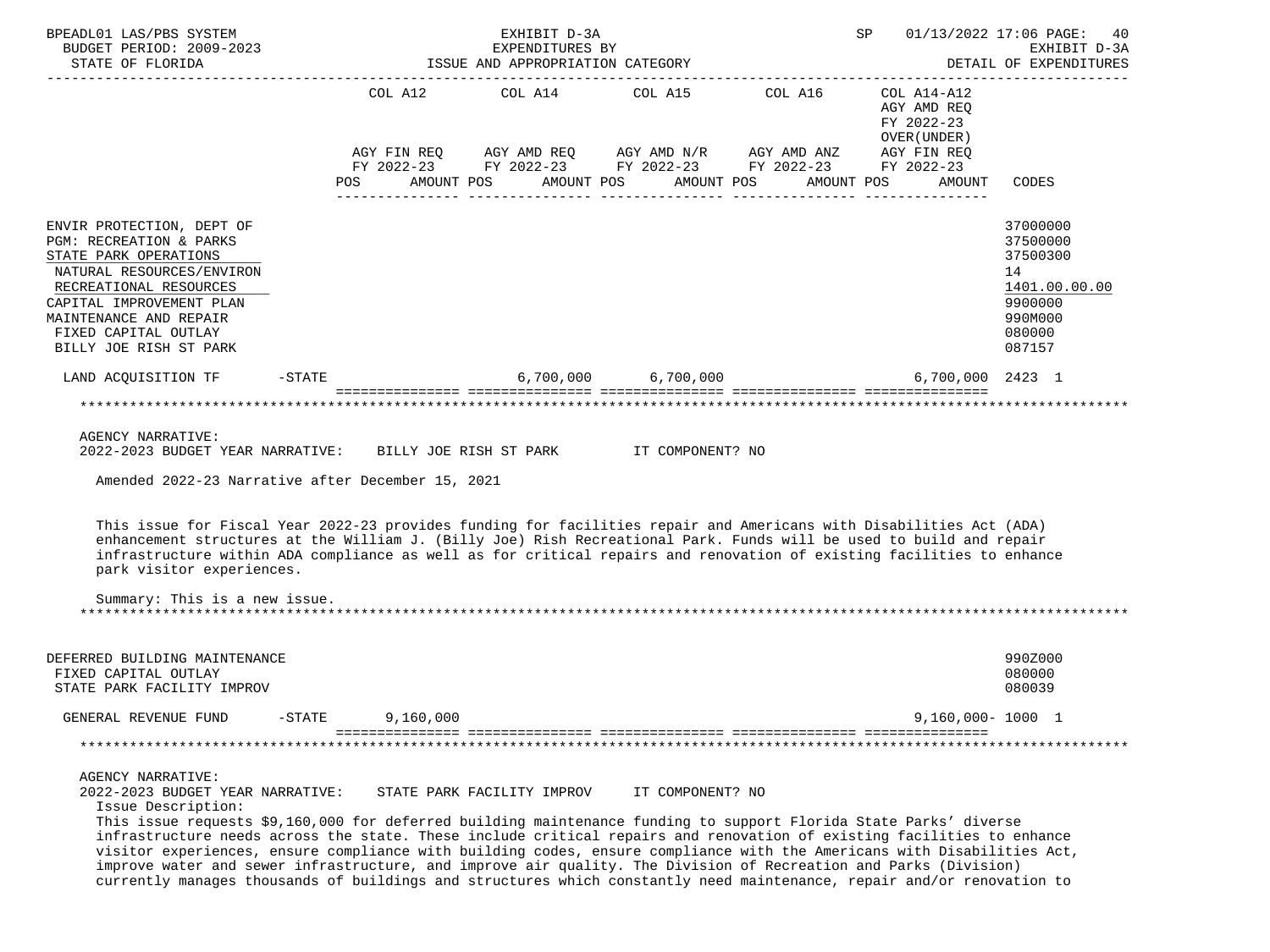EXHIBIT D-3A
EXPENDITURES BY
ISSUE AND APPROPRIATION CATEGORY

DETAIL OF EXPENDITURES

| | COL A12 AGY FIN REQ FY 2022-23 POS AMOUNT | COL A14 AGY AMD REQ FY 2022-23 POS AMOUNT | COL A15 AGY AMD N/R FY 2022-23 POS AMOUNT | COL A16 AGY AMD ANZ FY 2022-23 POS AMOUNT | COL A14-A12 AGY AMD REQ FY 2022-23 OVER(UNDER) AGY FIN REQ FY 2022-23 POS AMOUNT | CODES |
|---|---|---|---|---|---|---|
| ENVIR PROTECTION, DEPT OF | | | | | | 37000000 |
| PGM: RECREATION & PARKS | | | | | | 37500000 |
| STATE PARK OPERATIONS | | | | | | 37500300 |
| NATURAL RESOURCES/ENVIRON | | | | | | 14 |
| RECREATIONAL RESOURCES | | | | | | 1401.00.00.00 |
| CAPITAL IMPROVEMENT PLAN | | | | | | 9900000 |
| MAINTENANCE AND REPAIR | | | | | | 990M000 |
| FIXED CAPITAL OUTLAY | | | | | | 080000 |
| BILLY JOE RISH ST PARK | | | | | | 087157 |
| LAND ACQUISITION TF -STATE | | 6,700,000 | 6,700,000 | | 6,700,000 | 2423 1 |

AGENCY NARRATIVE:
2022-2023 BUDGET YEAR NARRATIVE: BILLY JOE RISH ST PARK IT COMPONENT? NO

Amended 2022-23 Narrative after December 15, 2021

This issue for Fiscal Year 2022-23 provides funding for facilities repair and Americans with Disabilities Act (ADA) enhancement structures at the William J. (Billy Joe) Rish Recreational Park. Funds will be used to build and repair infrastructure within ADA compliance as well as for critical repairs and renovation of existing facilities to enhance park visitor experiences.

Summary: This is a new issue.

| | COL A12 | COL A14 | COL A15 | COL A16 | COL A14-A12 | CODES |
|---|---|---|---|---|---|---|
| DEFERRED BUILDING MAINTENANCE | | | | | | 990Z000 |
| FIXED CAPITAL OUTLAY | | | | | | 080000 |
| STATE PARK FACILITY IMPROV | | | | | | 080039 |
| GENERAL REVENUE FUND -STATE | 9,160,000 | | | | 9,160,000- | 1000 1 |

AGENCY NARRATIVE:
2022-2023 BUDGET YEAR NARRATIVE: STATE PARK FACILITY IMPROV IT COMPONENT? NO
Issue Description:
This issue requests $9,160,000 for deferred building maintenance funding to support Florida State Parks' diverse infrastructure needs across the state. These include critical repairs and renovation of existing facilities to enhance visitor experiences, ensure compliance with building codes, ensure compliance with the Americans with Disabilities Act, improve water and sewer infrastructure, and improve air quality. The Division of Recreation and Parks (Division) currently manages thousands of buildings and structures which constantly need maintenance, repair and/or renovation to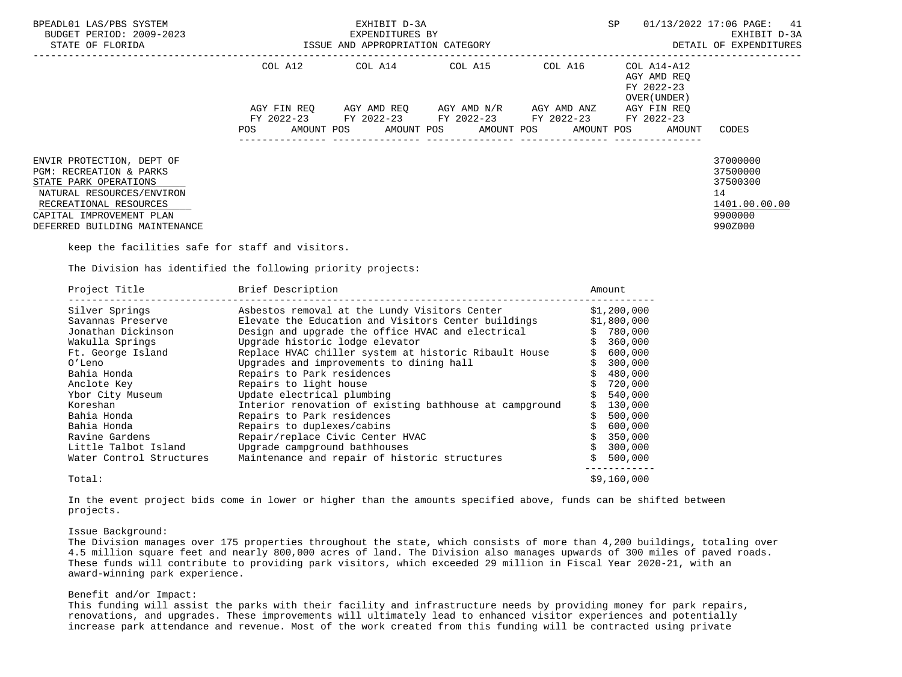| | COL A12 | COL A14 | COL A15 | COL A16 | COL A14-A12 AGY AMD REQ FY 2022-23 OVER(UNDER) | |
|---|---|---|---|---|---|---|
| | AGY FIN REQ FY 2022-23 | AGY AMD REQ FY 2022-23 | AGY AMD N/R FY 2022-23 | AGY AMD ANZ FY 2022-23 | AGY FIN REQ FY 2022-23 | |
| | POS AMOUNT | POS AMOUNT | POS AMOUNT | POS AMOUNT | POS AMOUNT | CODES |

ENVIR PROTECTION, DEPT OF — 37000000
PGM: RECREATION & PARKS — 37500000
STATE PARK OPERATIONS — 37500300
NATURAL RESOURCES/ENVIRON — 14
RECREATIONAL RESOURCES — 1401.00.00.00
CAPITAL IMPROVEMENT PLAN — 9900000
DEFERRED BUILDING MAINTENANCE — 990Z000

keep the facilities safe for staff and visitors.

The Division has identified the following priority projects:

| Project Title | Brief Description | Amount |
|---|---|---|
| Silver Springs | Asbestos removal at the Lundy Visitors Center | $1,200,000 |
| Savannas Preserve | Elevate the Education and Visitors Center buildings | $1,800,000 |
| Jonathan Dickinson | Design and upgrade the office HVAC and electrical | $ 780,000 |
| Wakulla Springs | Upgrade historic lodge elevator | $ 360,000 |
| Ft. George Island | Replace HVAC chiller system at historic Ribault House | $ 600,000 |
| O'Leno | Upgrades and improvements to dining hall | $ 300,000 |
| Bahia Honda | Repairs to Park residences | $ 480,000 |
| Anclote Key | Repairs to light house | $ 720,000 |
| Ybor City Museum | Update electrical plumbing | $ 540,000 |
| Koreshan | Interior renovation of existing bathhouse at campground | $ 130,000 |
| Bahia Honda | Repairs to Park residences | $ 500,000 |
| Bahia Honda | Repairs to duplexes/cabins | $ 600,000 |
| Ravine Gardens | Repair/replace Civic Center HVAC | $ 350,000 |
| Little Talbot Island | Upgrade campground bathhouses | $ 300,000 |
| Water Control Structures | Maintenance and repair of historic structures | $ 500,000 |
| Total: | | $9,160,000 |

In the event project bids come in lower or higher than the amounts specified above, funds can be shifted between projects.

Issue Background:
The Division manages over 175 properties throughout the state, which consists of more than 4,200 buildings, totaling over 4.5 million square feet and nearly 800,000 acres of land. The Division also manages upwards of 300 miles of paved roads. These funds will contribute to providing park visitors, which exceeded 29 million in Fiscal Year 2020-21, with an award-winning park experience.

Benefit and/or Impact:
This funding will assist the parks with their facility and infrastructure needs by providing money for park repairs, renovations, and upgrades. These improvements will ultimately lead to enhanced visitor experiences and potentially increase park attendance and revenue. Most of the work created from this funding will be contracted using private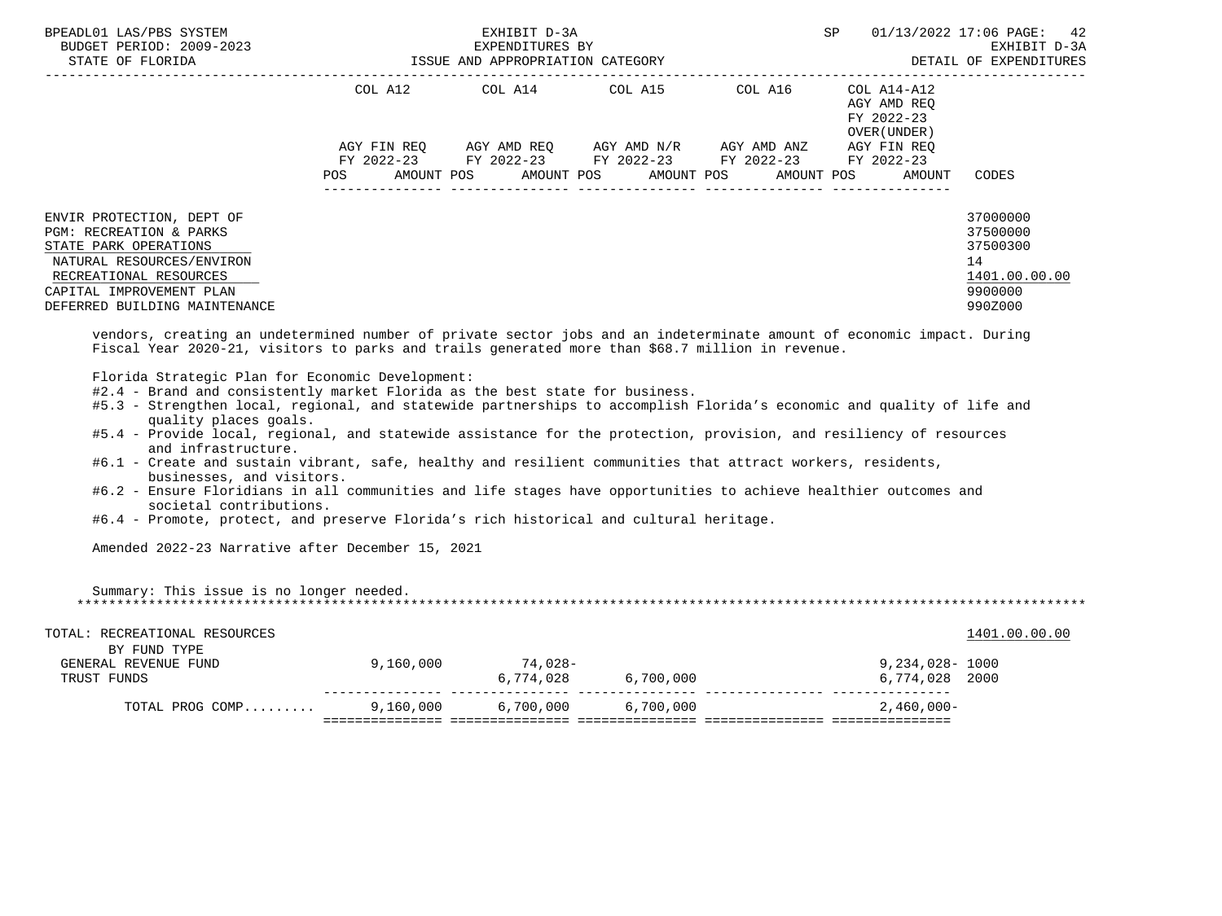BPEADL01 LAS/PBS SYSTEM — EXHIBIT D-3A — SP 01/13/2022 17:06 PAGE: 42
BUDGET PERIOD: 2009-2023 — EXPENDITURES BY — EXHIBIT D-3A
STATE OF FLORIDA — ISSUE AND APPROPRIATION CATEGORY — DETAIL OF EXPENDITURES

| | COL A12 AGY FIN REQ FY 2022-23 POS AMOUNT | COL A14 AGY AMD REQ FY 2022-23 POS AMOUNT | COL A15 AGY AMD N/R FY 2022-23 POS AMOUNT | COL A16 AGY AMD ANZ FY 2022-23 POS AMOUNT | COL A14-A12 AGY AMD REQ FY 2022-23 OVER(UNDER) AGY FIN REQ FY 2022-23 POS AMOUNT | CODES |
|---|---|---|---|---|---|---|
| ENVIR PROTECTION, DEPT OF | | | | | | 37000000 |
| PGM: RECREATION & PARKS | | | | | | 37500000 |
| STATE PARK OPERATIONS | | | | | | 37500300 |
| NATURAL RESOURCES/ENVIRON | | | | | | 14 |
| RECREATIONAL RESOURCES | | | | | | 1401.00.00.00 |
| CAPITAL IMPROVEMENT PLAN | | | | | | 9900000 |
| DEFERRED BUILDING MAINTENANCE | | | | | | 990Z000 |

vendors, creating an undetermined number of private sector jobs and an indeterminate amount of economic impact. During Fiscal Year 2020-21, visitors to parks and trails generated more than $68.7 million in revenue.

Florida Strategic Plan for Economic Development:
#2.4 - Brand and consistently market Florida as the best state for business.
#5.3 - Strengthen local, regional, and statewide partnerships to accomplish Florida's economic and quality of life and quality places goals.
#5.4 - Provide local, regional, and statewide assistance for the protection, provision, and resiliency of resources and infrastructure.
#6.1 - Create and sustain vibrant, safe, healthy and resilient communities that attract workers, residents, businesses, and visitors.
#6.2 - Ensure Floridians in all communities and life stages have opportunities to achieve healthier outcomes and societal contributions.
#6.4 - Promote, protect, and preserve Florida's rich historical and cultural heritage.

Amended 2022-23 Narrative after December 15, 2021

Summary: This issue is no longer needed.

************************************************************************************************************************

| | COL A12 | COL A14 | COL A15 | COL A16 | COL A14-A12 | CODES |
|---|---|---|---|---|---|---|
| TOTAL: RECREATIONAL RESOURCES | | | | | | 1401.00.00.00 |
| BY FUND TYPE | | | | | | |
| GENERAL REVENUE FUND | 9,160,000 | 74,028- | | | 9,234,028- | 1000 |
| TRUST FUNDS | | 6,774,028 | 6,700,000 | | 6,774,028 | 2000 |
| TOTAL PROG COMP......... | 9,160,000 | 6,700,000 | 6,700,000 | | 2,460,000- | |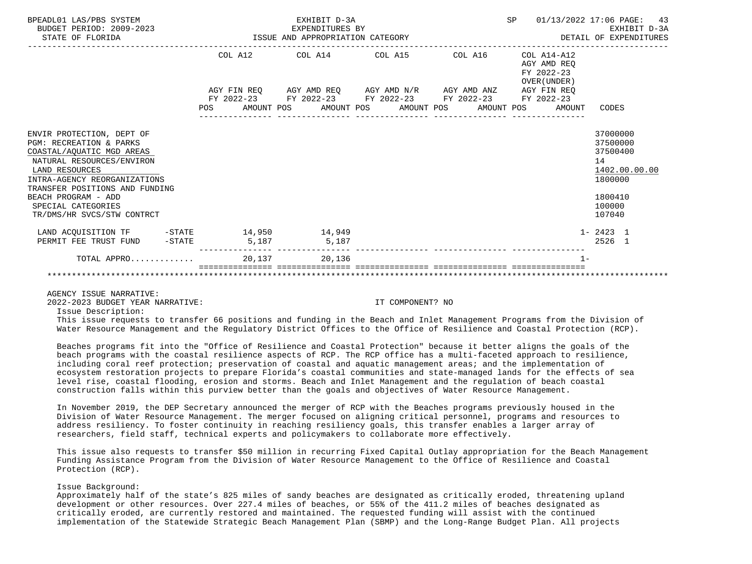| | COL A12 | COL A14 | COL A15 | COL A16 | COL A14-A12 AGY AMD REQ FY 2022-23 OVER(UNDER) | |
|---|---|---|---|---|---|---|
| | AGY FIN REQ FY 2022-23 | AGY AMD REQ FY 2022-23 | AGY AMD N/R FY 2022-23 | AGY AMD ANZ FY 2022-23 | AGY FIN REQ FY 2022-23 | |
| | POS AMOUNT | POS AMOUNT | POS AMOUNT | POS AMOUNT | POS AMOUNT | CODES |
| ENVIR PROTECTION, DEPT OF | | | | | | 37000000 |
| PGM: RECREATION & PARKS | | | | | | 37500000 |
| COASTAL/AQUATIC MGD AREAS | | | | | | 37500400 |
| NATURAL RESOURCES/ENVIRON | | | | | | 14 |
| LAND RESOURCES | | | | | | 1402.00.00.00 |
| INTRA-AGENCY REORGANIZATIONS | | | | | | 1800000 |
| TRANSFER POSITIONS AND FUNDING BEACH PROGRAM - ADD | | | | | | 1800410 |
| SPECIAL CATEGORIES | | | | | | 100000 |
| TR/DMS/HR SVCS/STW CONTRCT | | | | | | 107040 |
| LAND ACQUISITION TF -STATE | 14,950 | 14,949 | | | 1- | 2423 1 |
| PERMIT FEE TRUST FUND -STATE | 5,187 | 5,187 | | | | 2526 1 |
| TOTAL APPRO............ | 20,137 | 20,136 | | | 1- | |

AGENCY ISSUE NARRATIVE:

2022-2023 BUDGET YEAR NARRATIVE: IT COMPONENT? NO

Issue Description:

This issue requests to transfer 66 positions and funding in the Beach and Inlet Management Programs from the Division of Water Resource Management and the Regulatory District Offices to the Office of Resilience and Coastal Protection (RCP).

Beaches programs fit into the "Office of Resilience and Coastal Protection" because it better aligns the goals of the beach programs with the coastal resilience aspects of RCP. The RCP office has a multi-faceted approach to resilience, including coral reef protection; preservation of coastal and aquatic management areas; and the implementation of ecosystem restoration projects to prepare Florida's coastal communities and state-managed lands for the effects of sea level rise, coastal flooding, erosion and storms. Beach and Inlet Management and the regulation of beach coastal construction falls within this purview better than the goals and objectives of Water Resource Management.

In November 2019, the DEP Secretary announced the merger of RCP with the Beaches programs previously housed in the Division of Water Resource Management. The merger focused on aligning critical personnel, programs and resources to address resiliency. To foster continuity in reaching resiliency goals, this transfer enables a larger array of researchers, field staff, technical experts and policymakers to collaborate more effectively.

This issue also requests to transfer $50 million in recurring Fixed Capital Outlay appropriation for the Beach Management Funding Assistance Program from the Division of Water Resource Management to the Office of Resilience and Coastal Protection (RCP).

Issue Background:

Approximately half of the state's 825 miles of sandy beaches are designated as critically eroded, threatening upland development or other resources. Over 227.4 miles of beaches, or 55% of the 411.2 miles of beaches designated as critically eroded, are currently restored and maintained. The requested funding will assist with the continued implementation of the Statewide Strategic Beach Management Plan (SBMP) and the Long-Range Budget Plan. All projects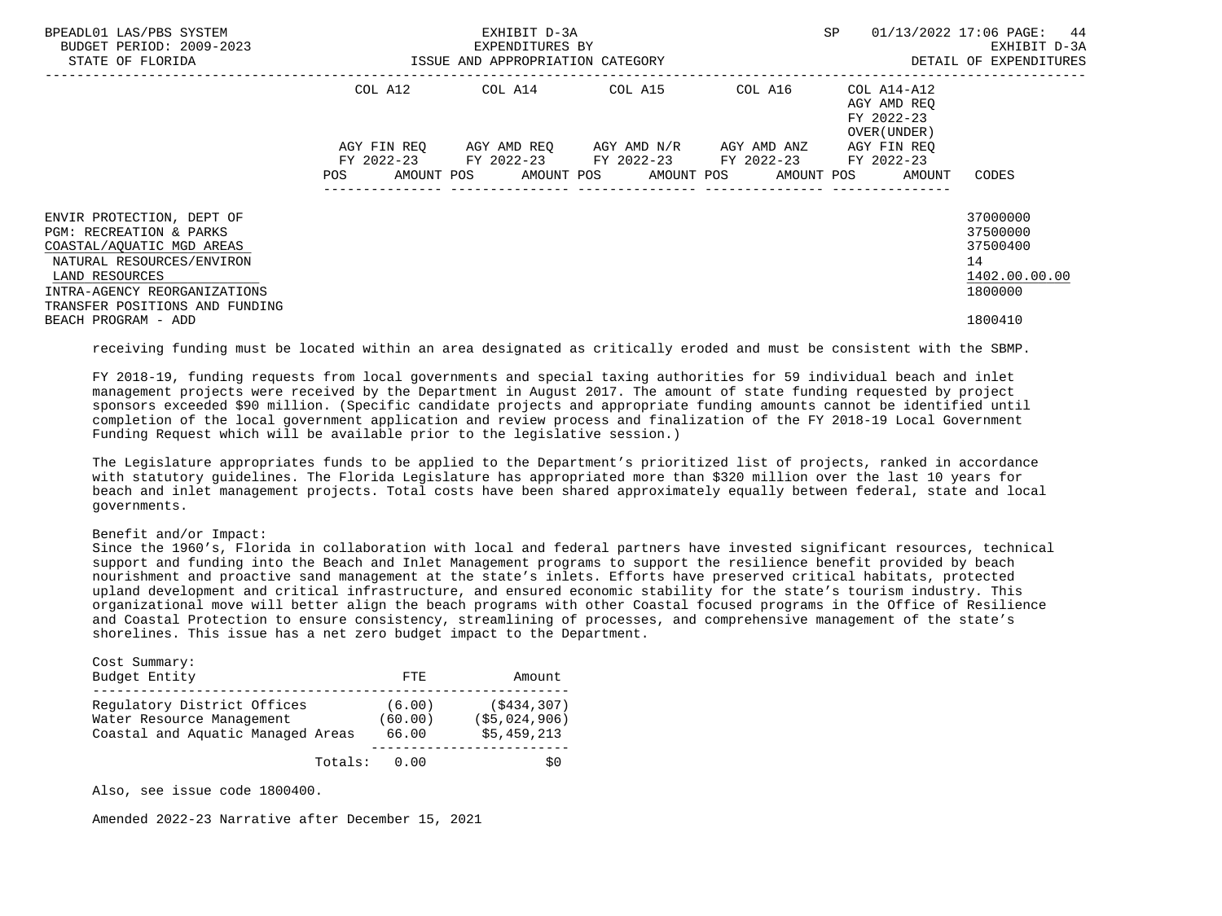| | COL A12 | | COL A14 | | COL A15 | | COL A16 | | COL A14-A12 AGY AMD REQ FY 2022-23 OVER(UNDER) | | |
|---|---|---|---|---|---|---|---|---|---|---|---|
| | AGY FIN REQ FY 2022-23 | | AGY AMD REQ FY 2022-23 | | AGY AMD N/R FY 2022-23 | | AGY AMD ANZ FY 2022-23 | | AGY FIN REQ FY 2022-23 | | |
| | POS | AMOUNT | POS | AMOUNT | POS | AMOUNT | POS | AMOUNT | POS | AMOUNT | CODES |
| ENVIR PROTECTION, DEPT OF | | | | | | | | | | | 37000000 |
| PGM: RECREATION & PARKS | | | | | | | | | | | 37500000 |
| COASTAL/AQUATIC MGD AREAS | | | | | | | | | | | 37500400 |
| NATURAL RESOURCES/ENVIRON | | | | | | | | | | | 14 |
| LAND RESOURCES | | | | | | | | | | | 1402.00.00.00 |
| INTRA-AGENCY REORGANIZATIONS | | | | | | | | | | | 1800000 |
| TRANSFER POSITIONS AND FUNDING | | | | | | | | | | | |
| BEACH PROGRAM - ADD | | | | | | | | | | | 1800410 |

receiving funding must be located within an area designated as critically eroded and must be consistent with the SBMP.

FY 2018-19, funding requests from local governments and special taxing authorities for 59 individual beach and inlet management projects were received by the Department in August 2017. The amount of state funding requested by project sponsors exceeded $90 million. (Specific candidate projects and appropriate funding amounts cannot be identified until completion of the local government application and review process and finalization of the FY 2018-19 Local Government Funding Request which will be available prior to the legislative session.)

The Legislature appropriates funds to be applied to the Department's prioritized list of projects, ranked in accordance with statutory guidelines. The Florida Legislature has appropriated more than $320 million over the last 10 years for beach and inlet management projects. Total costs have been shared approximately equally between federal, state and local governments.

Benefit and/or Impact:
Since the 1960's, Florida in collaboration with local and federal partners have invested significant resources, technical support and funding into the Beach and Inlet Management programs to support the resilience benefit provided by beach nourishment and proactive sand management at the state's inlets. Efforts have preserved critical habitats, protected upland development and critical infrastructure, and ensured economic stability for the state's tourism industry. This organizational move will better align the beach programs with other Coastal focused programs in the Office of Resilience and Coastal Protection to ensure consistency, streamlining of processes, and comprehensive management of the state's shorelines. This issue has a net zero budget impact to the Department.

Cost Summary:

| Budget Entity | FTE | Amount |
|---|---|---|
| Regulatory District Offices | (6.00) | ($434,307) |
| Water Resource Management | (60.00) | ($5,024,906) |
| Coastal and Aquatic Managed Areas | 66.00 | $5,459,213 |
| Totals: | 0.00 | $0 |

Also, see issue code 1800400.

Amended 2022-23 Narrative after December 15, 2021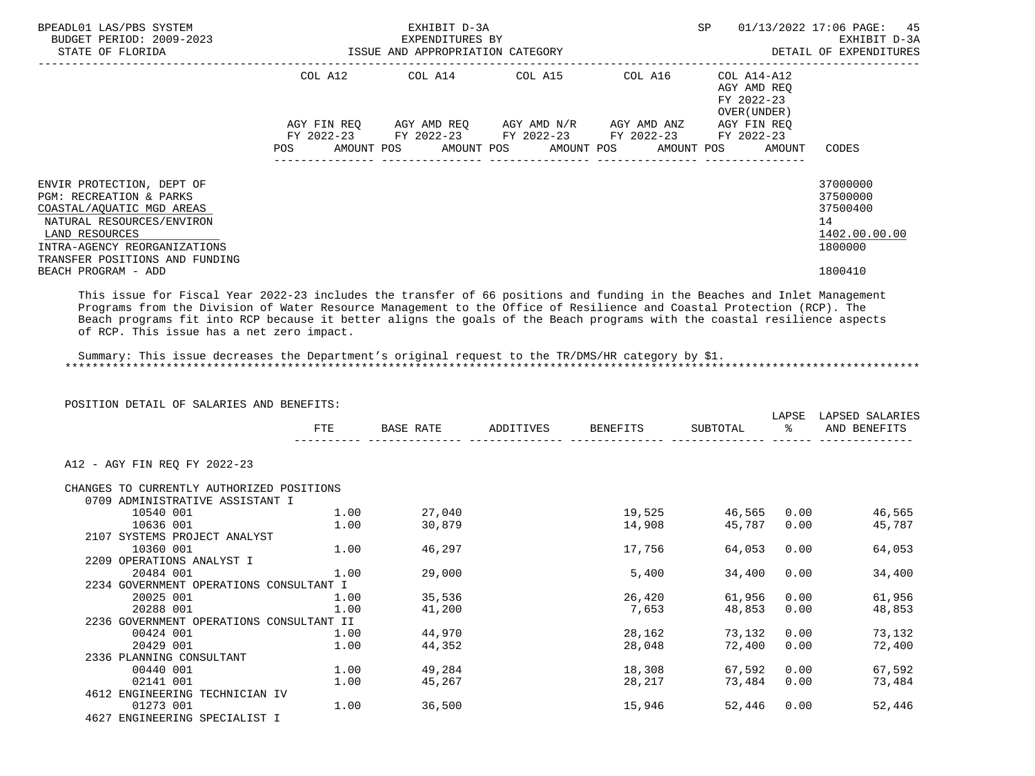BPEADL01 LAS/PBS SYSTEM — EXHIBIT D-3A — EXPENDITURES BY ISSUE AND APPROPRIATION CATEGORY — SP 01/13/2022 17:06 PAGE: 45
BUDGET PERIOD: 2009-2023 — EXHIBIT D-3A
STATE OF FLORIDA — DETAIL OF EXPENDITURES

| | COL A12 AGY FIN REQ FY 2022-23 POS AMOUNT | COL A14 AGY AMD REQ FY 2022-23 POS AMOUNT | COL A15 AGY AMD N/R FY 2022-23 POS AMOUNT | COL A16 AGY AMD ANZ FY 2022-23 POS AMOUNT | COL A14-A12 AGY AMD REQ FY 2022-23 OVER(UNDER) AGY FIN REQ FY 2022-23 POS AMOUNT | CODES |
|---|---|---|---|---|---|---|
| ENVIR PROTECTION, DEPT OF | | | | | | 37000000 |
| PGM: RECREATION & PARKS | | | | | | 37500000 |
| COASTAL/AQUATIC MGD AREAS | | | | | | 37500400 |
| NATURAL RESOURCES/ENVIRON | | | | | | 14 |
| LAND RESOURCES | | | | | | 1402.00.00.00 |
| INTRA-AGENCY REORGANIZATIONS | | | | | | 1800000 |
| TRANSFER POSITIONS AND FUNDING BEACH PROGRAM - ADD | | | | | | 1800410 |

This issue for Fiscal Year 2022-23 includes the transfer of 66 positions and funding in the Beaches and Inlet Management Programs from the Division of Water Resource Management to the Office of Resilience and Coastal Protection (RCP). The Beach programs fit into RCP because it better aligns the goals of the Beach programs with the coastal resilience aspects of RCP. This issue has a net zero impact.

Summary: This issue decreases the Department's original request to the TR/DMS/HR category by $1.

POSITION DETAIL OF SALARIES AND BENEFITS:

| | FTE | BASE RATE | ADDITIVES | BENEFITS | SUBTOTAL | LAPSE % | LAPSED SALARIES AND BENEFITS |
|---|---|---|---|---|---|---|---|
| A12 - AGY FIN REQ FY 2022-23 | | | | | | | |
| CHANGES TO CURRENTLY AUTHORIZED POSITIONS | | | | | | | |
| 0709 ADMINISTRATIVE ASSISTANT I | | | | | | | |
| 10540 001 | 1.00 | 27,040 | | 19,525 | 46,565 | 0.00 | 46,565 |
| 10636 001 | 1.00 | 30,879 | | 14,908 | 45,787 | 0.00 | 45,787 |
| 2107 SYSTEMS PROJECT ANALYST | | | | | | | |
| 10360 001 | 1.00 | 46,297 | | 17,756 | 64,053 | 0.00 | 64,053 |
| 2209 OPERATIONS ANALYST I | | | | | | | |
| 20484 001 | 1.00 | 29,000 | | 5,400 | 34,400 | 0.00 | 34,400 |
| 2234 GOVERNMENT OPERATIONS CONSULTANT I | | | | | | | |
| 20025 001 | 1.00 | 35,536 | | 26,420 | 61,956 | 0.00 | 61,956 |
| 20288 001 | 1.00 | 41,200 | | 7,653 | 48,853 | 0.00 | 48,853 |
| 2236 GOVERNMENT OPERATIONS CONSULTANT II | | | | | | | |
| 00424 001 | 1.00 | 44,970 | | 28,162 | 73,132 | 0.00 | 73,132 |
| 20429 001 | 1.00 | 44,352 | | 28,048 | 72,400 | 0.00 | 72,400 |
| 2336 PLANNING CONSULTANT | | | | | | | |
| 00440 001 | 1.00 | 49,284 | | 18,308 | 67,592 | 0.00 | 67,592 |
| 02141 001 | 1.00 | 45,267 | | 28,217 | 73,484 | 0.00 | 73,484 |
| 4612 ENGINEERING TECHNICIAN IV | | | | | | | |
| 01273 001 | 1.00 | 36,500 | | 15,946 | 52,446 | 0.00 | 52,446 |
| 4627 ENGINEERING SPECIALIST I | | | | | | | |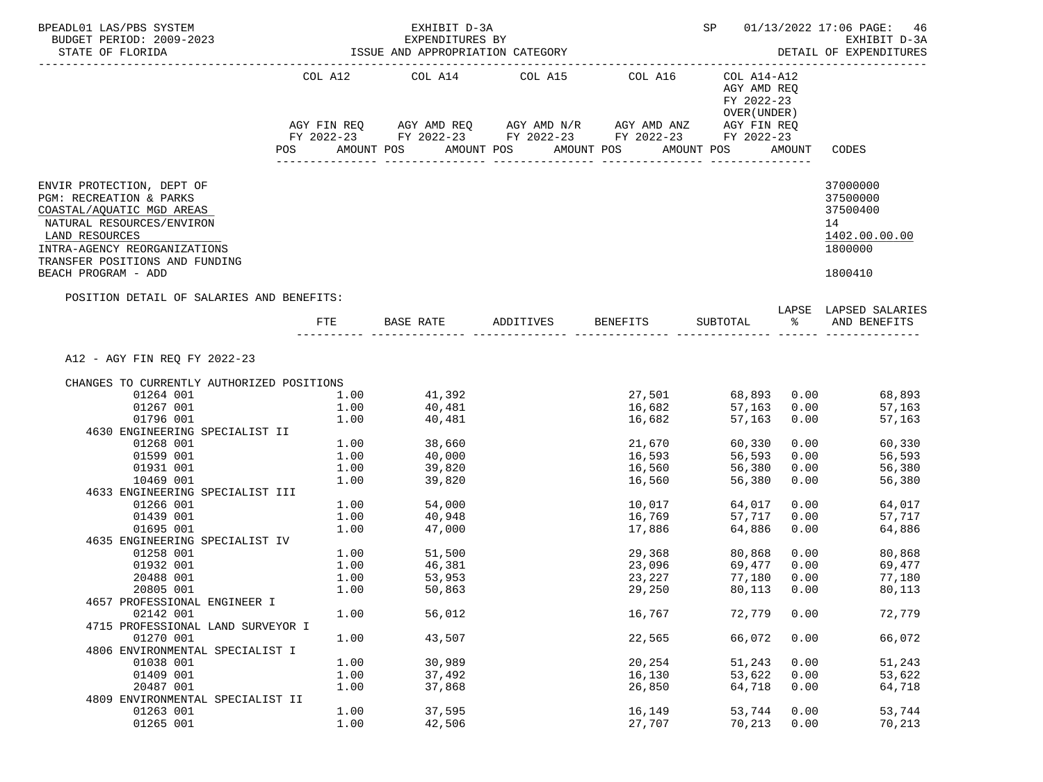BPEADL01 LAS/PBS SYSTEM — EXHIBIT D-3A — EXPENDITURES BY ISSUE AND APPROPRIATION CATEGORY
BUDGET PERIOD: 2009-2023 — STATE OF FLORIDA
SP 01/13/2022 17:06 — EXHIBIT D-3A — DETAIL OF EXPENDITURES

| | COL A12 AGY FIN REQ FY 2022-23 POS AMOUNT | COL A14 AGY AMD REQ FY 2022-23 POS AMOUNT | COL A15 AGY AMD N/R FY 2022-23 POS AMOUNT | COL A16 AGY AMD ANZ FY 2022-23 POS AMOUNT | COL A14-A12 AGY AMD REQ FY 2022-23 OVER(UNDER) AGY FIN REQ FY 2022-23 POS AMOUNT | CODES |
|---|---|---|---|---|---|---|

ENVIR PROTECTION, DEPT OF — 37000000
PGM: RECREATION & PARKS — 37500000
COASTAL/AQUATIC MGD AREAS — 37500400
NATURAL RESOURCES/ENVIRON — 14
LAND RESOURCES — 1402.00.00.00
INTRA-AGENCY REORGANIZATIONS — 1800000
TRANSFER POSITIONS AND FUNDING
BEACH PROGRAM - ADD — 1800410

POSITION DETAIL OF SALARIES AND BENEFITS:

A12 - AGY FIN REQ FY 2022-23

CHANGES TO CURRENTLY AUTHORIZED POSITIONS

| | FTE | BASE RATE | ADDITIVES | BENEFITS | SUBTOTAL | LAPSE % | LAPSED SALARIES AND BENEFITS |
|---|---|---|---|---|---|---|---|
| 01264 001 | 1.00 | 41,392 | | 27,501 | 68,893 | 0.00 | 68,893 |
| 01267 001 | 1.00 | 40,481 | | 16,682 | 57,163 | 0.00 | 57,163 |
| 01796 001 | 1.00 | 40,481 | | 16,682 | 57,163 | 0.00 | 57,163 |
| 4630 ENGINEERING SPECIALIST II | | | | | | | |
| 01268 001 | 1.00 | 38,660 | | 21,670 | 60,330 | 0.00 | 60,330 |
| 01599 001 | 1.00 | 40,000 | | 16,593 | 56,593 | 0.00 | 56,593 |
| 01931 001 | 1.00 | 39,820 | | 16,560 | 56,380 | 0.00 | 56,380 |
| 10469 001 | 1.00 | 39,820 | | 16,560 | 56,380 | 0.00 | 56,380 |
| 4633 ENGINEERING SPECIALIST III | | | | | | | |
| 01266 001 | 1.00 | 54,000 | | 10,017 | 64,017 | 0.00 | 64,017 |
| 01439 001 | 1.00 | 40,948 | | 16,769 | 57,717 | 0.00 | 57,717 |
| 01695 001 | 1.00 | 47,000 | | 17,886 | 64,886 | 0.00 | 64,886 |
| 4635 ENGINEERING SPECIALIST IV | | | | | | | |
| 01258 001 | 1.00 | 51,500 | | 29,368 | 80,868 | 0.00 | 80,868 |
| 01932 001 | 1.00 | 46,381 | | 23,096 | 69,477 | 0.00 | 69,477 |
| 20488 001 | 1.00 | 53,953 | | 23,227 | 77,180 | 0.00 | 77,180 |
| 20805 001 | 1.00 | 50,863 | | 29,250 | 80,113 | 0.00 | 80,113 |
| 4657 PROFESSIONAL ENGINEER I | | | | | | | |
| 02142 001 | 1.00 | 56,012 | | 16,767 | 72,779 | 0.00 | 72,779 |
| 4715 PROFESSIONAL LAND SURVEYOR I | | | | | | | |
| 01270 001 | 1.00 | 43,507 | | 22,565 | 66,072 | 0.00 | 66,072 |
| 4806 ENVIRONMENTAL SPECIALIST I | | | | | | | |
| 01038 001 | 1.00 | 30,989 | | 20,254 | 51,243 | 0.00 | 51,243 |
| 01409 001 | 1.00 | 37,492 | | 16,130 | 53,622 | 0.00 | 53,622 |
| 20487 001 | 1.00 | 37,868 | | 26,850 | 64,718 | 0.00 | 64,718 |
| 4809 ENVIRONMENTAL SPECIALIST II | | | | | | | |
| 01263 001 | 1.00 | 37,595 | | 16,149 | 53,744 | 0.00 | 53,744 |
| 01265 001 | 1.00 | 42,506 | | 27,707 | 70,213 | 0.00 | 70,213 |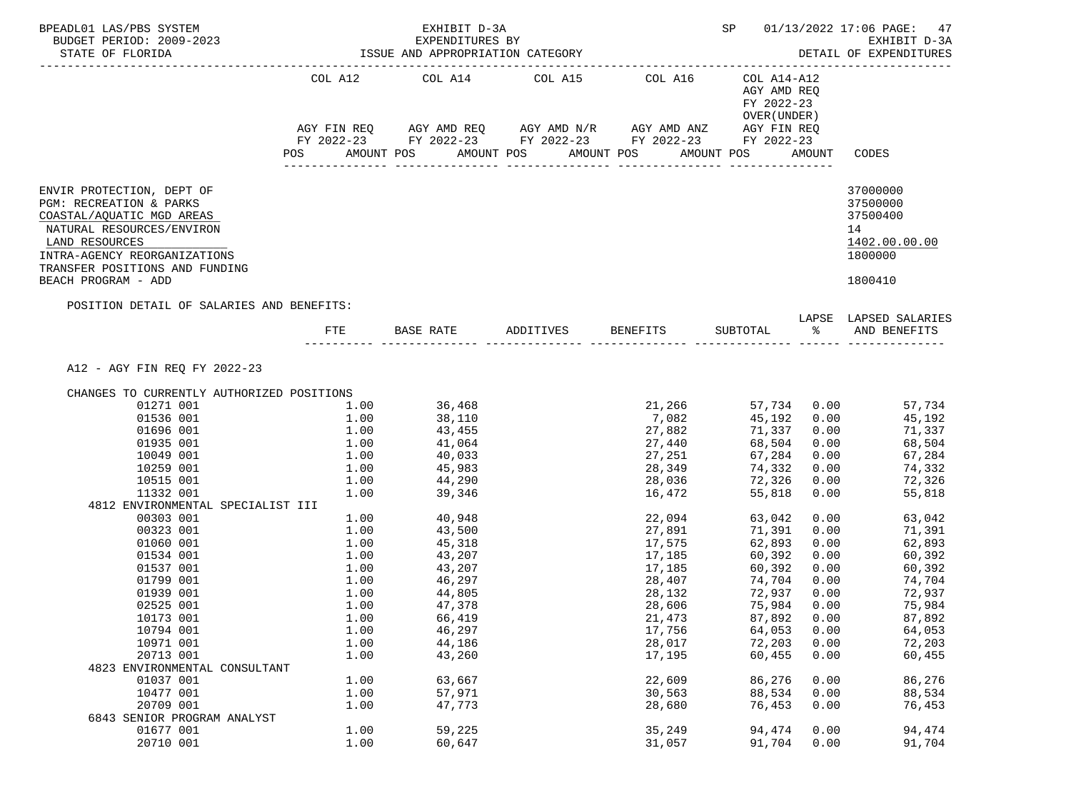BPEADL01 LAS/PBS SYSTEM — EXHIBIT D-3A — EXPENDITURES BY ISSUE AND APPROPRIATION CATEGORY — SP 01/13/2022 17:06

BUDGET PERIOD: 2009-2023 — STATE OF FLORIDA — EXHIBIT D-3A DETAIL OF EXPENDITURES

| | COL A12 AGY FIN REQ FY 2022-23 POS AMOUNT | COL A14 AGY AMD REQ FY 2022-23 POS AMOUNT | COL A15 AGY AMD N/R FY 2022-23 POS AMOUNT | COL A16 AGY AMD ANZ FY 2022-23 POS AMOUNT | COL A14-A12 AGY AMD REQ FY 2022-23 OVER(UNDER) AGY FIN REQ FY 2022-23 POS AMOUNT | CODES |
|---|---|---|---|---|---|---|
| ENVIR PROTECTION, DEPT OF | | | | | | 37000000 |
| PGM: RECREATION & PARKS | | | | | | 37500000 |
| COASTAL/AQUATIC MGD AREAS | | | | | | 37500400 |
| NATURAL RESOURCES/ENVIRON | | | | | | 14 |
| LAND RESOURCES | | | | | | 1402.00.00.00 |
| INTRA-AGENCY REORGANIZATIONS | | | | | | 1800000 |
| TRANSFER POSITIONS AND FUNDING BEACH PROGRAM - ADD | | | | | | 1800410 |

POSITION DETAIL OF SALARIES AND BENEFITS:

A12 - AGY FIN REQ FY 2022-23

| | FTE | BASE RATE | ADDITIVES | BENEFITS | SUBTOTAL | LAPSE % | LAPSED SALARIES AND BENEFITS |
|---|---|---|---|---|---|---|---|
| CHANGES TO CURRENTLY AUTHORIZED POSITIONS | | | | | | | |
| 01271 001 | 1.00 | 36,468 | | 21,266 | 57,734 | 0.00 | 57,734 |
| 01536 001 | 1.00 | 38,110 | | 7,082 | 45,192 | 0.00 | 45,192 |
| 01696 001 | 1.00 | 43,455 | | 27,882 | 71,337 | 0.00 | 71,337 |
| 01935 001 | 1.00 | 41,064 | | 27,440 | 68,504 | 0.00 | 68,504 |
| 10049 001 | 1.00 | 40,033 | | 27,251 | 67,284 | 0.00 | 67,284 |
| 10259 001 | 1.00 | 45,983 | | 28,349 | 74,332 | 0.00 | 74,332 |
| 10515 001 | 1.00 | 44,290 | | 28,036 | 72,326 | 0.00 | 72,326 |
| 11332 001 | 1.00 | 39,346 | | 16,472 | 55,818 | 0.00 | 55,818 |
| 4812 ENVIRONMENTAL SPECIALIST III | | | | | | | |
| 00303 001 | 1.00 | 40,948 | | 22,094 | 63,042 | 0.00 | 63,042 |
| 00323 001 | 1.00 | 43,500 | | 27,891 | 71,391 | 0.00 | 71,391 |
| 01060 001 | 1.00 | 45,318 | | 17,575 | 62,893 | 0.00 | 62,893 |
| 01534 001 | 1.00 | 43,207 | | 17,185 | 60,392 | 0.00 | 60,392 |
| 01537 001 | 1.00 | 43,207 | | 17,185 | 60,392 | 0.00 | 60,392 |
| 01799 001 | 1.00 | 46,297 | | 28,407 | 74,704 | 0.00 | 74,704 |
| 01939 001 | 1.00 | 44,805 | | 28,132 | 72,937 | 0.00 | 72,937 |
| 02525 001 | 1.00 | 47,378 | | 28,606 | 75,984 | 0.00 | 75,984 |
| 10173 001 | 1.00 | 66,419 | | 21,473 | 87,892 | 0.00 | 87,892 |
| 10794 001 | 1.00 | 46,297 | | 17,756 | 64,053 | 0.00 | 64,053 |
| 10971 001 | 1.00 | 44,186 | | 28,017 | 72,203 | 0.00 | 72,203 |
| 20713 001 | 1.00 | 43,260 | | 17,195 | 60,455 | 0.00 | 60,455 |
| 4823 ENVIRONMENTAL CONSULTANT | | | | | | | |
| 01037 001 | 1.00 | 63,667 | | 22,609 | 86,276 | 0.00 | 86,276 |
| 10477 001 | 1.00 | 57,971 | | 30,563 | 88,534 | 0.00 | 88,534 |
| 20709 001 | 1.00 | 47,773 | | 28,680 | 76,453 | 0.00 | 76,453 |
| 6843 SENIOR PROGRAM ANALYST | | | | | | | |
| 01677 001 | 1.00 | 59,225 | | 35,249 | 94,474 | 0.00 | 94,474 |
| 20710 001 | 1.00 | 60,647 | | 31,057 | 91,704 | 0.00 | 91,704 |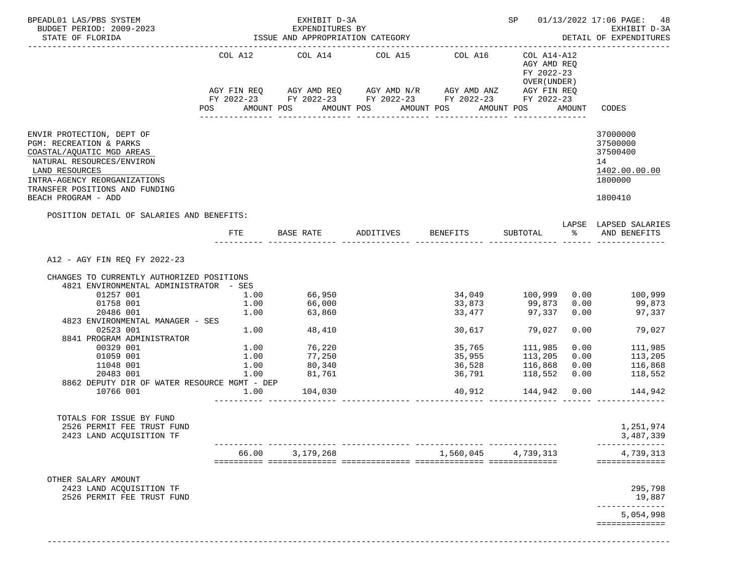BPEADL01 LAS/PBS SYSTEM | EXHIBIT D-3A | SP 01/13/2022 17:06 PAGE: 48
BUDGET PERIOD: 2009-2023 | EXPENDITURES BY | EXHIBIT D-3A
STATE OF FLORIDA | ISSUE AND APPROPRIATION CATEGORY | DETAIL OF EXPENDITURES

| | COL A12 | COL A14 | COL A15 | COL A16 | COL A14-A12 | |
|---|---|---|---|---|---|---|
| | AGY FIN REQ FY 2022-23 | AGY AMD REQ FY 2022-23 | AGY AMD N/R FY 2022-23 | AGY AMD ANZ FY 2022-23 | AGY AMD REQ FY 2022-23 OVER(UNDER) AGY FIN REQ FY 2022-23 | |
| | POS AMOUNT | POS AMOUNT | POS AMOUNT | POS AMOUNT | POS AMOUNT | CODES |

ENVIR PROTECTION, DEPT OF — 37000000
PGM: RECREATION & PARKS — 37500000
COASTAL/AQUATIC MGD AREAS — 37500400
NATURAL RESOURCES/ENVIRON — 14
LAND RESOURCES — 1402.00.00.00
INTRA-AGENCY REORGANIZATIONS — 1800000
TRANSFER POSITIONS AND FUNDING
BEACH PROGRAM - ADD — 1800410

POSITION DETAIL OF SALARIES AND BENEFITS:

| | FTE | BASE RATE | ADDITIVES | BENEFITS | SUBTOTAL | LAPSE % | LAPSED SALARIES AND BENEFITS |
|---|---|---|---|---|---|---|---|
| **A12 - AGY FIN REQ FY 2022-23** | | | | | | | |
| CHANGES TO CURRENTLY AUTHORIZED POSITIONS | | | | | | | |
| 4821 ENVIRONMENTAL ADMINISTRATOR - SES | | | | | | | |
| 01257 001 | 1.00 | 66,950 | | 34,049 | 100,999 | 0.00 | 100,999 |
| 01758 001 | 1.00 | 66,000 | | 33,873 | 99,873 | 0.00 | 99,873 |
| 20486 001 | 1.00 | 63,860 | | 33,477 | 97,337 | 0.00 | 97,337 |
| 4823 ENVIRONMENTAL MANAGER - SES | | | | | | | |
| 02523 001 | 1.00 | 48,410 | | 30,617 | 79,027 | 0.00 | 79,027 |
| 8841 PROGRAM ADMINISTRATOR | | | | | | | |
| 00329 001 | 1.00 | 76,220 | | 35,765 | 111,985 | 0.00 | 111,985 |
| 01059 001 | 1.00 | 77,250 | | 35,955 | 113,205 | 0.00 | 113,205 |
| 11048 001 | 1.00 | 80,340 | | 36,528 | 116,868 | 0.00 | 116,868 |
| 20483 001 | 1.00 | 81,761 | | 36,791 | 118,552 | 0.00 | 118,552 |
| 8862 DEPUTY DIR OF WATER RESOURCE MGMT - DEP | | | | | | | |
| 10766 001 | 1.00 | 104,030 | | 40,912 | 144,942 | 0.00 | 144,942 |
| TOTALS FOR ISSUE BY FUND | | | | | | | |
| 2526 PERMIT FEE TRUST FUND | | | | | | | 1,251,974 |
| 2423 LAND ACQUISITION TF | | | | | | | 3,487,339 |
| | 66.00 | 3,179,268 | | 1,560,045 | 4,739,313 | | 4,739,313 |
| OTHER SALARY AMOUNT | | | | | | | |
| 2423 LAND ACQUISITION TF | | | | | | | 295,798 |
| 2526 PERMIT FEE TRUST FUND | | | | | | | 19,887 |
| | | | | | | | 5,054,998 |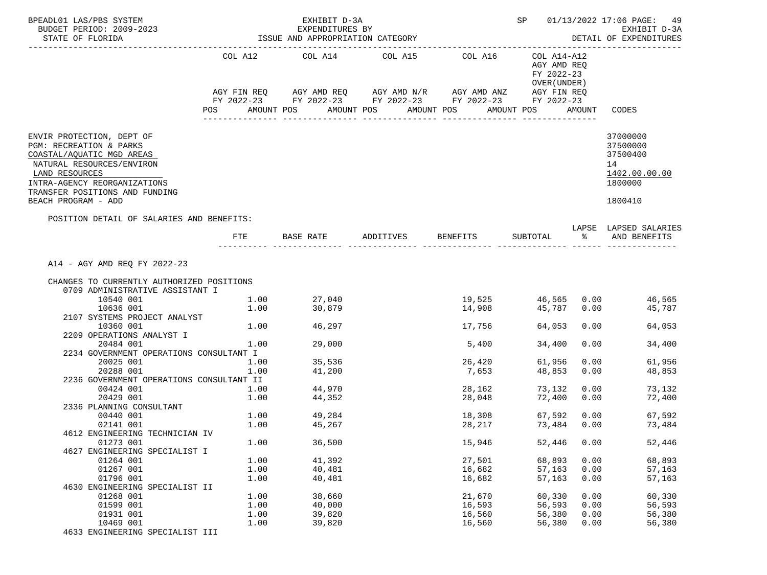BPEADL01 LAS/PBS SYSTEM | EXHIBIT D-3A | SP 01/13/2022 17:06

BUDGET PERIOD: 2009-2023 | EXPENDITURES BY | EXHIBIT D-3A

STATE OF FLORIDA | ISSUE AND APPROPRIATION CATEGORY | DETAIL OF EXPENDITURES

| | COL A12 AGY FIN REQ FY 2022-23 POS AMOUNT | COL A14 AGY AMD REQ FY 2022-23 POS AMOUNT | COL A15 AGY AMD N/R FY 2022-23 POS AMOUNT | COL A16 AGY AMD ANZ FY 2022-23 POS AMOUNT | COL A14-A12 AGY AMD REQ FY 2022-23 OVER(UNDER) AGY FIN REQ FY 2022-23 POS AMOUNT | CODES |
|---|---|---|---|---|---|---|
| ENVIR PROTECTION, DEPT OF | | | | | | 37000000 |
| PGM: RECREATION & PARKS | | | | | | 37500000 |
| COASTAL/AQUATIC MGD AREAS | | | | | | 37500400 |
| NATURAL RESOURCES/ENVIRON | | | | | | 14 |
| LAND RESOURCES | | | | | | 1402.00.00.00 |
| INTRA-AGENCY REORGANIZATIONS | | | | | | 1800000 |
| TRANSFER POSITIONS AND FUNDING BEACH PROGRAM - ADD | | | | | | 1800410 |

POSITION DETAIL OF SALARIES AND BENEFITS:

A14 - AGY AMD REQ FY 2022-23

CHANGES TO CURRENTLY AUTHORIZED POSITIONS

| | FTE | BASE RATE | ADDITIVES | BENEFITS | SUBTOTAL | LAPSE % | LAPSED SALARIES AND BENEFITS |
|---|---|---|---|---|---|---|---|
| 0709 ADMINISTRATIVE ASSISTANT I | | | | | | | |
| 10540 001 | 1.00 | 27,040 | | 19,525 | 46,565 | 0.00 | 46,565 |
| 10636 001 | 1.00 | 30,879 | | 14,908 | 45,787 | 0.00 | 45,787 |
| 2107 SYSTEMS PROJECT ANALYST | | | | | | | |
| 10360 001 | 1.00 | 46,297 | | 17,756 | 64,053 | 0.00 | 64,053 |
| 2209 OPERATIONS ANALYST I | | | | | | | |
| 20484 001 | 1.00 | 29,000 | | 5,400 | 34,400 | 0.00 | 34,400 |
| 2234 GOVERNMENT OPERATIONS CONSULTANT I | | | | | | | |
| 20025 001 | 1.00 | 35,536 | | 26,420 | 61,956 | 0.00 | 61,956 |
| 20288 001 | 1.00 | 41,200 | | 7,653 | 48,853 | 0.00 | 48,853 |
| 2236 GOVERNMENT OPERATIONS CONSULTANT II | | | | | | | |
| 00424 001 | 1.00 | 44,970 | | 28,162 | 73,132 | 0.00 | 73,132 |
| 20429 001 | 1.00 | 44,352 | | 28,048 | 72,400 | 0.00 | 72,400 |
| 2336 PLANNING CONSULTANT | | | | | | | |
| 00440 001 | 1.00 | 49,284 | | 18,308 | 67,592 | 0.00 | 67,592 |
| 02141 001 | 1.00 | 45,267 | | 28,217 | 73,484 | 0.00 | 73,484 |
| 4612 ENGINEERING TECHNICIAN IV | | | | | | | |
| 01273 001 | 1.00 | 36,500 | | 15,946 | 52,446 | 0.00 | 52,446 |
| 4627 ENGINEERING SPECIALIST I | | | | | | | |
| 01264 001 | 1.00 | 41,392 | | 27,501 | 68,893 | 0.00 | 68,893 |
| 01267 001 | 1.00 | 40,481 | | 16,682 | 57,163 | 0.00 | 57,163 |
| 01796 001 | 1.00 | 40,481 | | 16,682 | 57,163 | 0.00 | 57,163 |
| 4630 ENGINEERING SPECIALIST II | | | | | | | |
| 01268 001 | 1.00 | 38,660 | | 21,670 | 60,330 | 0.00 | 60,330 |
| 01599 001 | 1.00 | 40,000 | | 16,593 | 56,593 | 0.00 | 56,593 |
| 01931 001 | 1.00 | 39,820 | | 16,560 | 56,380 | 0.00 | 56,380 |
| 10469 001 | 1.00 | 39,820 | | 16,560 | 56,380 | 0.00 | 56,380 |
| 4633 ENGINEERING SPECIALIST III | | | | | | | |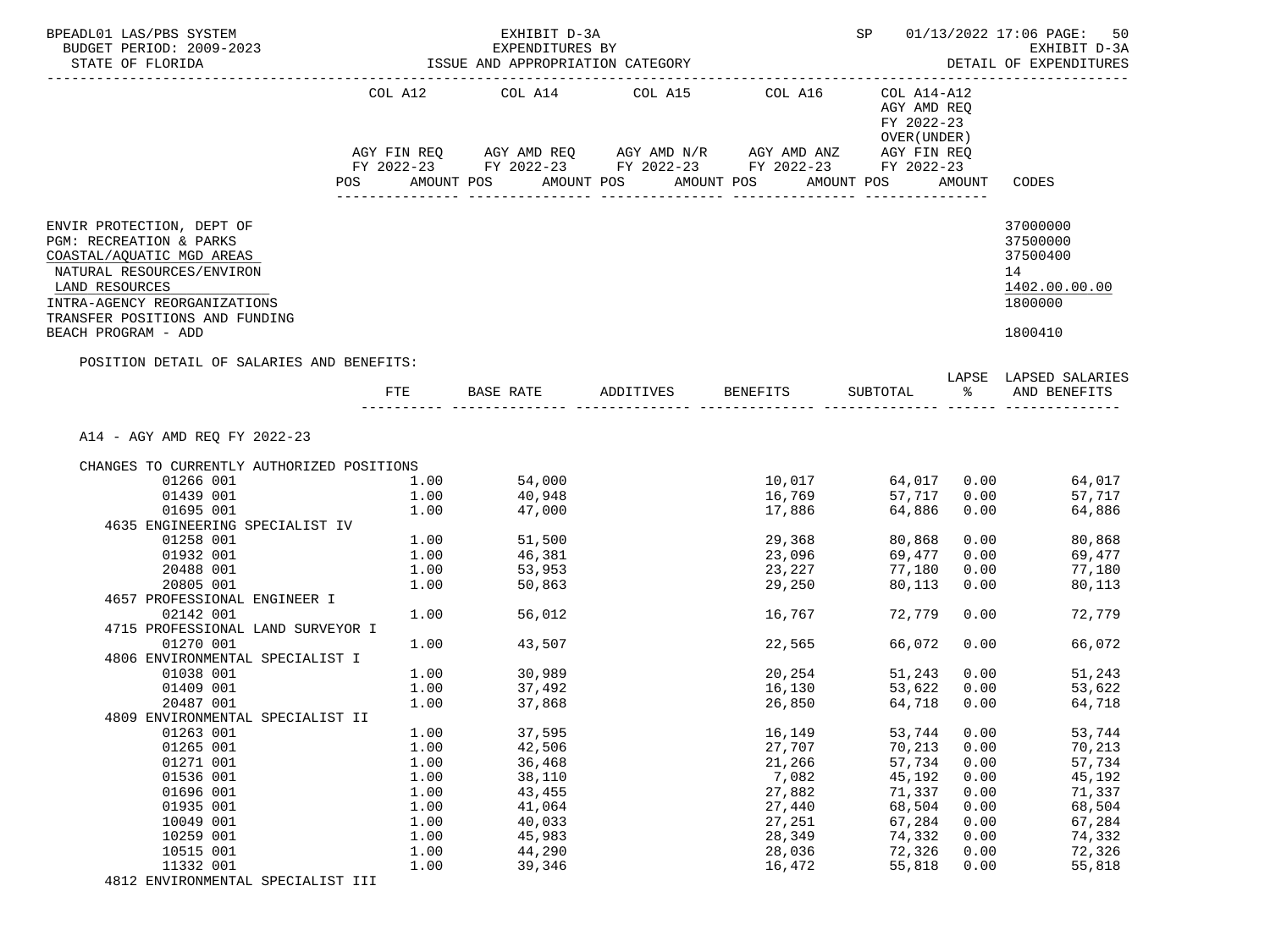BPEADL01 LAS/PBS SYSTEM
BUDGET PERIOD: 2009-2023
STATE OF FLORIDA

EXHIBIT D-3A
EXPENDITURES BY
ISSUE AND APPROPRIATION CATEGORY

SP 01/13/2022 17:06

EXHIBIT D-3A
DETAIL OF EXPENDITURES

| | COL A12 AGY FIN REQ FY 2022-23 POS AMOUNT | COL A14 AGY AMD REQ FY 2022-23 POS AMOUNT | COL A15 AGY AMD N/R FY 2022-23 POS AMOUNT | COL A16 AGY AMD ANZ FY 2022-23 POS AMOUNT | COL A14-A12 AGY AMD REQ FY 2022-23 OVER(UNDER) AGY FIN REQ FY 2022-23 POS AMOUNT | CODES |
|---|---|---|---|---|---|---|

ENVIR PROTECTION, DEPT OF — 37000000
PGM: RECREATION & PARKS — 37500000
COASTAL/AQUATIC MGD AREAS — 37500400
NATURAL RESOURCES/ENVIRON — 14
LAND RESOURCES — 1402.00.00.00
INTRA-AGENCY REORGANIZATIONS — 1800000
TRANSFER POSITIONS AND FUNDING
BEACH PROGRAM - ADD — 1800410

POSITION DETAIL OF SALARIES AND BENEFITS:

| | FTE | BASE RATE | ADDITIVES | BENEFITS | SUBTOTAL | LAPSE % | LAPSED SALARIES AND BENEFITS |
|---|---|---|---|---|---|---|---|
| A14 - AGY AMD REQ FY 2022-23 | | | | | | | |
| CHANGES TO CURRENTLY AUTHORIZED POSITIONS | | | | | | | |
| 01266 001 | 1.00 | 54,000 | | 10,017 | 64,017 | 0.00 | 64,017 |
| 01439 001 | 1.00 | 40,948 | | 16,769 | 57,717 | 0.00 | 57,717 |
| 01695 001 | 1.00 | 47,000 | | 17,886 | 64,886 | 0.00 | 64,886 |
| 4635 ENGINEERING SPECIALIST IV | | | | | | | |
| 01258 001 | 1.00 | 51,500 | | 29,368 | 80,868 | 0.00 | 80,868 |
| 01932 001 | 1.00 | 46,381 | | 23,096 | 69,477 | 0.00 | 69,477 |
| 20488 001 | 1.00 | 53,953 | | 23,227 | 77,180 | 0.00 | 77,180 |
| 20805 001 | 1.00 | 50,863 | | 29,250 | 80,113 | 0.00 | 80,113 |
| 4657 PROFESSIONAL ENGINEER I | | | | | | | |
| 02142 001 | 1.00 | 56,012 | | 16,767 | 72,779 | 0.00 | 72,779 |
| 4715 PROFESSIONAL LAND SURVEYOR I | | | | | | | |
| 01270 001 | 1.00 | 43,507 | | 22,565 | 66,072 | 0.00 | 66,072 |
| 4806 ENVIRONMENTAL SPECIALIST I | | | | | | | |
| 01038 001 | 1.00 | 30,989 | | 20,254 | 51,243 | 0.00 | 51,243 |
| 01409 001 | 1.00 | 37,492 | | 16,130 | 53,622 | 0.00 | 53,622 |
| 20487 001 | 1.00 | 37,868 | | 26,850 | 64,718 | 0.00 | 64,718 |
| 4809 ENVIRONMENTAL SPECIALIST II | | | | | | | |
| 01263 001 | 1.00 | 37,595 | | 16,149 | 53,744 | 0.00 | 53,744 |
| 01265 001 | 1.00 | 42,506 | | 27,707 | 70,213 | 0.00 | 70,213 |
| 01271 001 | 1.00 | 36,468 | | 21,266 | 57,734 | 0.00 | 57,734 |
| 01536 001 | 1.00 | 38,110 | | 7,082 | 45,192 | 0.00 | 45,192 |
| 01696 001 | 1.00 | 43,455 | | 27,882 | 71,337 | 0.00 | 71,337 |
| 01935 001 | 1.00 | 41,064 | | 27,440 | 68,504 | 0.00 | 68,504 |
| 10049 001 | 1.00 | 40,033 | | 27,251 | 67,284 | 0.00 | 67,284 |
| 10259 001 | 1.00 | 45,983 | | 28,349 | 74,332 | 0.00 | 74,332 |
| 10515 001 | 1.00 | 44,290 | | 28,036 | 72,326 | 0.00 | 72,326 |
| 11332 001 | 1.00 | 39,346 | | 16,472 | 55,818 | 0.00 | 55,818 |
| 4812 ENVIRONMENTAL SPECIALIST III | | | | | | | |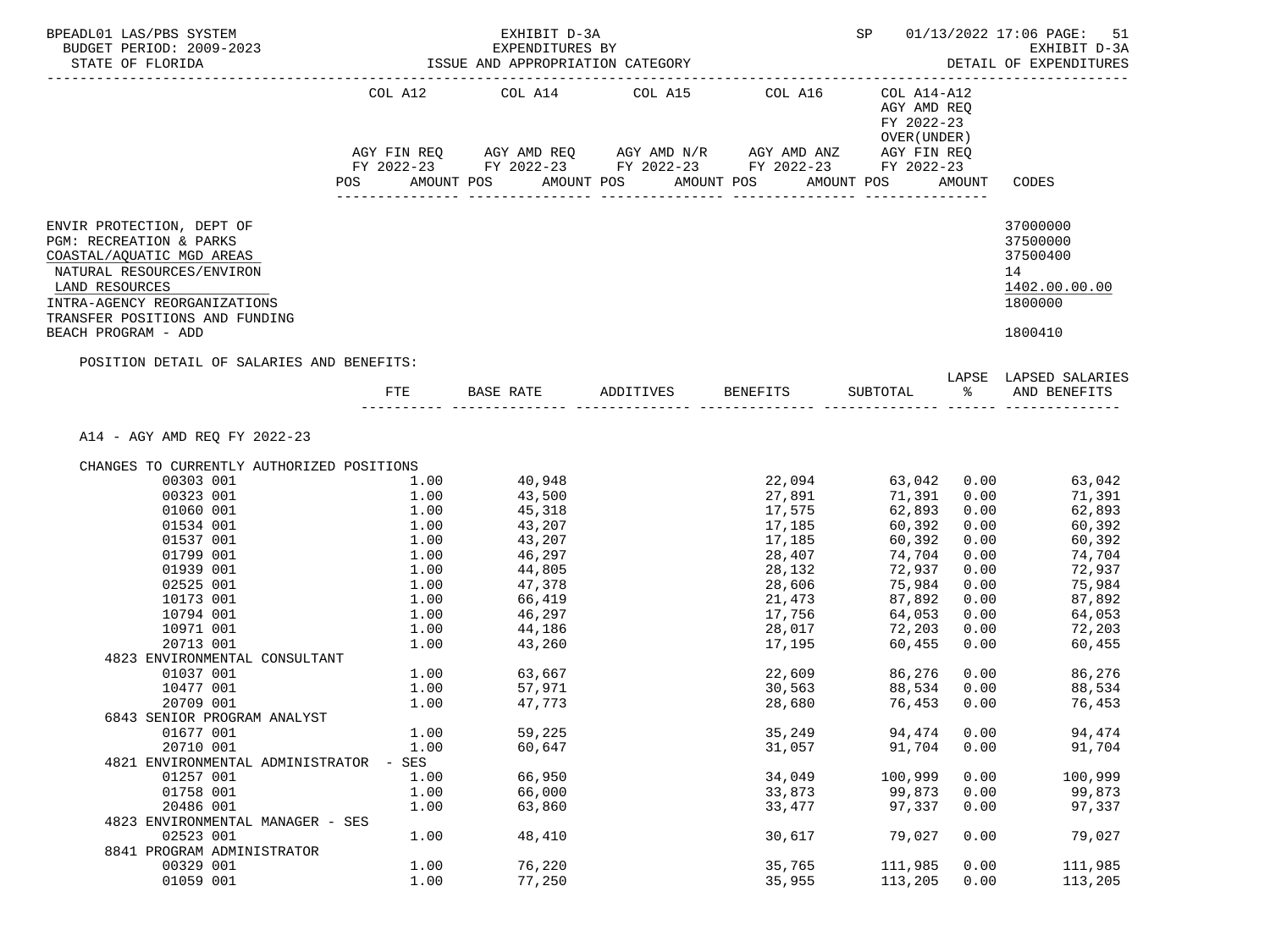BPEADL01 LAS/PBS SYSTEM — EXHIBIT D-3A — SP 01/13/2022 17:06 PAGE: 51
BUDGET PERIOD: 2009-2023 — EXPENDITURES BY — EXHIBIT D-3A
STATE OF FLORIDA — ISSUE AND APPROPRIATION CATEGORY — DETAIL OF EXPENDITURES

| | COL A12 AGY FIN REQ FY 2022-23 POS AMOUNT | COL A14 AGY AMD REQ FY 2022-23 POS AMOUNT | COL A15 AGY AMD N/R FY 2022-23 POS AMOUNT | COL A16 AGY AMD ANZ FY 2022-23 POS AMOUNT | COL A14-A12 AGY AMD REQ FY 2022-23 OVER(UNDER) AGY FIN REQ FY 2022-23 POS AMOUNT | CODES |
|---|---|---|---|---|---|---|
| ENVIR PROTECTION, DEPT OF | | | | | | 37000000 |
| PGM: RECREATION & PARKS | | | | | | 37500000 |
| COASTAL/AQUATIC MGD AREAS | | | | | | 37500400 |
| NATURAL RESOURCES/ENVIRON | | | | | | 14 |
| LAND RESOURCES | | | | | | 1402.00.00.00 |
| INTRA-AGENCY REORGANIZATIONS | | | | | | 1800000 |
| TRANSFER POSITIONS AND FUNDING BEACH PROGRAM - ADD | | | | | | 1800410 |

POSITION DETAIL OF SALARIES AND BENEFITS:

A14 - AGY AMD REQ FY 2022-23

| | FTE | BASE RATE | ADDITIVES | BENEFITS | SUBTOTAL | LAPSE % | LAPSED SALARIES AND BENEFITS |
|---|---|---|---|---|---|---|---|
| CHANGES TO CURRENTLY AUTHORIZED POSITIONS | | | | | | | |
| 00303 001 | 1.00 | 40,948 | | 22,094 | 63,042 | 0.00 | 63,042 |
| 00323 001 | 1.00 | 43,500 | | 27,891 | 71,391 | 0.00 | 71,391 |
| 01060 001 | 1.00 | 45,318 | | 17,575 | 62,893 | 0.00 | 62,893 |
| 01534 001 | 1.00 | 43,207 | | 17,185 | 60,392 | 0.00 | 60,392 |
| 01537 001 | 1.00 | 43,207 | | 17,185 | 60,392 | 0.00 | 60,392 |
| 01799 001 | 1.00 | 46,297 | | 28,407 | 74,704 | 0.00 | 74,704 |
| 01939 001 | 1.00 | 44,805 | | 28,132 | 72,937 | 0.00 | 72,937 |
| 02525 001 | 1.00 | 47,378 | | 28,606 | 75,984 | 0.00 | 75,984 |
| 10173 001 | 1.00 | 66,419 | | 21,473 | 87,892 | 0.00 | 87,892 |
| 10794 001 | 1.00 | 46,297 | | 17,756 | 64,053 | 0.00 | 64,053 |
| 10971 001 | 1.00 | 44,186 | | 28,017 | 72,203 | 0.00 | 72,203 |
| 20713 001 | 1.00 | 43,260 | | 17,195 | 60,455 | 0.00 | 60,455 |
| 4823 ENVIRONMENTAL CONSULTANT | | | | | | | |
| 01037 001 | 1.00 | 63,667 | | 22,609 | 86,276 | 0.00 | 86,276 |
| 10477 001 | 1.00 | 57,971 | | 30,563 | 88,534 | 0.00 | 88,534 |
| 20709 001 | 1.00 | 47,773 | | 28,680 | 76,453 | 0.00 | 76,453 |
| 6843 SENIOR PROGRAM ANALYST | | | | | | | |
| 01677 001 | 1.00 | 59,225 | | 35,249 | 94,474 | 0.00 | 94,474 |
| 20710 001 | 1.00 | 60,647 | | 31,057 | 91,704 | 0.00 | 91,704 |
| 4821 ENVIRONMENTAL ADMINISTRATOR - SES | | | | | | | |
| 01257 001 | 1.00 | 66,950 | | 34,049 | 100,999 | 0.00 | 100,999 |
| 01758 001 | 1.00 | 66,000 | | 33,873 | 99,873 | 0.00 | 99,873 |
| 20486 001 | 1.00 | 63,860 | | 33,477 | 97,337 | 0.00 | 97,337 |
| 4823 ENVIRONMENTAL MANAGER - SES | | | | | | | |
| 02523 001 | 1.00 | 48,410 | | 30,617 | 79,027 | 0.00 | 79,027 |
| 8841 PROGRAM ADMINISTRATOR | | | | | | | |
| 00329 001 | 1.00 | 76,220 | | 35,765 | 111,985 | 0.00 | 111,985 |
| 01059 001 | 1.00 | 77,250 | | 35,955 | 113,205 | 0.00 | 113,205 |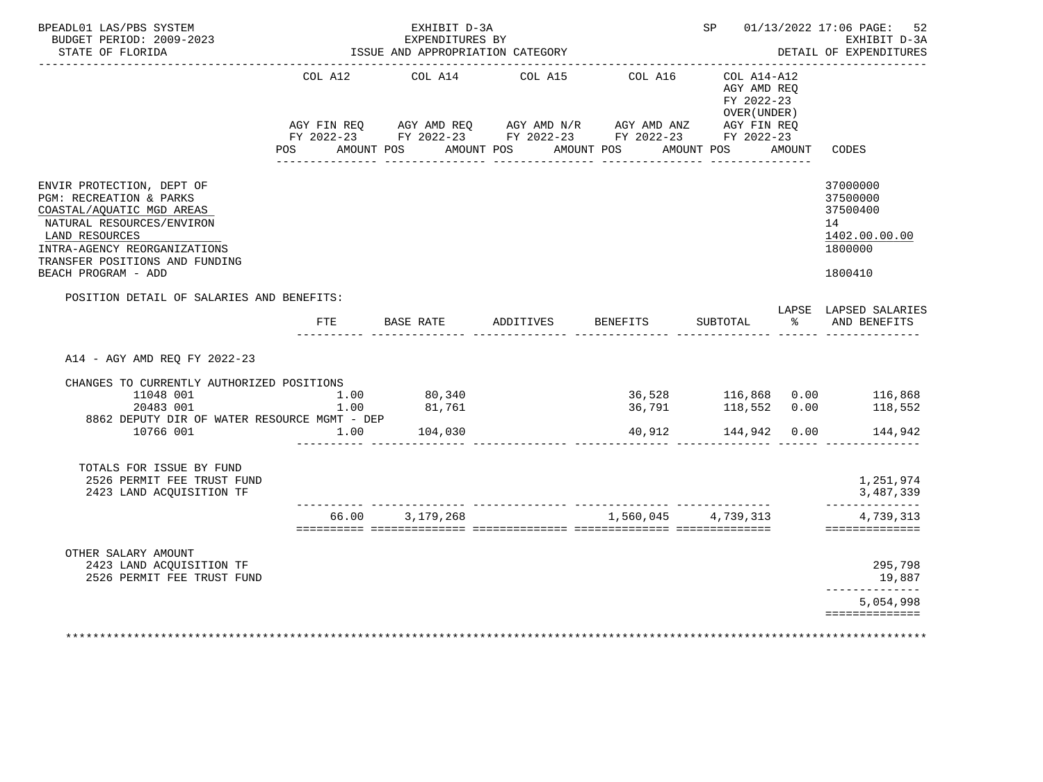BPEADL01 LAS/PBS SYSTEM — EXHIBIT D-3A — SP 01/13/2022 17:06

BUDGET PERIOD: 2009-2023 — EXPENDITURES BY — EXHIBIT D-3A

STATE OF FLORIDA — ISSUE AND APPROPRIATION CATEGORY — DETAIL OF EXPENDITURES

| | COL A12 AGY FIN REQ FY 2022-23 POS AMOUNT | COL A14 AGY AMD REQ FY 2022-23 POS AMOUNT | COL A15 AGY AMD N/R FY 2022-23 POS AMOUNT | COL A16 AGY AMD ANZ FY 2022-23 POS AMOUNT | COL A14-A12 AGY AMD REQ FY 2022-23 OVER(UNDER) AGY FIN REQ FY 2022-23 POS AMOUNT | CODES |
|---|---|---|---|---|---|---|

ENVIR PROTECTION, DEPT OF — 37000000
PGM: RECREATION & PARKS — 37500000
COASTAL/AQUATIC MGD AREAS — 37500400
NATURAL RESOURCES/ENVIRON — 14
LAND RESOURCES — 1402.00.00.00
INTRA-AGENCY REORGANIZATIONS — 1800000
TRANSFER POSITIONS AND FUNDING
BEACH PROGRAM - ADD — 1800410

POSITION DETAIL OF SALARIES AND BENEFITS:

| | FTE | BASE RATE | ADDITIVES | BENEFITS | SUBTOTAL | LAPSE % | LAPSED SALARIES AND BENEFITS |
|---|---|---|---|---|---|---|---|
| A14 - AGY AMD REQ FY 2022-23 | | | | | | | |
| CHANGES TO CURRENTLY AUTHORIZED POSITIONS | | | | | | | |
| 11048 001 | 1.00 | 80,340 | | 36,528 | 116,868 | 0.00 | 116,868 |
| 20483 001 | 1.00 | 81,761 | | 36,791 | 118,552 | 0.00 | 118,552 |
| 8862 DEPUTY DIR OF WATER RESOURCE MGMT - DEP | | | | | | | |
| 10766 001 | 1.00 | 104,030 | | 40,912 | 144,942 | 0.00 | 144,942 |
| TOTALS FOR ISSUE BY FUND | | | | | | | |
| 2526 PERMIT FEE TRUST FUND | | | | | | | 1,251,974 |
| 2423 LAND ACQUISITION TF | | | | | | | 3,487,339 |
| | 66.00 | 3,179,268 | | 1,560,045 | 4,739,313 | | 4,739,313 |
| OTHER SALARY AMOUNT | | | | | | | |
| 2423 LAND ACQUISITION TF | | | | | | | 295,798 |
| 2526 PERMIT FEE TRUST FUND | | | | | | | 19,887 |
| | | | | | | | 5,054,998 |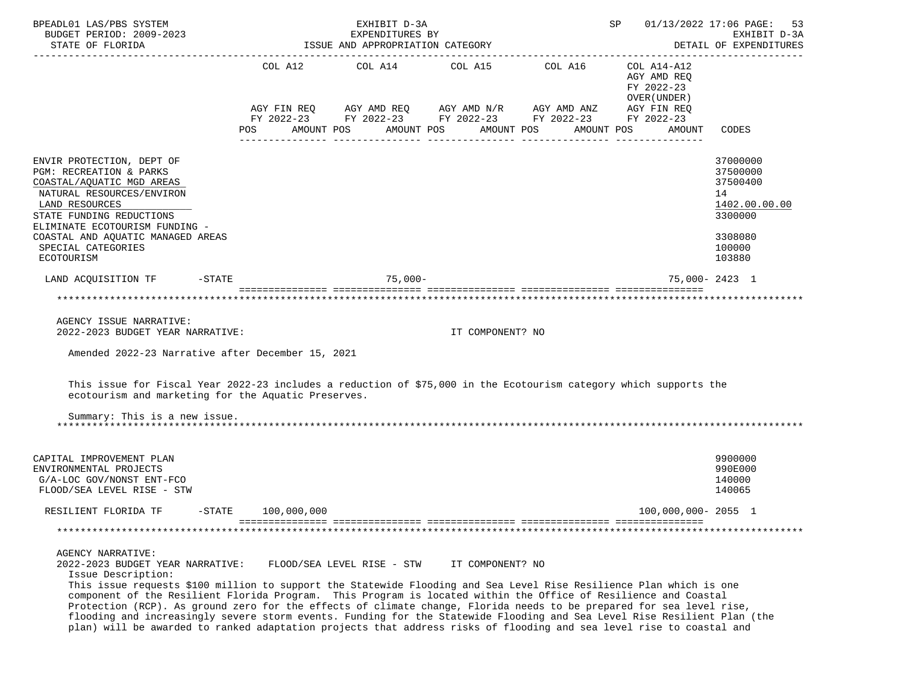BPEADL01 LAS/PBS SYSTEM — EXHIBIT D-3A — EXPENDITURES BY ISSUE AND APPROPRIATION CATEGORY
BUDGET PERIOD: 2009-2023 — STATE OF FLORIDA — SP 01/13/2022 17:06 — EXHIBIT D-3A DETAIL OF EXPENDITURES

| | COL A12 AGY FIN REQ FY 2022-23 POS AMOUNT | COL A14 AGY AMD REQ FY 2022-23 POS AMOUNT | COL A15 AGY AMD N/R FY 2022-23 POS AMOUNT | COL A16 AGY AMD ANZ FY 2022-23 POS AMOUNT | COL A14-A12 AGY AMD REQ FY 2022-23 OVER(UNDER) AGY FIN REQ FY 2022-23 POS AMOUNT | CODES |
|---|---|---|---|---|---|---|
| ENVIR PROTECTION, DEPT OF | | | | | | 37000000 |
| PGM: RECREATION & PARKS | | | | | | 37500000 |
| COASTAL/AQUATIC MGD AREAS | | | | | | 37500400 |
| NATURAL RESOURCES/ENVIRON | | | | | | 14 |
| LAND RESOURCES | | | | | | 1402.00.00.00 |
| STATE FUNDING REDUCTIONS | | | | | | 3300000 |
| ELIMINATE ECOTOURISM FUNDING - COASTAL AND AQUATIC MANAGED AREAS | | | | | | 3308080 |
| SPECIAL CATEGORIES | | | | | | 100000 |
| ECOTOURISM | | | | | | 103880 |
| LAND ACQUISITION TF -STATE | | 75,000- | | | 75,000- | 2423 1 |

AGENCY ISSUE NARRATIVE:
2022-2023 BUDGET YEAR NARRATIVE: IT COMPONENT? NO

Amended 2022-23 Narrative after December 15, 2021

This issue for Fiscal Year 2022-23 includes a reduction of $75,000 in the Ecotourism category which supports the ecotourism and marketing for the Aquatic Preserves.

Summary: This is a new issue.

| | COL A12 | COL A14 | COL A15 | COL A16 | COL A14-A12 | CODES |
|---|---|---|---|---|---|---|
| CAPITAL IMPROVEMENT PLAN | | | | | | 9900000 |
| ENVIRONMENTAL PROJECTS | | | | | | 990E000 |
| G/A-LOC GOV/NONST ENT-FCO | | | | | | 140000 |
| FLOOD/SEA LEVEL RISE - STW | | | | | | 140065 |
| RESILIENT FLORIDA TF -STATE | 100,000,000 | | | | 100,000,000- | 2055 1 |

AGENCY NARRATIVE:
2022-2023 BUDGET YEAR NARRATIVE: FLOOD/SEA LEVEL RISE - STW IT COMPONENT? NO
Issue Description:
This issue requests $100 million to support the Statewide Flooding and Sea Level Rise Resilience Plan which is one component of the Resilient Florida Program. This Program is located within the Office of Resilience and Coastal Protection (RCP). As ground zero for the effects of climate change, Florida needs to be prepared for sea level rise, flooding and increasingly severe storm events. Funding for the Statewide Flooding and Sea Level Rise Resilient Plan (the plan) will be awarded to ranked adaptation projects that address risks of flooding and sea level rise to coastal and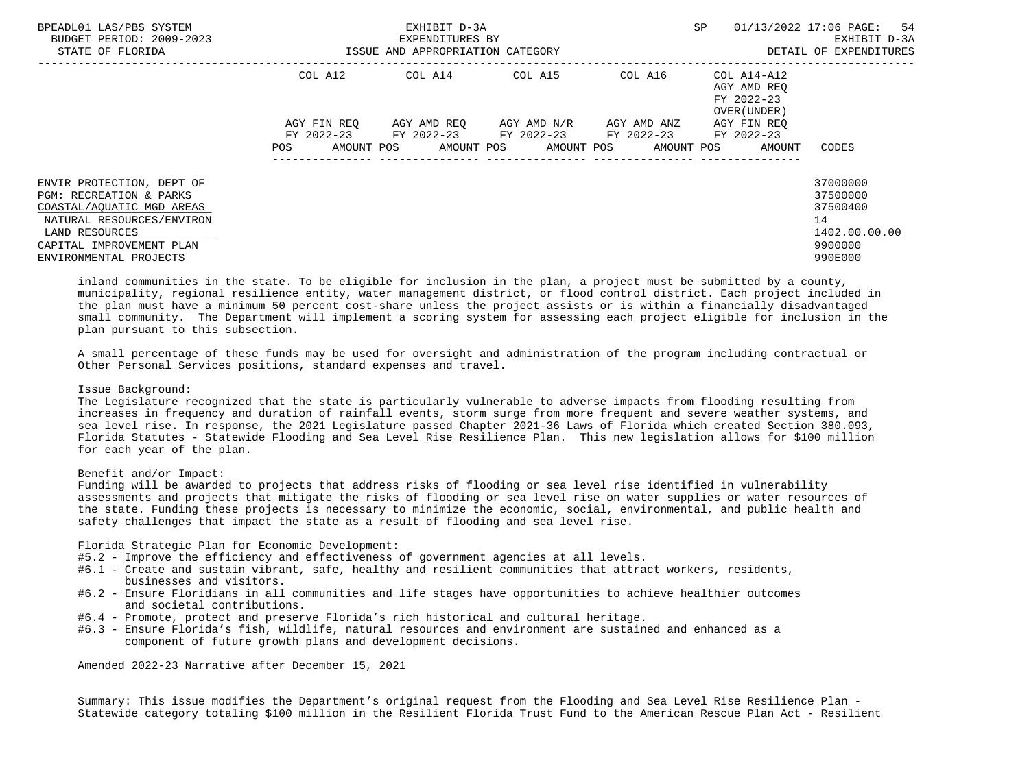| | COL A12 | COL A14 | COL A15 | COL A16 | COL A14-A12 | |
|---|---|---|---|---|---|---|
| | | | | | AGY AMD REQ | |
| | | | | | FY 2022-23 | |
| | | | | | OVER(UNDER) | |
| | AGY FIN REQ | AGY AMD REQ | AGY AMD N/R | AGY AMD ANZ | AGY FIN REQ | |
| | FY 2022-23 | FY 2022-23 | FY 2022-23 | FY 2022-23 | FY 2022-23 | |
| | POS AMOUNT | POS AMOUNT | POS AMOUNT | POS AMOUNT | POS AMOUNT | CODES |
| ENVIR PROTECTION, DEPT OF | | | | | | 37000000 |
| PGM: RECREATION & PARKS | | | | | | 37500000 |
| COASTAL/AQUATIC MGD AREAS | | | | | | 37500400 |
| NATURAL RESOURCES/ENVIRON | | | | | | 14 |
| LAND RESOURCES | | | | | | 1402.00.00.00 |
| CAPITAL IMPROVEMENT PLAN | | | | | | 9900000 |
| ENVIRONMENTAL PROJECTS | | | | | | 990E000 |

inland communities in the state. To be eligible for inclusion in the plan, a project must be submitted by a county, municipality, regional resilience entity, water management district, or flood control district. Each project included in the plan must have a minimum 50 percent cost-share unless the project assists or is within a financially disadvantaged small community. The Department will implement a scoring system for assessing each project eligible for inclusion in the plan pursuant to this subsection.

A small percentage of these funds may be used for oversight and administration of the program including contractual or Other Personal Services positions, standard expenses and travel.

Issue Background:
The Legislature recognized that the state is particularly vulnerable to adverse impacts from flooding resulting from increases in frequency and duration of rainfall events, storm surge from more frequent and severe weather systems, and sea level rise. In response, the 2021 Legislature passed Chapter 2021-36 Laws of Florida which created Section 380.093, Florida Statutes - Statewide Flooding and Sea Level Rise Resilience Plan. This new legislation allows for $100 million for each year of the plan.

Benefit and/or Impact:
Funding will be awarded to projects that address risks of flooding or sea level rise identified in vulnerability assessments and projects that mitigate the risks of flooding or sea level rise on water supplies or water resources of the state. Funding these projects is necessary to minimize the economic, social, environmental, and public health and safety challenges that impact the state as a result of flooding and sea level rise.

Florida Strategic Plan for Economic Development:
- #5.2 - Improve the efficiency and effectiveness of government agencies at all levels.
- #6.1 - Create and sustain vibrant, safe, healthy and resilient communities that attract workers, residents, businesses and visitors.
- #6.2 - Ensure Floridians in all communities and life stages have opportunities to achieve healthier outcomes and societal contributions.
- #6.4 - Promote, protect and preserve Florida's rich historical and cultural heritage.
- #6.3 - Ensure Florida's fish, wildlife, natural resources and environment are sustained and enhanced as a component of future growth plans and development decisions.

Amended 2022-23 Narrative after December 15, 2021

Summary: This issue modifies the Department's original request from the Flooding and Sea Level Rise Resilience Plan - Statewide category totaling $100 million in the Resilient Florida Trust Fund to the American Rescue Plan Act - Resilient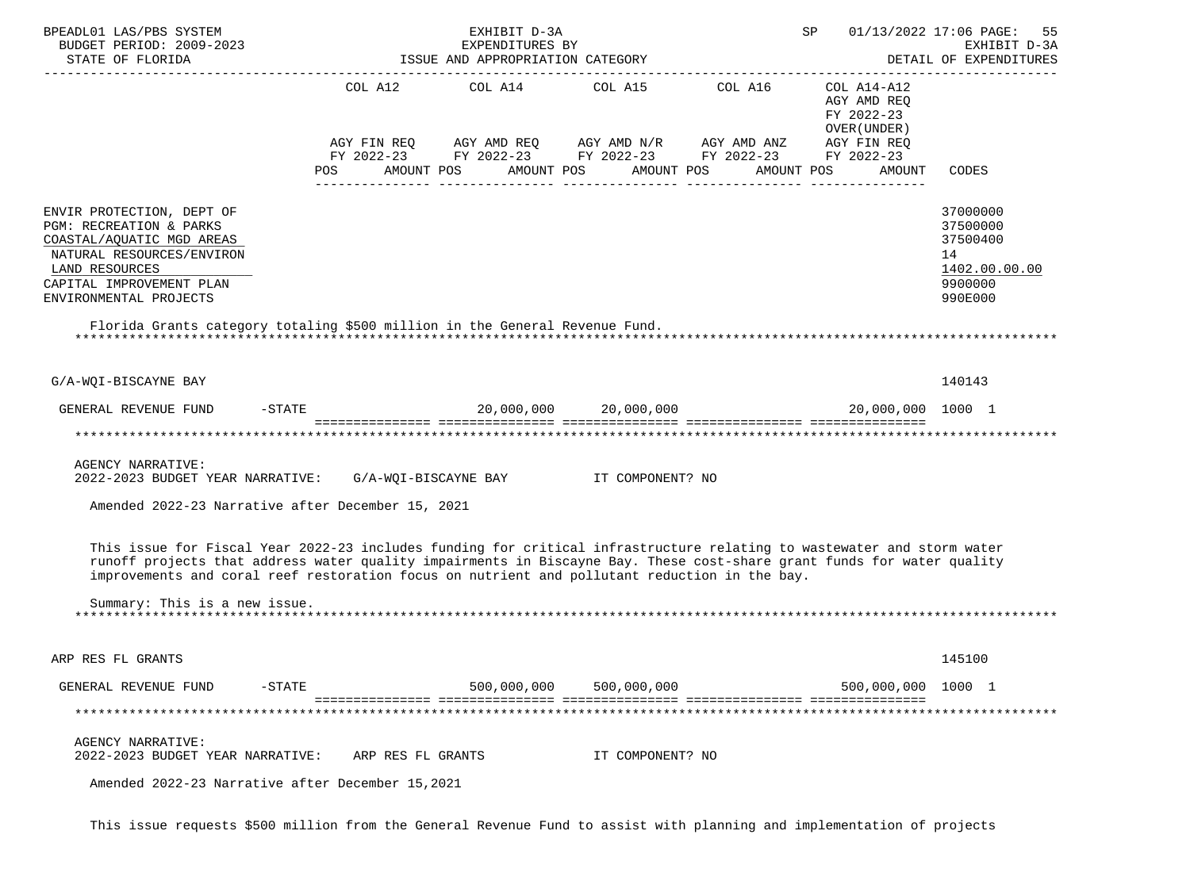BPEADL01 LAS/PBS SYSTEM — EXHIBIT D-3A — EXPENDITURES BY ISSUE AND APPROPRIATION CATEGORY
BUDGET PERIOD: 2009-2023 — STATE OF FLORIDA — DETAIL OF EXPENDITURES
SP 01/13/2022 17:06

| | COL A12 AGY FIN REQ FY 2022-23 POS AMOUNT | COL A14 AGY AMD REQ FY 2022-23 POS AMOUNT | COL A15 AGY AMD N/R FY 2022-23 POS AMOUNT | COL A16 AGY AMD ANZ FY 2022-23 POS AMOUNT | COL A14-A12 AGY AMD REQ FY 2022-23 OVER(UNDER) AGY FIN REQ FY 2022-23 POS AMOUNT | CODES |
|---|---|---|---|---|---|---|
| ENVIR PROTECTION, DEPT OF | | | | | | 37000000 |
| PGM: RECREATION & PARKS | | | | | | 37500000 |
| COASTAL/AQUATIC MGD AREAS | | | | | | 37500400 |
| NATURAL RESOURCES/ENVIRON | | | | | | 14 |
| LAND RESOURCES | | | | | | 1402.00.00.00 |
| CAPITAL IMPROVEMENT PLAN | | | | | | 9900000 |
| ENVIRONMENTAL PROJECTS | | | | | | 990E000 |

Florida Grants category totaling $500 million in the General Revenue Fund.

***

| | COL A12 | COL A14 | COL A15 | COL A16 | COL A14-A12 | CODES |
|---|---|---|---|---|---|---|
| G/A-WQI-BISCAYNE BAY | | | | | | 140143 |
| GENERAL REVENUE FUND -STATE | | 20,000,000 | 20,000,000 | | 20,000,000 | 1000 1 |

***

AGENCY NARRATIVE:
2022-2023 BUDGET YEAR NARRATIVE: G/A-WQI-BISCAYNE BAY IT COMPONENT? NO

Amended 2022-23 Narrative after December 15, 2021

This issue for Fiscal Year 2022-23 includes funding for critical infrastructure relating to wastewater and storm water runoff projects that address water quality impairments in Biscayne Bay. These cost-share grant funds for water quality improvements and coral reef restoration focus on nutrient and pollutant reduction in the bay.

Summary: This is a new issue.

***

| | COL A12 | COL A14 | COL A15 | COL A16 | COL A14-A12 | CODES |
|---|---|---|---|---|---|---|
| ARP RES FL GRANTS | | | | | | 145100 |
| GENERAL REVENUE FUND -STATE | | 500,000,000 | 500,000,000 | | 500,000,000 | 1000 1 |

***

AGENCY NARRATIVE:
2022-2023 BUDGET YEAR NARRATIVE: ARP RES FL GRANTS IT COMPONENT? NO

Amended 2022-23 Narrative after December 15,2021

This issue requests $500 million from the General Revenue Fund to assist with planning and implementation of projects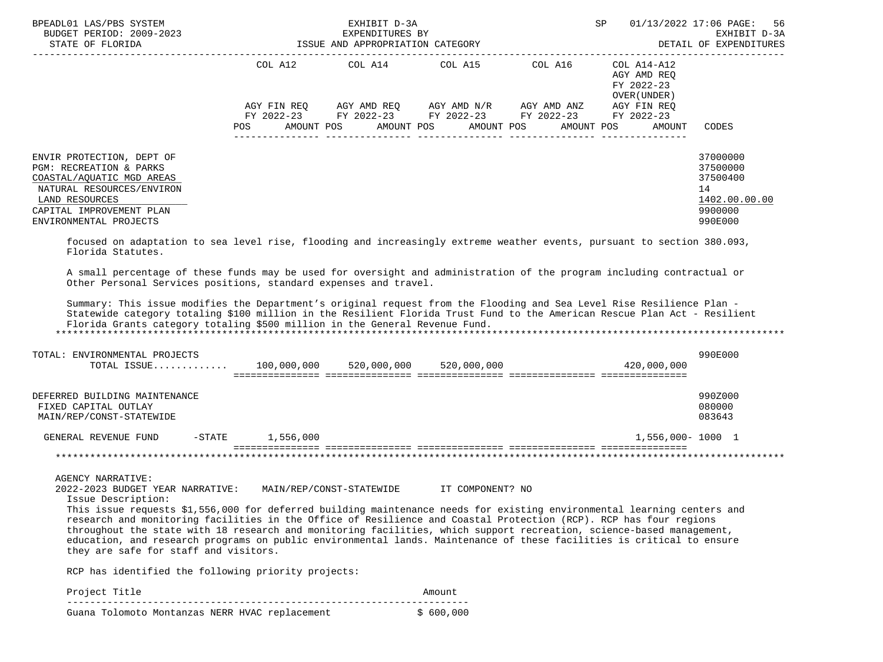| | COL A12 | COL A14 | COL A15 | COL A16 | COL A14-A12 AGY AMD REQ FY 2022-23 OVER(UNDER) | |
|---|---|---|---|---|---|---|
| | AGY FIN REQ FY 2022-23 | AGY AMD REQ FY 2022-23 | AGY AMD N/R FY 2022-23 | AGY AMD ANZ FY 2022-23 | AGY FIN REQ FY 2022-23 | |
| | POS AMOUNT | POS AMOUNT | POS AMOUNT | POS AMOUNT | POS AMOUNT | CODES |

ENVIR PROTECTION, DEPT OF — 37000000
PGM: RECREATION & PARKS — 37500000
COASTAL/AQUATIC MGD AREAS — 37500400
NATURAL RESOURCES/ENVIRON — 14
LAND RESOURCES — 1402.00.00.00
CAPITAL IMPROVEMENT PLAN — 9900000
ENVIRONMENTAL PROJECTS — 990E000

focused on adaptation to sea level rise, flooding and increasingly extreme weather events, pursuant to section 380.093, Florida Statutes.

A small percentage of these funds may be used for oversight and administration of the program including contractual or Other Personal Services positions, standard expenses and travel.

Summary: This issue modifies the Department's original request from the Flooding and Sea Level Rise Resilience Plan - Statewide category totaling $100 million in the Resilient Florida Trust Fund to the American Rescue Plan Act - Resilient Florida Grants category totaling $500 million in the General Revenue Fund.

| | COL A12 | COL A14 | COL A15 | COL A16 | COL A14-A12 | CODES |
|---|---|---|---|---|---|---|
| TOTAL: ENVIRONMENTAL PROJECTS | | | | | | 990E000 |
| TOTAL ISSUE............ | 100,000,000 | 520,000,000 | 520,000,000 | | 420,000,000 | |
| DEFERRED BUILDING MAINTENANCE | | | | | | 990Z000 |
| FIXED CAPITAL OUTLAY | | | | | | 080000 |
| MAIN/REP/CONST-STATEWIDE | | | | | | 083643 |
| GENERAL REVENUE FUND -STATE | 1,556,000 | | | | 1,556,000- | 1000 1 |

AGENCY NARRATIVE:
2022-2023 BUDGET YEAR NARRATIVE: MAIN/REP/CONST-STATEWIDE IT COMPONENT? NO
Issue Description:
This issue requests $1,556,000 for deferred building maintenance needs for existing environmental learning centers and research and monitoring facilities in the Office of Resilience and Coastal Protection (RCP). RCP has four regions throughout the state with 18 research and monitoring facilities, which support recreation, science-based management, education, and research programs on public environmental lands. Maintenance of these facilities is critical to ensure they are safe for staff and visitors.

RCP has identified the following priority projects:

| Project Title | Amount |
|---|---|
| Guana Tolomoto Montanzas NERR HVAC replacement | $ 600,000 |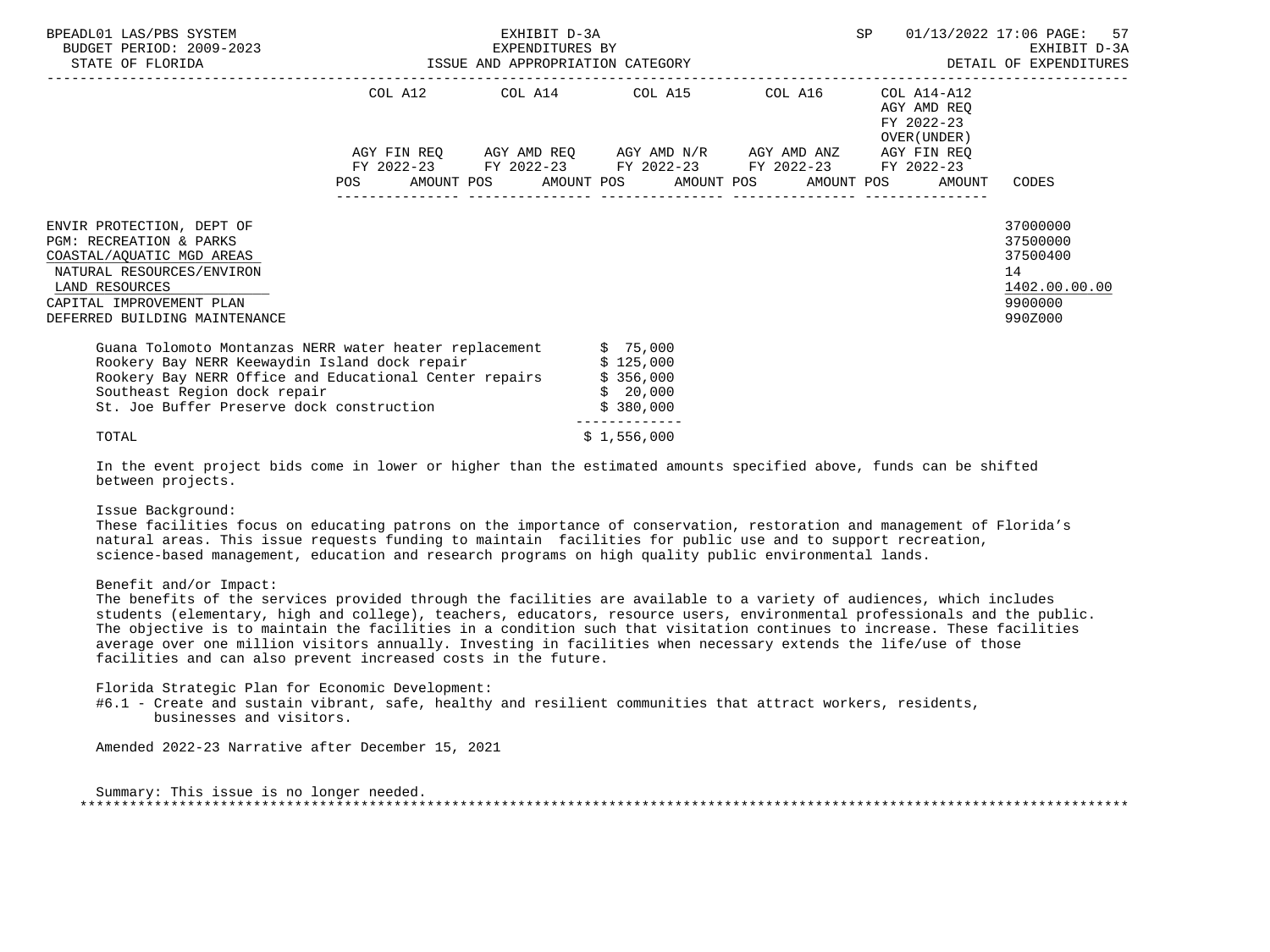BPEADL01 LAS/PBS SYSTEM | EXHIBIT D-3A | SP 01/13/2022 17:06 PAGE: 57
BUDGET PERIOD: 2009-2023 | EXPENDITURES BY | EXHIBIT D-3A
STATE OF FLORIDA | ISSUE AND APPROPRIATION CATEGORY | DETAIL OF EXPENDITURES

| | COL A12 | COL A14 | COL A15 | COL A16 | COL A14-A12 AGY AMD REQ FY 2022-23 OVER(UNDER) | |
|---|---|---|---|---|---|---|
| | AGY FIN REQ FY 2022-23 | AGY AMD REQ FY 2022-23 | AGY AMD N/R FY 2022-23 | AGY AMD ANZ FY 2022-23 | AGY FIN REQ FY 2022-23 | |
| | POS AMOUNT | POS AMOUNT | POS AMOUNT | POS AMOUNT | POS AMOUNT | CODES |

| | CODES |
|---|---|
| ENVIR PROTECTION, DEPT OF | 37000000 |
| PGM: RECREATION & PARKS | 37500000 |
| COASTAL/AQUATIC MGD AREAS | 37500400 |
| NATURAL RESOURCES/ENVIRON | 14 |
| LAND RESOURCES | 1402.00.00.00 |
| CAPITAL IMPROVEMENT PLAN | 9900000 |
| DEFERRED BUILDING MAINTENANCE | 990Z000 |

| Project | Amount |
|---|---|
| Guana Tolomoto Montanzas NERR water heater replacement | $ 75,000 |
| Rookery Bay NERR Keewaydin Island dock repair | $ 125,000 |
| Rookery Bay NERR Office and Educational Center repairs | $ 356,000 |
| Southeast Region dock repair | $ 20,000 |
| St. Joe Buffer Preserve dock construction | $ 380,000 |
| TOTAL | $ 1,556,000 |

In the event project bids come in lower or higher than the estimated amounts specified above, funds can be shifted between projects.

Issue Background:
These facilities focus on educating patrons on the importance of conservation, restoration and management of Florida's natural areas. This issue requests funding to maintain facilities for public use and to support recreation, science-based management, education and research programs on high quality public environmental lands.

Benefit and/or Impact:
The benefits of the services provided through the facilities are available to a variety of audiences, which includes students (elementary, high and college), teachers, educators, resource users, environmental professionals and the public. The objective is to maintain the facilities in a condition such that visitation continues to increase. These facilities average over one million visitors annually. Investing in facilities when necessary extends the life/use of those facilities and can also prevent increased costs in the future.

Florida Strategic Plan for Economic Development:
#6.1 - Create and sustain vibrant, safe, healthy and resilient communities that attract workers, residents, businesses and visitors.

Amended 2022-23 Narrative after December 15, 2021

Summary: This issue is no longer needed.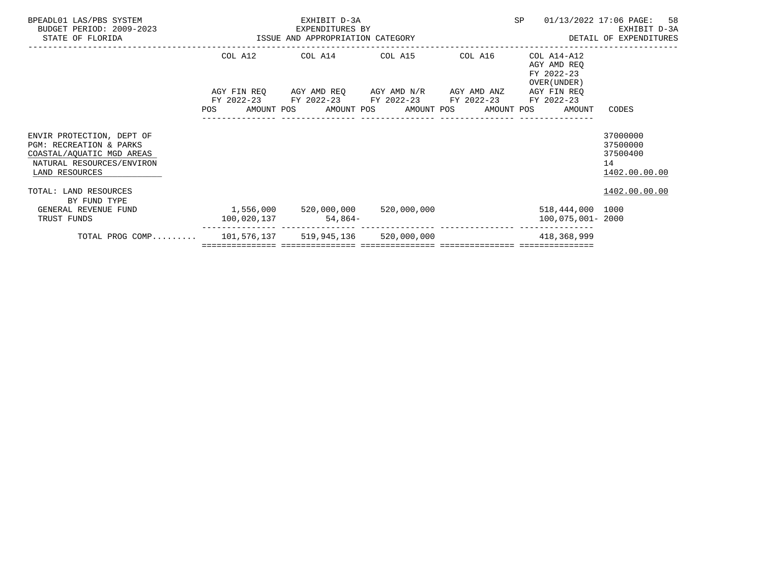BPEADL01 LAS/PBS SYSTEM
BUDGET PERIOD: 2009-2023
STATE OF FLORIDA

EXHIBIT D-3A
EXPENDITURES BY
ISSUE AND APPROPRIATION CATEGORY

SP 01/13/2022 17:06 PAGE: 58
EXHIBIT D-3A
DETAIL OF EXPENDITURES

| | COL A12 AGY FIN REQ FY 2022-23 POS AMOUNT | COL A14 AGY AMD REQ FY 2022-23 POS AMOUNT | COL A15 AGY AMD N/R FY 2022-23 POS AMOUNT | COL A16 AGY AMD ANZ FY 2022-23 POS AMOUNT | COL A14-A12 AGY AMD REQ FY 2022-23 OVER(UNDER) AGY FIN REQ FY 2022-23 POS AMOUNT | CODES |
|---|---|---|---|---|---|---|
| ENVIR PROTECTION, DEPT OF | | | | | | 37000000 |
| PGM: RECREATION & PARKS | | | | | | 37500000 |
| COASTAL/AQUATIC MGD AREAS | | | | | | 37500400 |
| NATURAL RESOURCES/ENVIRON | | | | | | 14 |
| LAND RESOURCES | | | | | | 1402.00.00.00 |
| TOTAL: LAND RESOURCES | | | | | | 1402.00.00.00 |
| BY FUND TYPE | | | | | | |
| GENERAL REVENUE FUND | 1,556,000 | 520,000,000 | 520,000,000 | | 518,444,000 | 1000 |
| TRUST FUNDS | 100,020,137 | 54,864- | | | 100,075,001- | 2000 |
| TOTAL PROG COMP......... | 101,576,137 | 519,945,136 | 520,000,000 | | 418,368,999 | |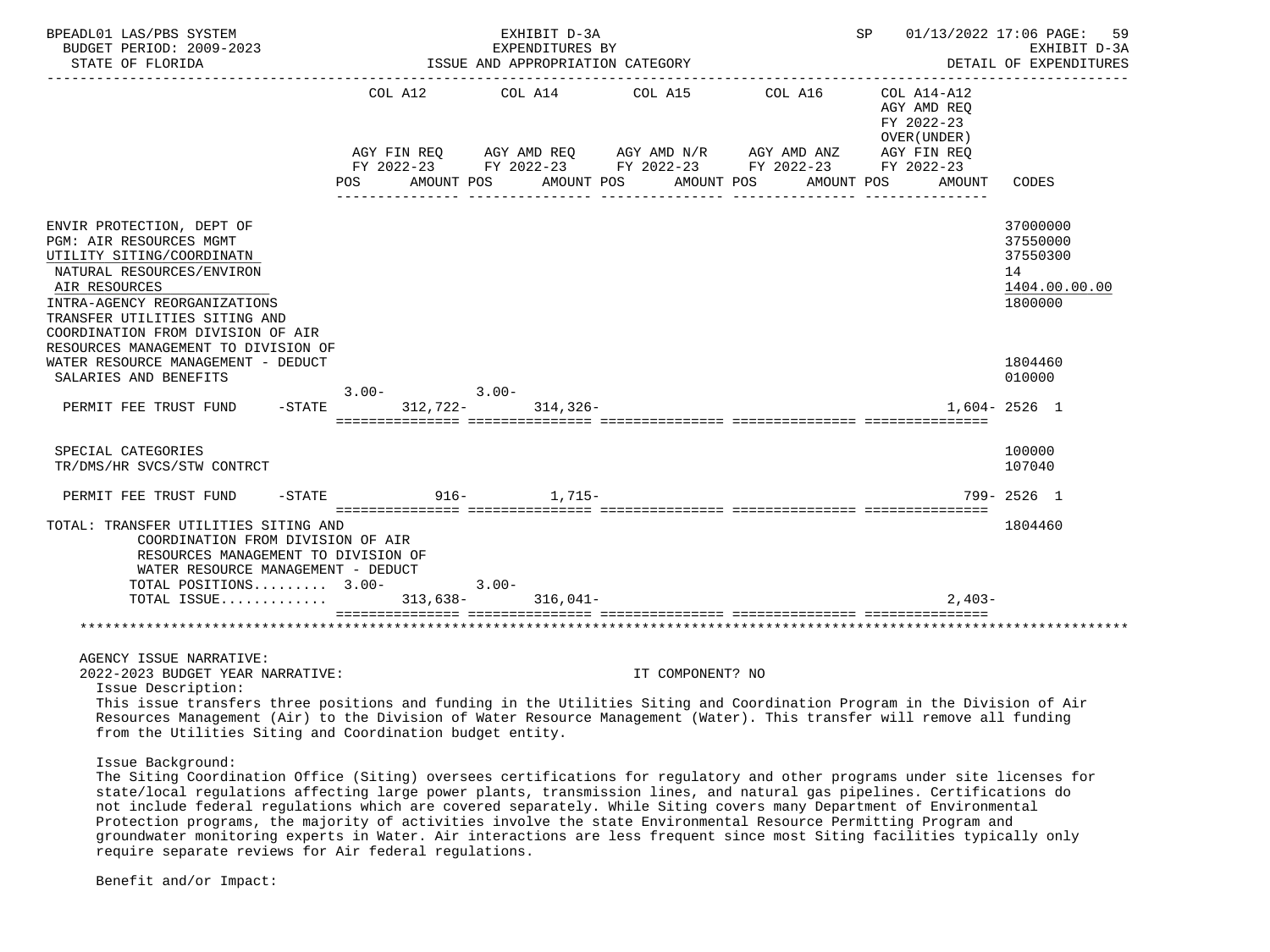BPEADL01 LAS/PBS SYSTEM — EXHIBIT D-3A — EXPENDITURES BY ISSUE AND APPROPRIATION CATEGORY
BUDGET PERIOD: 2009-2023 — STATE OF FLORIDA
SP 01/13/2022 17:06 — EXHIBIT D-3A — DETAIL OF EXPENDITURES

| | COL A12 AGY FIN REQ FY 2022-23 POS | COL A12 AMOUNT | COL A14 AGY AMD REQ FY 2022-23 POS | COL A14 AMOUNT | COL A15 AGY AMD N/R FY 2022-23 POS | COL A15 AMOUNT | COL A16 AGY AMD ANZ FY 2022-23 POS | COL A16 AMOUNT | COL A14-A12 AGY AMD REQ FY 2022-23 OVER(UNDER) AGY FIN REQ FY 2022-23 POS | AMOUNT | CODES |
|---|---|---|---|---|---|---|---|---|---|---|---|
| ENVIR PROTECTION, DEPT OF | | | | | | | | | | | 37000000 |
| PGM: AIR RESOURCES MGMT | | | | | | | | | | | 37550000 |
| UTILITY SITING/COORDINATN | | | | | | | | | | | 37550300 |
| NATURAL RESOURCES/ENVIRON | | | | | | | | | | | 14 |
| AIR RESOURCES | | | | | | | | | | | 1404.00.00.00 |
| INTRA-AGENCY REORGANIZATIONS | | | | | | | | | | | 1800000 |
| TRANSFER UTILITIES SITING AND COORDINATION FROM DIVISION OF AIR RESOURCES MANAGEMENT TO DIVISION OF WATER RESOURCE MANAGEMENT - DEDUCT | | | | | | | | | | | 1804460 |
| SALARIES AND BENEFITS | | | | | | | | | | | 010000 |
| PERMIT FEE TRUST FUND -STATE | 3.00- | 312,722- | 3.00- | 314,326- | | | | | | 1,604- | 2526 1 |
| SPECIAL CATEGORIES | | | | | | | | | | | 100000 |
| TR/DMS/HR SVCS/STW CONTRCT | | | | | | | | | | | 107040 |
| PERMIT FEE TRUST FUND -STATE | | 916- | | 1,715- | | | | | | 799- | 2526 1 |
| TOTAL: TRANSFER UTILITIES SITING AND COORDINATION FROM DIVISION OF AIR RESOURCES MANAGEMENT TO DIVISION OF WATER RESOURCE MANAGEMENT - DEDUCT | | | | | | | | | | | 1804460 |
| TOTAL POSITIONS......... | 3.00- | | 3.00- | | | | | | | | |
| TOTAL ISSUE............. | | 313,638- | | 316,041- | | | | | | 2,403- | |

AGENCY ISSUE NARRATIVE:
2022-2023 BUDGET YEAR NARRATIVE: IT COMPONENT? NO

Issue Description:
This issue transfers three positions and funding in the Utilities Siting and Coordination Program in the Division of Air Resources Management (Air) to the Division of Water Resource Management (Water). This transfer will remove all funding from the Utilities Siting and Coordination budget entity.

Issue Background:
The Siting Coordination Office (Siting) oversees certifications for regulatory and other programs under site licenses for state/local regulations affecting large power plants, transmission lines, and natural gas pipelines. Certifications do not include federal regulations which are covered separately. While Siting covers many Department of Environmental Protection programs, the majority of activities involve the state Environmental Resource Permitting Program and groundwater monitoring experts in Water. Air interactions are less frequent since most Siting facilities typically only require separate reviews for Air federal regulations.

Benefit and/or Impact: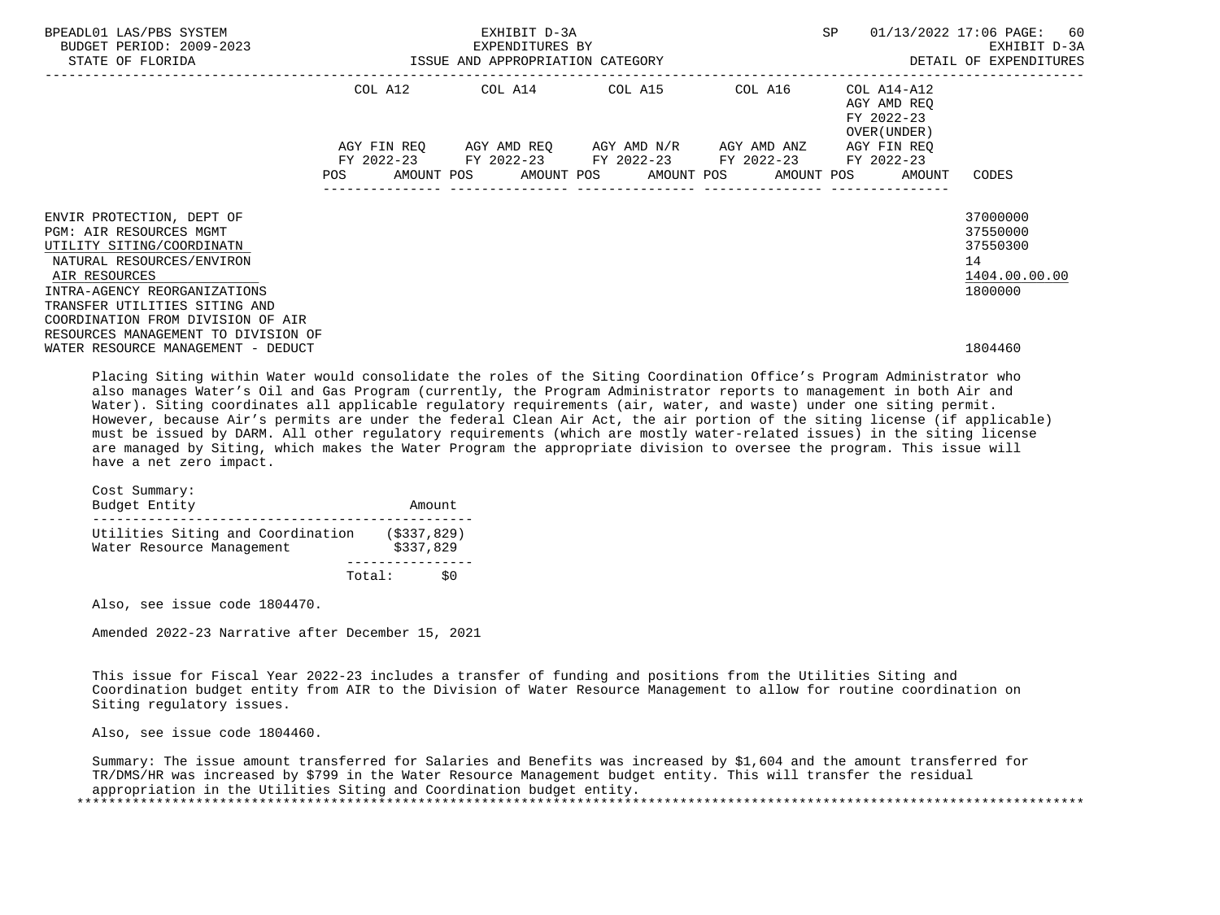| | COL A12 | | COL A14 | | COL A15 | | COL A16 | | COL A14-A12 AGY AMD REQ FY 2022-23 OVER(UNDER) | |
|---|---|---|---|---|---|---|---|---|---|---|
| | AGY FIN REQ FY 2022-23 | | AGY AMD REQ FY 2022-23 | | AGY AMD N/R FY 2022-23 | | AGY AMD ANZ FY 2022-23 | | AGY FIN REQ FY 2022-23 | |
| | POS | AMOUNT | POS | AMOUNT | POS | AMOUNT | POS | AMOUNT | POS | AMOUNT | CODES |

ENVIR PROTECTION, DEPT OF — 37000000
PGM: AIR RESOURCES MGMT — 37550000
UTILITY SITING/COORDINATN — 37550300
NATURAL RESOURCES/ENVIRON — 14
AIR RESOURCES — 1404.00.00.00
INTRA-AGENCY REORGANIZATIONS — 1800000
TRANSFER UTILITIES SITING AND COORDINATION FROM DIVISION OF AIR RESOURCES MANAGEMENT TO DIVISION OF WATER RESOURCE MANAGEMENT - DEDUCT — 1804460

Placing Siting within Water would consolidate the roles of the Siting Coordination Office's Program Administrator who also manages Water's Oil and Gas Program (currently, the Program Administrator reports to management in both Air and Water). Siting coordinates all applicable regulatory requirements (air, water, and waste) under one siting permit. However, because Air's permits are under the federal Clean Air Act, the air portion of the siting license (if applicable) must be issued by DARM. All other regulatory requirements (which are mostly water-related issues) in the siting license are managed by Siting, which makes the Water Program the appropriate division to oversee the program. This issue will have a net zero impact.

Cost Summary:

| Budget Entity | Amount |
|---|---|
| Utilities Siting and Coordination | ($337,829) |
| Water Resource Management | $337,829 |
| Total: | $0 |

Also, see issue code 1804470.

Amended 2022-23 Narrative after December 15, 2021

This issue for Fiscal Year 2022-23 includes a transfer of funding and positions from the Utilities Siting and Coordination budget entity from AIR to the Division of Water Resource Management to allow for routine coordination on Siting regulatory issues.

Also, see issue code 1804460.

Summary: The issue amount transferred for Salaries and Benefits was increased by $1,604 and the amount transferred for TR/DMS/HR was increased by $799 in the Water Resource Management budget entity. This will transfer the residual appropriation in the Utilities Siting and Coordination budget entity.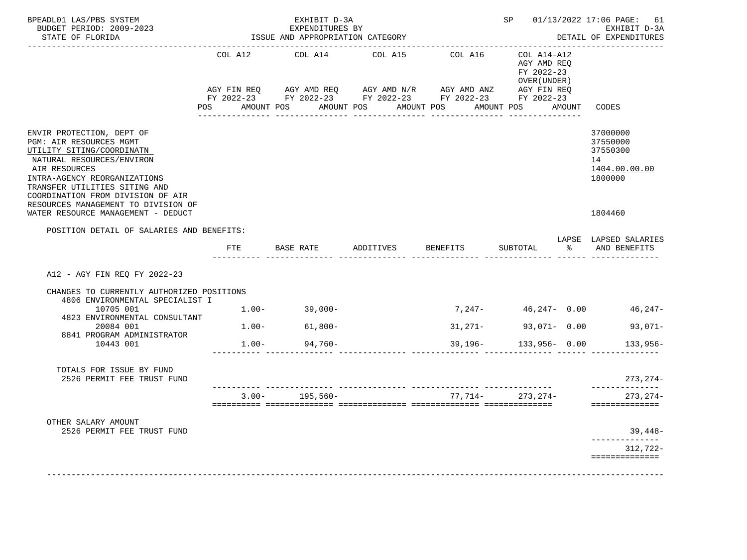BPEADL01 LAS/PBS SYSTEM
BUDGET PERIOD: 2009-2023
STATE OF FLORIDA

EXHIBIT D-3A
EXPENDITURES BY
ISSUE AND APPROPRIATION CATEGORY

SP 01/13/2022 17:06

EXHIBIT D-3A
DETAIL OF EXPENDITURES

| | COL A12 AGY FIN REQ FY 2022-23 POS AMOUNT | COL A14 AGY AMD REQ FY 2022-23 POS AMOUNT | COL A15 AGY AMD N/R FY 2022-23 POS AMOUNT | COL A16 AGY AMD ANZ FY 2022-23 POS AMOUNT | COL A14-A12 AGY AMD REQ FY 2022-23 OVER(UNDER) AGY FIN REQ FY 2022-23 POS AMOUNT | CODES |
|---|---|---|---|---|---|---|
| ENVIR PROTECTION, DEPT OF | | | | | | 37000000 |
| PGM: AIR RESOURCES MGMT | | | | | | 37550000 |
| UTILITY SITING/COORDINATN | | | | | | 37550300 |
| NATURAL RESOURCES/ENVIRON | | | | | | 14 |
| AIR RESOURCES | | | | | | 1404.00.00.00 |
| INTRA-AGENCY REORGANIZATIONS | | | | | | 1800000 |
| TRANSFER UTILITIES SITING AND COORDINATION FROM DIVISION OF AIR RESOURCES MANAGEMENT TO DIVISION OF WATER RESOURCE MANAGEMENT - DEDUCT | | | | | | 1804460 |

POSITION DETAIL OF SALARIES AND BENEFITS:

| | FTE | BASE RATE | ADDITIVES | BENEFITS | SUBTOTAL | LAPSE % | LAPSED SALARIES AND BENEFITS |
|---|---|---|---|---|---|---|---|
| A12 - AGY FIN REQ FY 2022-23 | | | | | | | |
| CHANGES TO CURRENTLY AUTHORIZED POSITIONS | | | | | | | |
| 4806 ENVIRONMENTAL SPECIALIST I 10705 001 | 1.00- | 39,000- | | 7,247- | 46,247- | 0.00 | 46,247- |
| 4823 ENVIRONMENTAL CONSULTANT 20084 001 | 1.00- | 61,800- | | 31,271- | 93,071- | 0.00 | 93,071- |
| 8841 PROGRAM ADMINISTRATOR 10443 001 | 1.00- | 94,760- | | 39,196- | 133,956- | 0.00 | 133,956- |
| TOTALS FOR ISSUE BY FUND | | | | | | | |
| 2526 PERMIT FEE TRUST FUND | | | | | | | 273,274- |
| | 3.00- | 195,560- | | 77,714- | 273,274- | | 273,274- |
| OTHER SALARY AMOUNT | | | | | | | |
| 2526 PERMIT FEE TRUST FUND | | | | | | | 39,448- |
| | | | | | | | 312,722- |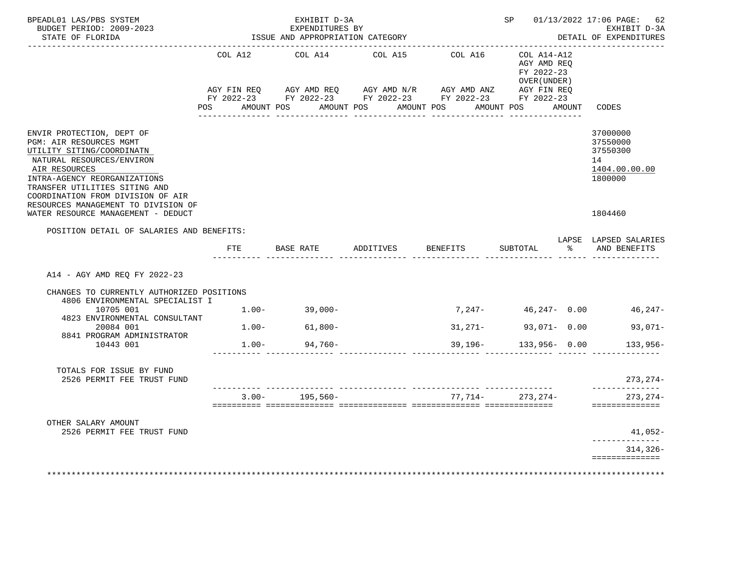BPEADL01 LAS/PBS SYSTEM | EXHIBIT D-3A | SP 01/13/2022 17:06
BUDGET PERIOD: 2009-2023 | EXPENDITURES BY | EXHIBIT D-3A
STATE OF FLORIDA | ISSUE AND APPROPRIATION CATEGORY | DETAIL OF EXPENDITURES

| | COL A12 AGY FIN REQ FY 2022-23 POS AMOUNT | COL A14 AGY AMD REQ FY 2022-23 POS AMOUNT | COL A15 AGY AMD N/R FY 2022-23 POS AMOUNT | COL A16 AGY AMD ANZ FY 2022-23 POS AMOUNT | COL A14-A12 AGY AMD REQ FY 2022-23 OVER(UNDER) AGY FIN REQ FY 2022-23 POS AMOUNT | CODES |
|---|---|---|---|---|---|---|

ENVIR PROTECTION, DEPT OF — 37000000
PGM: AIR RESOURCES MGMT — 37550000
UTILITY SITING/COORDINATN — 37550300
NATURAL RESOURCES/ENVIRON — 14
AIR RESOURCES — 1404.00.00.00
INTRA-AGENCY REORGANIZATIONS — 1800000
TRANSFER UTILITIES SITING AND COORDINATION FROM DIVISION OF AIR RESOURCES MANAGEMENT TO DIVISION OF WATER RESOURCE MANAGEMENT - DEDUCT — 1804460

POSITION DETAIL OF SALARIES AND BENEFITS:

| | FTE | BASE RATE | ADDITIVES | BENEFITS | SUBTOTAL | LAPSE % | LAPSED SALARIES AND BENEFITS |
|---|---|---|---|---|---|---|---|
| A14 - AGY AMD REQ FY 2022-23 | | | | | | | |
| CHANGES TO CURRENTLY AUTHORIZED POSITIONS | | | | | | | |
| 4806 ENVIRONMENTAL SPECIALIST I 10705 001 | 1.00- | 39,000- | | 7,247- | 46,247- | 0.00 | 46,247- |
| 4823 ENVIRONMENTAL CONSULTANT 20084 001 | 1.00- | 61,800- | | 31,271- | 93,071- | 0.00 | 93,071- |
| 8841 PROGRAM ADMINISTRATOR 10443 001 | 1.00- | 94,760- | | 39,196- | 133,956- | 0.00 | 133,956- |
| TOTALS FOR ISSUE BY FUND 2526 PERMIT FEE TRUST FUND | | | | | | | 273,274- |
| | 3.00- | 195,560- | | 77,714- | 273,274- | | 273,274- |
| OTHER SALARY AMOUNT 2526 PERMIT FEE TRUST FUND | | | | | | | 41,052- |
| | | | | | | | 314,326- |

***************************************************************************************************************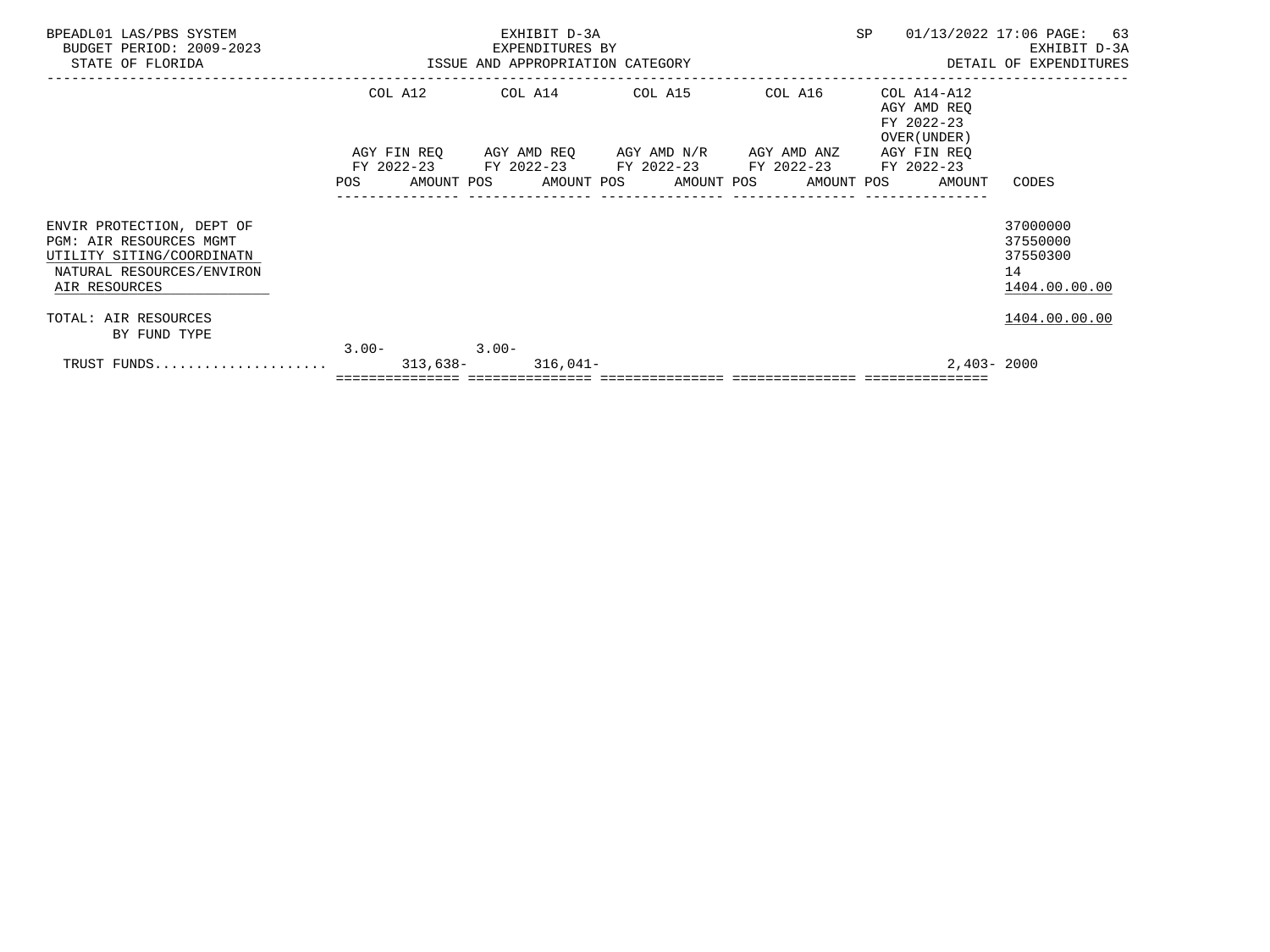BPEADL01 LAS/PBS SYSTEM | EXHIBIT D-3A | SP 01/13/2022 17:06 PAGE: 63
BUDGET PERIOD: 2009-2023 | EXPENDITURES BY | EXHIBIT D-3A
STATE OF FLORIDA | ISSUE AND APPROPRIATION CATEGORY | DETAIL OF EXPENDITURES

| | COL A12 AGY FIN REQ FY 2022-23 POS | AMOUNT | COL A14 AGY AMD REQ FY 2022-23 POS | AMOUNT | COL A15 AGY AMD N/R FY 2022-23 POS | AMOUNT | COL A16 AGY AMD ANZ FY 2022-23 POS | AMOUNT | COL A14-A12 AGY AMD REQ FY 2022-23 OVER(UNDER) AGY FIN REQ FY 2022-23 POS | AMOUNT | CODES |
|---|---|---|---|---|---|---|---|---|---|---|---|
| ENVIR PROTECTION, DEPT OF | | | | | | | | | | | 37000000 |
| PGM: AIR RESOURCES MGMT | | | | | | | | | | | 37550000 |
| UTILITY SITING/COORDINATN | | | | | | | | | | | 37550300 |
| NATURAL RESOURCES/ENVIRON | | | | | | | | | | | 14 |
| AIR RESOURCES | | | | | | | | | | | 1404.00.00.00 |
| TOTAL: AIR RESOURCES BY FUND TYPE | | | | | | | | | | | 1404.00.00.00 |
| TRUST FUNDS.................... | 3.00- | 313,638- | 3.00- | 316,041- | | | | | | 2,403- | 2000 |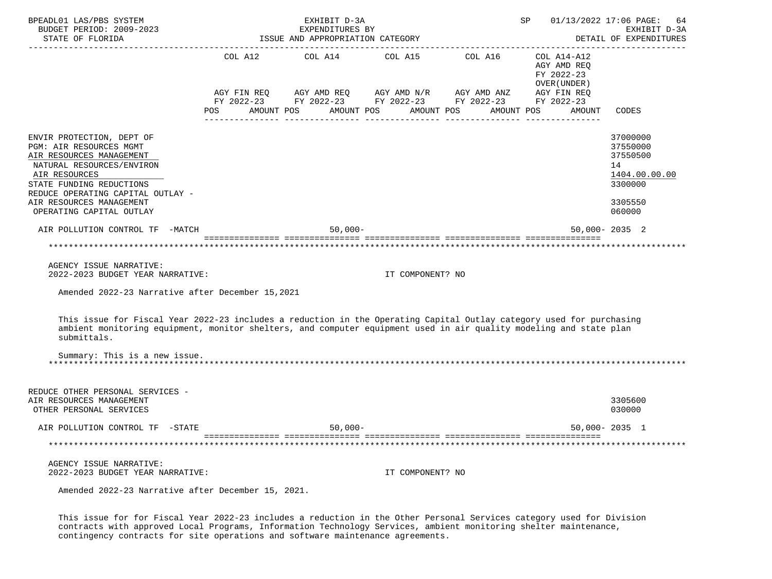| | COL A12 AGY FIN REQ FY 2022-23 POS AMOUNT | COL A14 AGY AMD REQ FY 2022-23 POS AMOUNT | COL A15 AGY AMD N/R FY 2022-23 POS AMOUNT | COL A16 AGY AMD ANZ FY 2022-23 POS AMOUNT | COL A14-A12 AGY AMD REQ FY 2022-23 OVER(UNDER) AGY FIN REQ FY 2022-23 POS AMOUNT | CODES |
|---|---|---|---|---|---|---|
| ENVIR PROTECTION, DEPT OF | | | | | | 37000000 |
| PGM: AIR RESOURCES MGMT | | | | | | 37550000 |
| AIR RESOURCES MANAGEMENT | | | | | | 37550500 |
| NATURAL RESOURCES/ENVIRON | | | | | | 14 |
| AIR RESOURCES | | | | | | 1404.00.00.00 |
| STATE FUNDING REDUCTIONS | | | | | | 3300000 |
| REDUCE OPERATING CAPITAL OUTLAY - AIR RESOURCES MANAGEMENT | | | | | | 3305550 |
| OPERATING CAPITAL OUTLAY | | | | | | 060000 |
| AIR POLLUTION CONTROL TF -MATCH | | 50,000- | | | 50,000- | 2035 2 |

AGENCY ISSUE NARRATIVE:
2022-2023 BUDGET YEAR NARRATIVE: IT COMPONENT? NO

Amended 2022-23 Narrative after December 15,2021

This issue for Fiscal Year 2022-23 includes a reduction in the Operating Capital Outlay category used for purchasing ambient monitoring equipment, monitor shelters, and computer equipment used in air quality modeling and state plan submittals.

Summary: This is a new issue.

| | COL A12 | COL A14 | COL A15 | COL A16 | COL A14-A12 | CODES |
|---|---|---|---|---|---|---|
| REDUCE OTHER PERSONAL SERVICES - AIR RESOURCES MANAGEMENT | | | | | | 3305600 |
| OTHER PERSONAL SERVICES | | | | | | 030000 |
| AIR POLLUTION CONTROL TF -STATE | | 50,000- | | | 50,000- | 2035 1 |

AGENCY ISSUE NARRATIVE:
2022-2023 BUDGET YEAR NARRATIVE: IT COMPONENT? NO

Amended 2022-23 Narrative after December 15, 2021.

This issue for for Fiscal Year 2022-23 includes a reduction in the Other Personal Services category used for Division contracts with approved Local Programs, Information Technology Services, ambient monitoring shelter maintenance, contingency contracts for site operations and software maintenance agreements.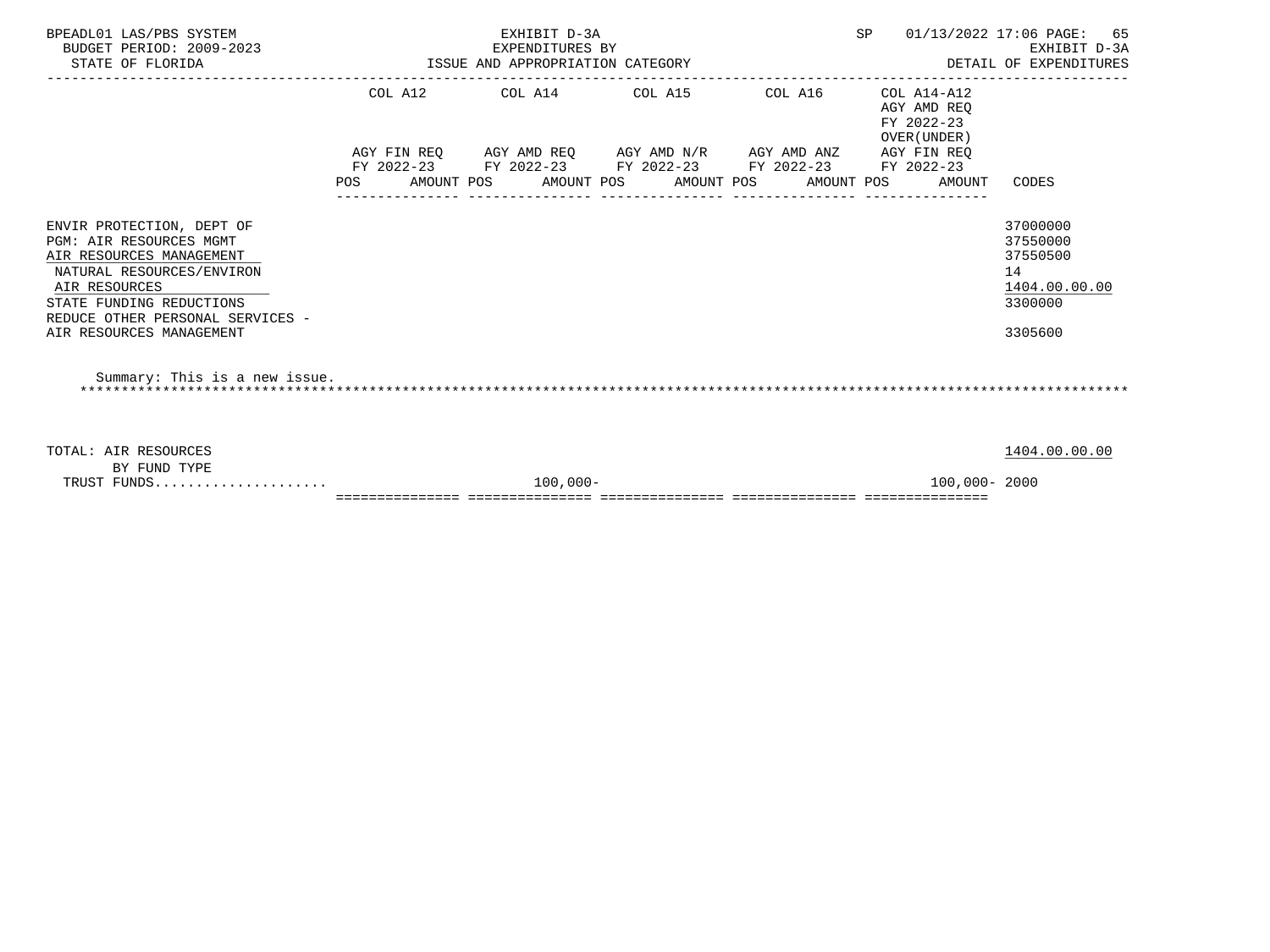BPEADL01 LAS/PBS SYSTEM | EXHIBIT D-3A | SP 01/13/2022 17:06 PAGE: 65
BUDGET PERIOD: 2009-2023 | EXPENDITURES BY | EXHIBIT D-3A
STATE OF FLORIDA | ISSUE AND APPROPRIATION CATEGORY | DETAIL OF EXPENDITURES

| | COL A12 AGY FIN REQ FY 2022-23 POS AMOUNT | COL A14 AGY AMD REQ FY 2022-23 POS AMOUNT | COL A15 AGY AMD N/R FY 2022-23 POS AMOUNT | COL A16 AGY AMD ANZ FY 2022-23 POS AMOUNT | COL A14-A12 AGY AMD REQ FY 2022-23 OVER(UNDER) AGY FIN REQ FY 2022-23 POS AMOUNT | CODES |
|---|---|---|---|---|---|---|
| ENVIR PROTECTION, DEPT OF | | | | | | 37000000 |
| PGM: AIR RESOURCES MGMT | | | | | | 37550000 |
| AIR RESOURCES MANAGEMENT | | | | | | 37550500 |
| NATURAL RESOURCES/ENVIRON | | | | | | 14 |
| AIR RESOURCES | | | | | | 1404.00.00.00 |
| STATE FUNDING REDUCTIONS | | | | | | 3300000 |
| REDUCE OTHER PERSONAL SERVICES - AIR RESOURCES MANAGEMENT | | | | | | 3305600 |

Summary: This is a new issue.

| | COL A12 | COL A14 | COL A15 | COL A16 | COL A14-A12 | CODES |
|---|---|---|---|---|---|---|
| TOTAL: AIR RESOURCES | | | | | | 1404.00.00.00 |
| BY FUND TYPE | | | | | | |
| TRUST FUNDS | | 100,000- | | | 100,000- | 2000 |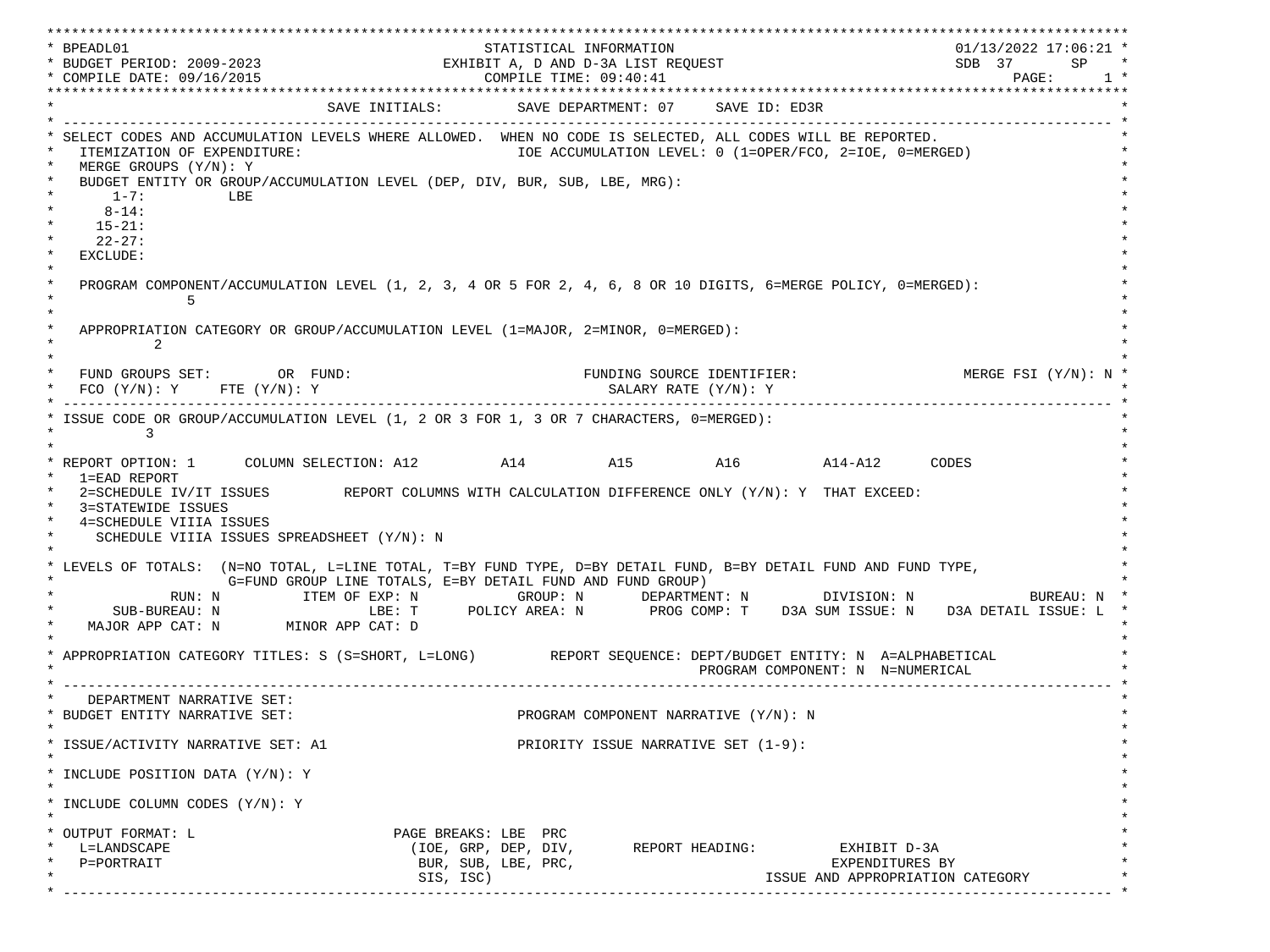```
****************************************************************************************************************************************
* BPEADL01                                          STATISTICAL INFORMATION                                           01/13/2022 17:06:21 *
* BUDGET PERIOD: 2009-2023                     EXHIBIT A, D AND D-3A LIST REQUEST                                     SDB  37      SP    *
* COMPILE DATE: 09/16/2015                            COMPILE TIME: 09:40:41                                                  PAGE:      1 *
****************************************************************************************************************************************
*                                   SAVE INITIALS:         SAVE DEPARTMENT: 07     SAVE ID: ED3R                                           *
* -------------------------------------------------------------------------------------------------------------------------------------- *
* SELECT CODES AND ACCUMULATION LEVELS WHERE ALLOWED.  WHEN NO CODE IS SELECTED, ALL CODES WILL BE REPORTED.                              *
*   ITEMIZATION OF EXPENDITURE:                           IOE ACCUMULATION LEVEL: 0 (1=OPER/FCO, 2=IOE, 0=MERGED)                        *
*   MERGE GROUPS (Y/N): Y                                                                                                                *
*   BUDGET ENTITY OR GROUP/ACCUMULATION LEVEL (DEP, DIV, BUR, SUB, LBE, MRG):                                                            *
*       1-7:          LBE                                                                                                                *
*      8-14:                                                                                                                             *
*     15-21:                                                                                                                             *
*     22-27:                                                                                                                             *
*   EXCLUDE:                                                                                                                             *
*                                                                                                                                        *
*   PROGRAM COMPONENT/ACCUMULATION LEVEL (1, 2, 3, 4 OR 5 FOR 2, 4, 6, 8 OR 10 DIGITS, 6=MERGE POLICY, 0=MERGED):                        *
*               5                                                                                                                        *
*                                                                                                                                        *
*   APPROPRIATION CATEGORY OR GROUP/ACCUMULATION LEVEL (1=MAJOR, 2=MINOR, 0=MERGED):                                                     *
*           2                                                                                                                            *
*                                                                                                                                        *
*   FUND GROUPS SET:        OR  FUND:                            FUNDING SOURCE IDENTIFIER:                    MERGE FSI (Y/N): N *
*   FCO (Y/N): Y     FTE (Y/N): Y                                   SALARY RATE (Y/N): Y                                                 *
* -------------------------------------------------------------------------------------------------------------------------------------- *
* ISSUE CODE OR GROUP/ACCUMULATION LEVEL (1, 2 OR 3 FOR 1, 3 OR 7 CHARACTERS, 0=MERGED):                                                 *
*          3                                                                                                                             *
*                                                                                                                                        *
* REPORT OPTION: 1      COLUMN SELECTION: A12          A14          A15          A16          A14-A12      CODES                         *
*   1=EAD REPORT                                                                                                                         *
*   2=SCHEDULE IV/IT ISSUES         REPORT COLUMNS WITH CALCULATION DIFFERENCE ONLY (Y/N): Y  THAT EXCEED:                               *
*   3=STATEWIDE ISSUES                                                                                                                   *
*   4=SCHEDULE VIIIA ISSUES                                                                                                              *
*     SCHEDULE VIIIA ISSUES SPREADSHEET (Y/N): N                                                                                         *
*                                                                                                                                        *
* LEVELS OF TOTALS:  (N=NO TOTAL, L=LINE TOTAL, T=BY FUND TYPE, D=BY DETAIL FUND, B=BY DETAIL FUND AND FUND TYPE,                         *
*                     G=FUND GROUP LINE TOTALS, E=BY DETAIL FUND AND FUND GROUP)                                                         *
*              RUN: N          ITEM OF EXP: N            GROUP: N       DEPARTMENT: N         DIVISION: N             BUREAU: N *
*       SUB-BUREAU: N                 LBE: T      POLICY AREA: N       PROG COMP: T    D3A SUM ISSUE: N    D3A DETAIL ISSUE: L *
*    MAJOR APP CAT: N        MINOR APP CAT: D                                                                                            *
*                                                                                                                                        *
* APPROPRIATION CATEGORY TITLES: S (S=SHORT, L=LONG)         REPORT SEQUENCE: DEPT/BUDGET ENTITY: N  A=ALPHABETICAL                      *
*                                                                            PROGRAM COMPONENT: N  N=NUMERICAL                           *
* -------------------------------------------------------------------------------------------------------------------------------------- *
*    DEPARTMENT NARRATIVE SET:                                                                                                           *
* BUDGET ENTITY NARRATIVE SET:                            PROGRAM COMPONENT NARRATIVE (Y/N): N                                           *
*                                                                                                                                        *
* ISSUE/ACTIVITY NARRATIVE SET: A1                        PRIORITY ISSUE NARRATIVE SET (1-9):                                            *
*                                                                                                                                        *
* INCLUDE POSITION DATA (Y/N): Y                                                                                                         *
*                                                                                                                                        *
* INCLUDE COLUMN CODES (Y/N): Y                                                                                                          *
*                                                                                                                                        *
* OUTPUT FORMAT: L                        PAGE BREAKS: LBE  PRC                                                                          *
*   L=LANDSCAPE                            (IOE, GRP, DEP, DIV,       REPORT HEADING:          EXHIBIT D-3A                              *
*   P=PORTRAIT                              BUR, SUB, LBE, PRC,                               EXPENDITURES BY                            *
*                                           SIS, ISC)                                 ISSUE AND APPROPRIATION CATEGORY                   *
* -------------------------------------------------------------------------------------------------------------------------------------- *
```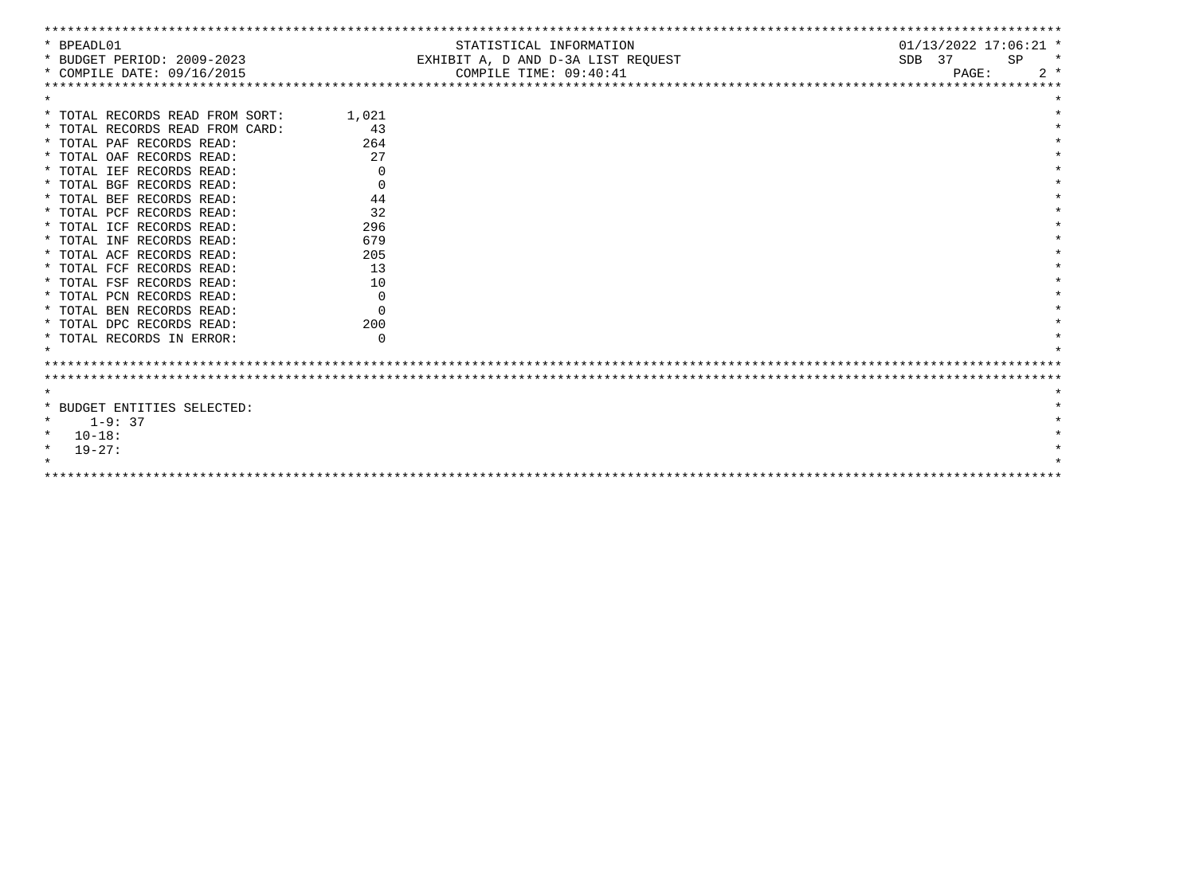```
*****************************************************************************************************************************
* BPEADL01                                       STATISTICAL INFORMATION                              01/13/2022 17:06:21 *
* BUDGET PERIOD: 2009-2023                 EXHIBIT A, D AND D-3A LIST REQUEST                          SDB  37       SP     *
* COMPILE DATE: 09/16/2015                         COMPILE TIME: 09:40:41                                        PAGE:     2 *
*****************************************************************************************************************************
*                                                                                                                           *
* TOTAL RECORDS READ FROM SORT:        1,021                                                                                *
* TOTAL RECORDS READ FROM CARD:            43                                                                                *
* TOTAL PAF RECORDS READ:                264                                                                                *
* TOTAL OAF RECORDS READ:                 27                                                                                *
* TOTAL IEF RECORDS READ:                  0                                                                                *
* TOTAL BGF RECORDS READ:                  0                                                                                *
* TOTAL BEF RECORDS READ:                 44                                                                                *
* TOTAL PCF RECORDS READ:                 32                                                                                *
* TOTAL ICF RECORDS READ:                296                                                                                *
* TOTAL INF RECORDS READ:                679                                                                                *
* TOTAL ACF RECORDS READ:                205                                                                                *
* TOTAL FCF RECORDS READ:                 13                                                                                *
* TOTAL FSF RECORDS READ:                 10                                                                                *
* TOTAL PCN RECORDS READ:                  0                                                                                *
* TOTAL BEN RECORDS READ:                  0                                                                                *
* TOTAL DPC RECORDS READ:                200                                                                                *
* TOTAL RECORDS IN ERROR:                  0                                                                                *
*                                                                                                                           *
*****************************************************************************************************************************
*****************************************************************************************************************************
*                                                                                                                           *
* BUDGET ENTITIES SELECTED:                                                                                                 *
*     1-9: 37                                                                                                               *
*   10-18:                                                                                                                  *
*   19-27:                                                                                                                  *
*                                                                                                                           *
*****************************************************************************************************************************
```